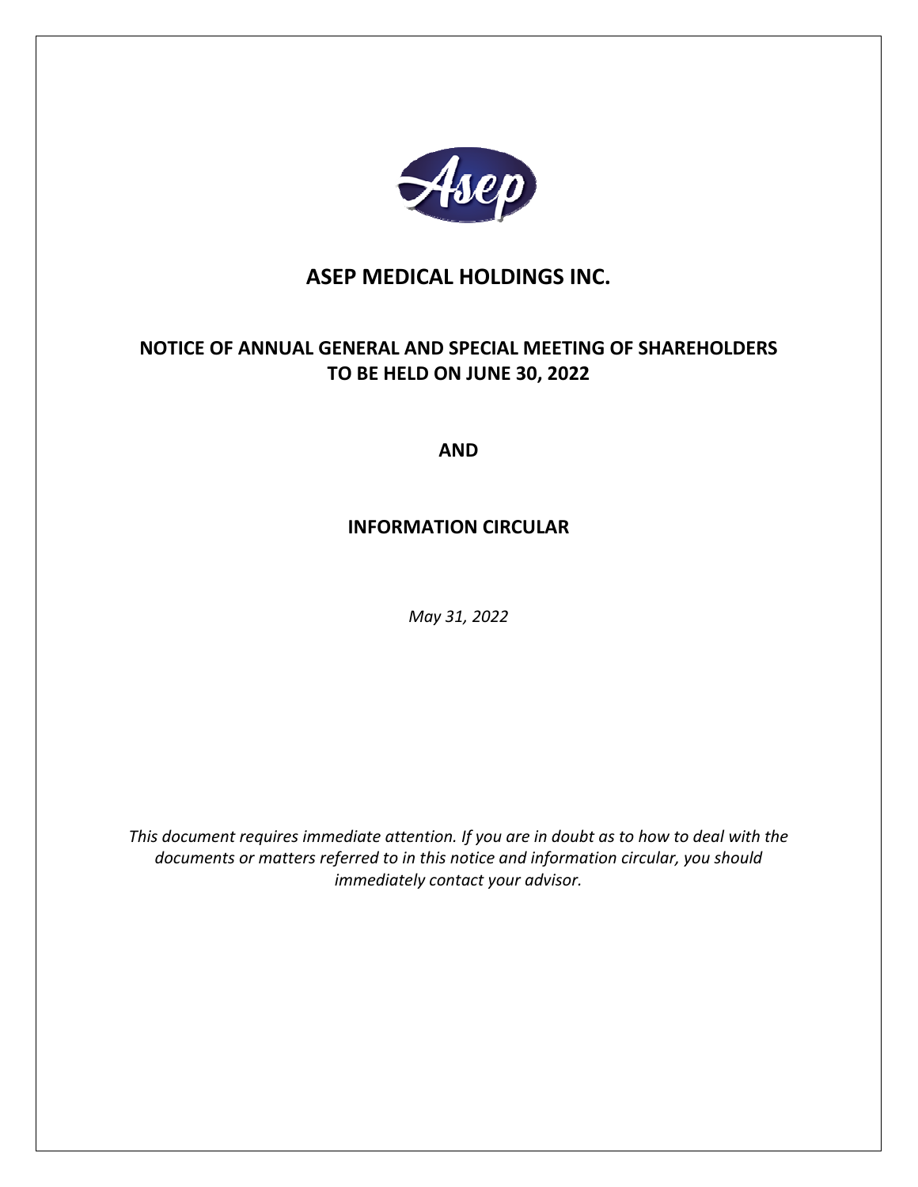# ASEP MEDICAL HOLDINGS INC.

## NOTICE OF ANNUAL GENERAL AND SPECIAL MEETING OF SHAREHOLDERS TO BE HELD ON JUNE 30, 2022

**AND**

## INFORMATION CIRCULAR

*May 31, 2022*

*This document requires immediate attention. If you are in doubt as to how to deal with the documents or matters referred to in this notice and information circular, you should immediately contact your advisor.*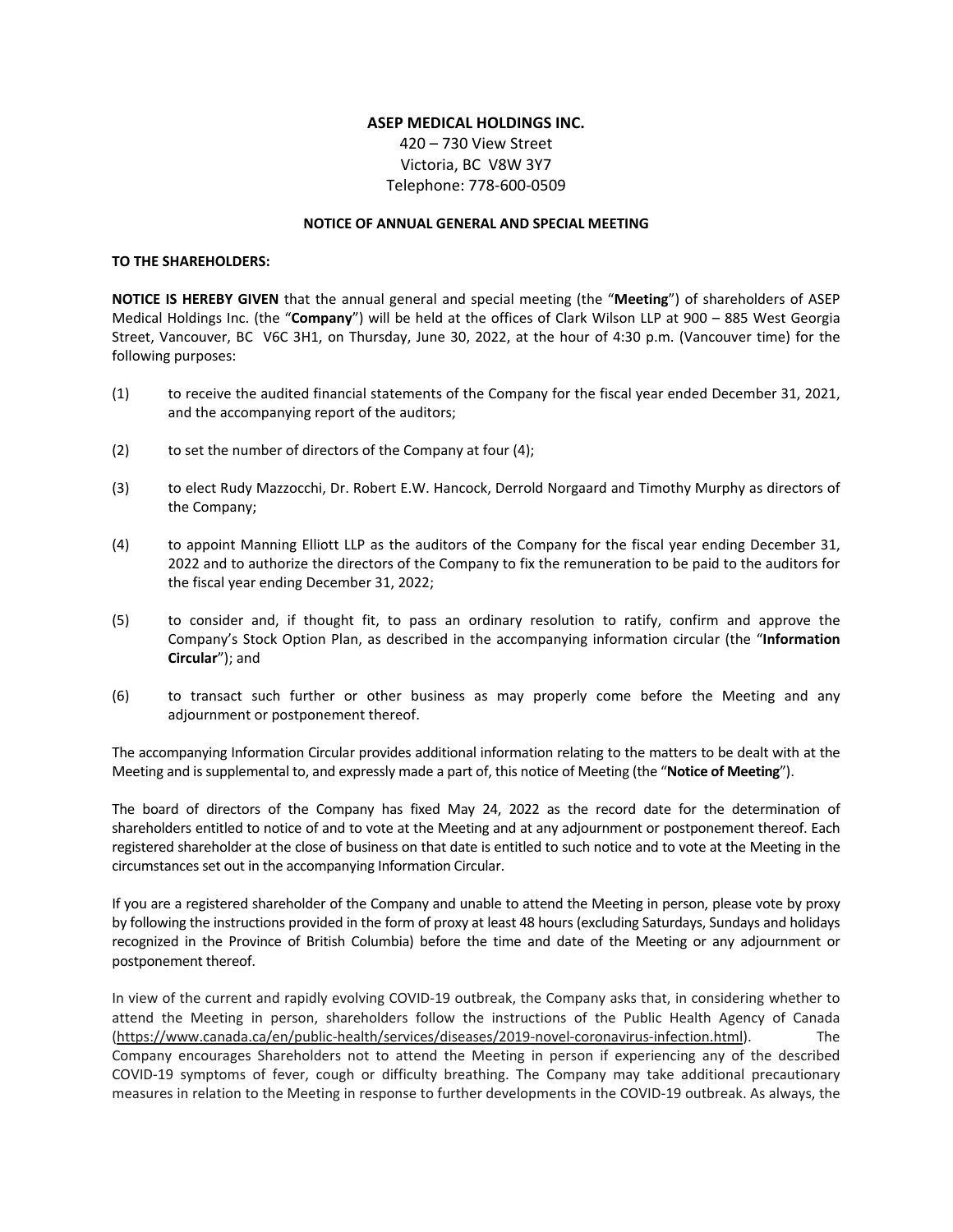**ASEP MEDICAL HOLDINGS INC.**
420 – 730 View Street
Victoria, BC V8W 3Y7
Telephone: 778-600-0509

**NOTICE OF ANNUAL GENERAL AND SPECIAL MEETING**

**TO THE SHAREHOLDERS:**

**NOTICE IS HEREBY GIVEN** that the annual general and special meeting (the "**Meeting**") of shareholders of ASEP Medical Holdings Inc. (the "**Company**") will be held at the offices of Clark Wilson LLP at 900 – 885 West Georgia Street, Vancouver, BC V6C 3H1, on Thursday, June 30, 2022, at the hour of 4:30 p.m. (Vancouver time) for the following purposes:

(1) to receive the audited financial statements of the Company for the fiscal year ended December 31, 2021, and the accompanying report of the auditors;

(2) to set the number of directors of the Company at four (4);

(3) to elect Rudy Mazzocchi, Dr. Robert E.W. Hancock, Derrold Norgaard and Timothy Murphy as directors of the Company;

(4) to appoint Manning Elliott LLP as the auditors of the Company for the fiscal year ending December 31, 2022 and to authorize the directors of the Company to fix the remuneration to be paid to the auditors for the fiscal year ending December 31, 2022;

(5) to consider and, if thought fit, to pass an ordinary resolution to ratify, confirm and approve the Company's Stock Option Plan, as described in the accompanying information circular (the "**Information Circular**"); and

(6) to transact such further or other business as may properly come before the Meeting and any adjournment or postponement thereof.

The accompanying Information Circular provides additional information relating to the matters to be dealt with at the Meeting and is supplemental to, and expressly made a part of, this notice of Meeting (the "**Notice of Meeting**").

The board of directors of the Company has fixed May 24, 2022 as the record date for the determination of shareholders entitled to notice of and to vote at the Meeting and at any adjournment or postponement thereof. Each registered shareholder at the close of business on that date is entitled to such notice and to vote at the Meeting in the circumstances set out in the accompanying Information Circular.

If you are a registered shareholder of the Company and unable to attend the Meeting in person, please vote by proxy by following the instructions provided in the form of proxy at least 48 hours (excluding Saturdays, Sundays and holidays recognized in the Province of British Columbia) before the time and date of the Meeting or any adjournment or postponement thereof.

In view of the current and rapidly evolving COVID-19 outbreak, the Company asks that, in considering whether to attend the Meeting in person, shareholders follow the instructions of the Public Health Agency of Canada (https://www.canada.ca/en/public-health/services/diseases/2019-novel-coronavirus-infection.html). The Company encourages Shareholders not to attend the Meeting in person if experiencing any of the described COVID-19 symptoms of fever, cough or difficulty breathing. The Company may take additional precautionary measures in relation to the Meeting in response to further developments in the COVID-19 outbreak. As always, the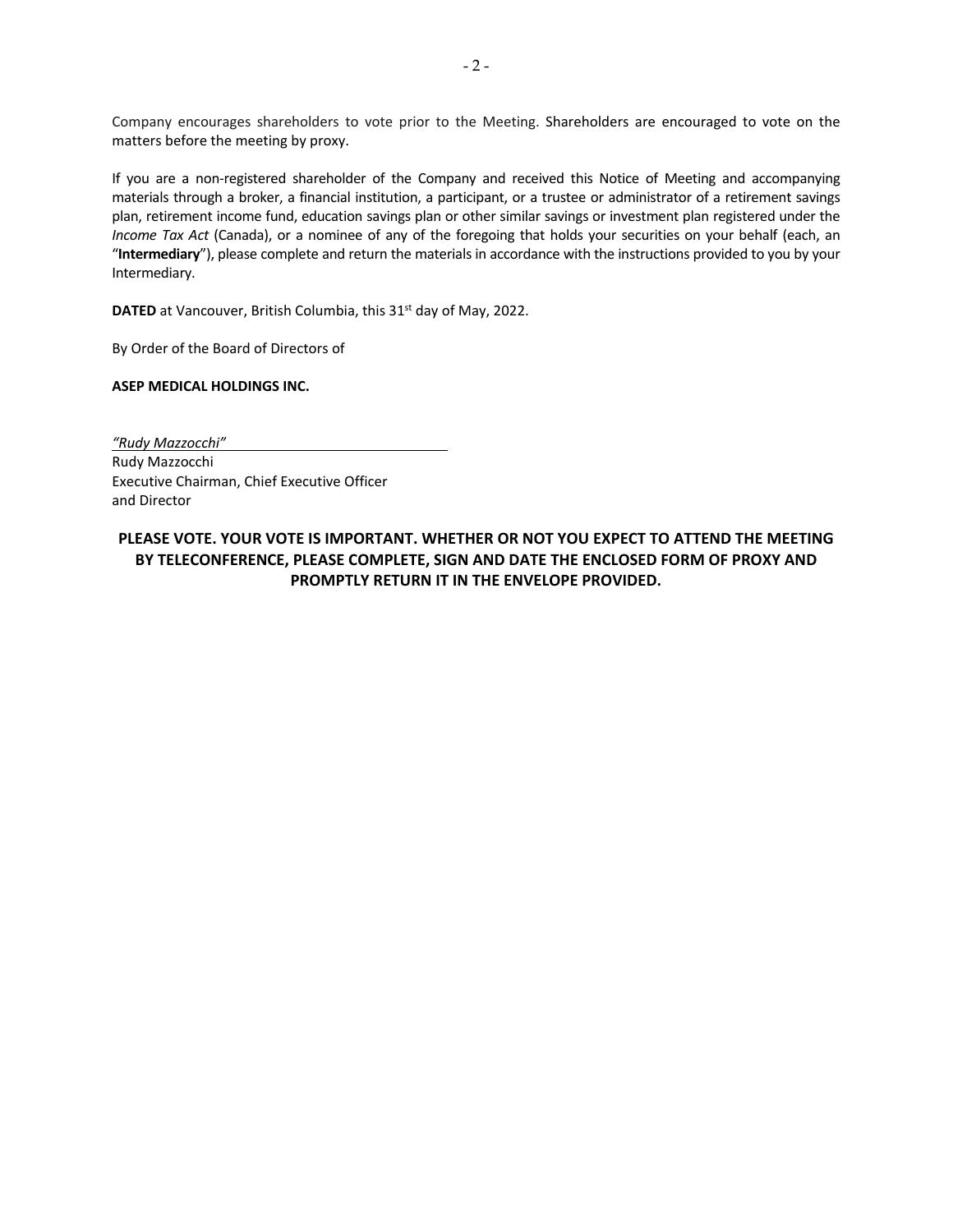Company encourages shareholders to vote prior to the Meeting. Shareholders are encouraged to vote on the matters before the meeting by proxy.

If you are a non-registered shareholder of the Company and received this Notice of Meeting and accompanying materials through a broker, a financial institution, a participant, or a trustee or administrator of a retirement savings plan, retirement income fund, education savings plan or other similar savings or investment plan registered under the *Income Tax Act* (Canada), or a nominee of any of the foregoing that holds your securities on your behalf (each, an "**Intermediary**"), please complete and return the materials in accordance with the instructions provided to you by your Intermediary.

**DATED** at Vancouver, British Columbia, this 31st day of May, 2022.

By Order of the Board of Directors of

**ASEP MEDICAL HOLDINGS INC.**

*"Rudy Mazzocchi"*
Rudy Mazzocchi
Executive Chairman, Chief Executive Officer
and Director

**PLEASE VOTE. YOUR VOTE IS IMPORTANT. WHETHER OR NOT YOU EXPECT TO ATTEND THE MEETING BY TELECONFERENCE, PLEASE COMPLETE, SIGN AND DATE THE ENCLOSED FORM OF PROXY AND PROMPTLY RETURN IT IN THE ENVELOPE PROVIDED.**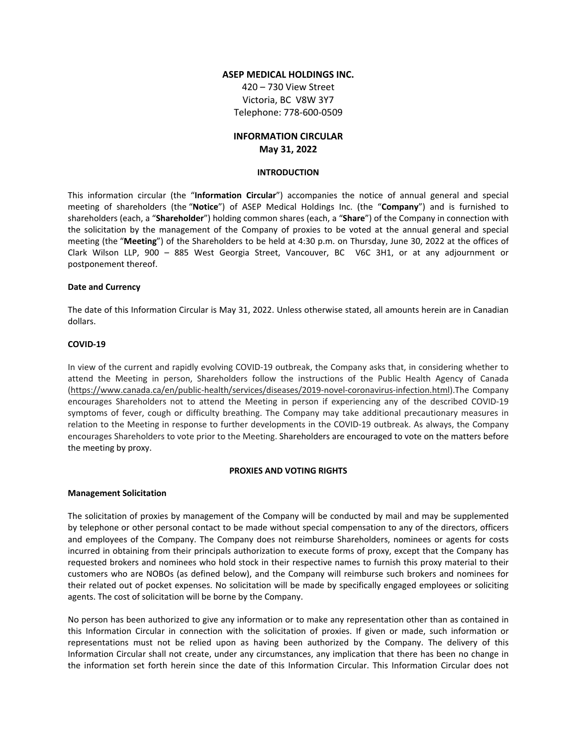# ASEP MEDICAL HOLDINGS INC.

420 – 730 View Street
Victoria, BC V8W 3Y7
Telephone: 778-600-0509

## INFORMATION CIRCULAR
## May 31, 2022

### INTRODUCTION

This information circular (the "**Information Circular**") accompanies the notice of annual general and special meeting of shareholders (the "**Notice**") of ASEP Medical Holdings Inc. (the "**Company**") and is furnished to shareholders (each, a "**Shareholder**") holding common shares (each, a "**Share**") of the Company in connection with the solicitation by the management of the Company of proxies to be voted at the annual general and special meeting (the "**Meeting**") of the Shareholders to be held at 4:30 p.m. on Thursday, June 30, 2022 at the offices of Clark Wilson LLP, 900 – 885 West Georgia Street, Vancouver, BC V6C 3H1, or at any adjournment or postponement thereof.

**Date and Currency**

The date of this Information Circular is May 31, 2022. Unless otherwise stated, all amounts herein are in Canadian dollars.

**COVID-19**

In view of the current and rapidly evolving COVID-19 outbreak, the Company asks that, in considering whether to attend the Meeting in person, Shareholders follow the instructions of the Public Health Agency of Canada (https://www.canada.ca/en/public-health/services/diseases/2019-novel-coronavirus-infection.html).The Company encourages Shareholders not to attend the Meeting in person if experiencing any of the described COVID-19 symptoms of fever, cough or difficulty breathing. The Company may take additional precautionary measures in relation to the Meeting in response to further developments in the COVID-19 outbreak. As always, the Company encourages Shareholders to vote prior to the Meeting. Shareholders are encouraged to vote on the matters before the meeting by proxy.

### PROXIES AND VOTING RIGHTS

**Management Solicitation**

The solicitation of proxies by management of the Company will be conducted by mail and may be supplemented by telephone or other personal contact to be made without special compensation to any of the directors, officers and employees of the Company. The Company does not reimburse Shareholders, nominees or agents for costs incurred in obtaining from their principals authorization to execute forms of proxy, except that the Company has requested brokers and nominees who hold stock in their respective names to furnish this proxy material to their customers who are NOBOs (as defined below), and the Company will reimburse such brokers and nominees for their related out of pocket expenses. No solicitation will be made by specifically engaged employees or soliciting agents. The cost of solicitation will be borne by the Company.

No person has been authorized to give any information or to make any representation other than as contained in this Information Circular in connection with the solicitation of proxies. If given or made, such information or representations must not be relied upon as having been authorized by the Company. The delivery of this Information Circular shall not create, under any circumstances, any implication that there has been no change in the information set forth herein since the date of this Information Circular. This Information Circular does not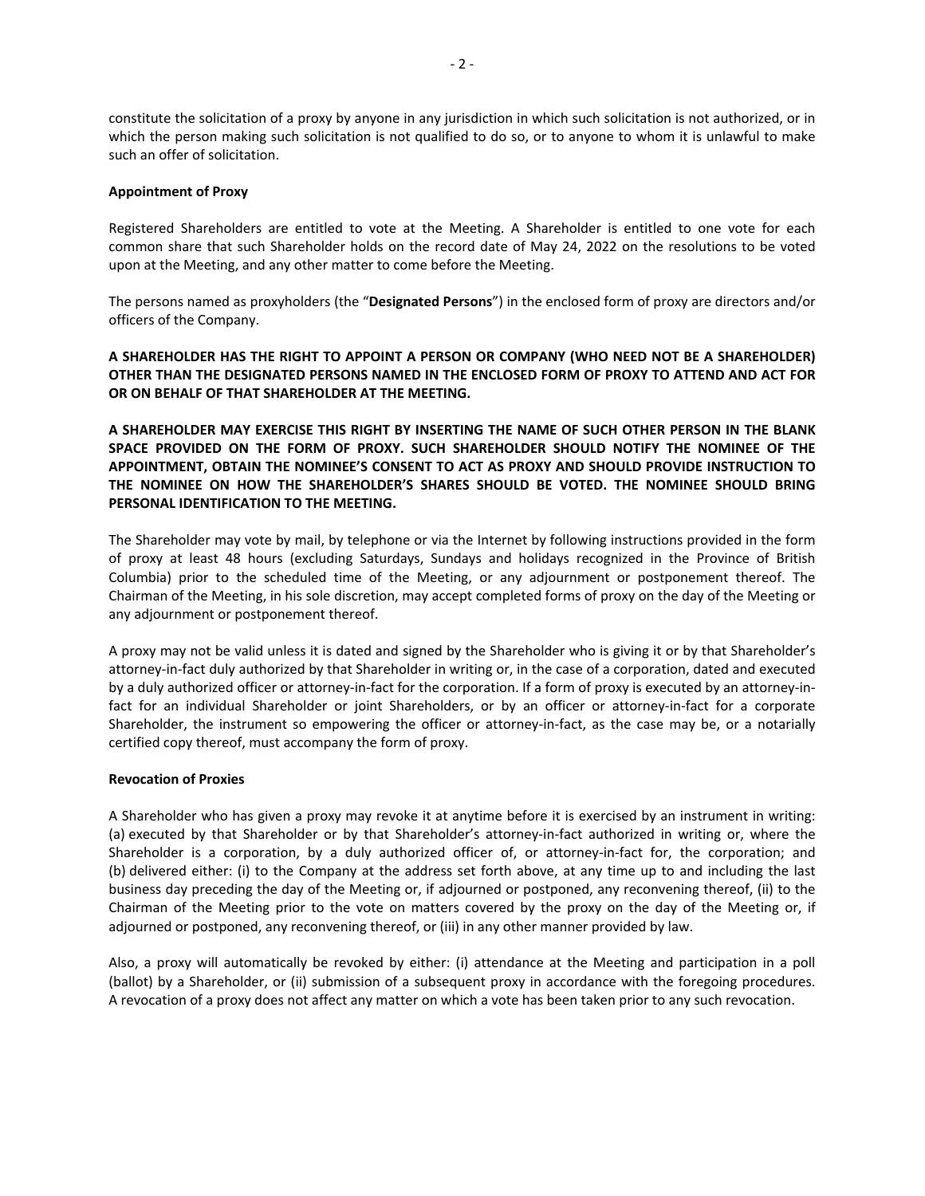constitute the solicitation of a proxy by anyone in any jurisdiction in which such solicitation is not authorized, or in which the person making such solicitation is not qualified to do so, or to anyone to whom it is unlawful to make such an offer of solicitation.

**Appointment of Proxy**

Registered Shareholders are entitled to vote at the Meeting. A Shareholder is entitled to one vote for each common share that such Shareholder holds on the record date of May 24, 2022 on the resolutions to be voted upon at the Meeting, and any other matter to come before the Meeting.

The persons named as proxyholders (the "**Designated Persons**") in the enclosed form of proxy are directors and/or officers of the Company.

**A SHAREHOLDER HAS THE RIGHT TO APPOINT A PERSON OR COMPANY (WHO NEED NOT BE A SHAREHOLDER) OTHER THAN THE DESIGNATED PERSONS NAMED IN THE ENCLOSED FORM OF PROXY TO ATTEND AND ACT FOR OR ON BEHALF OF THAT SHAREHOLDER AT THE MEETING.**

**A SHAREHOLDER MAY EXERCISE THIS RIGHT BY INSERTING THE NAME OF SUCH OTHER PERSON IN THE BLANK SPACE PROVIDED ON THE FORM OF PROXY. SUCH SHAREHOLDER SHOULD NOTIFY THE NOMINEE OF THE APPOINTMENT, OBTAIN THE NOMINEE'S CONSENT TO ACT AS PROXY AND SHOULD PROVIDE INSTRUCTION TO THE NOMINEE ON HOW THE SHAREHOLDER'S SHARES SHOULD BE VOTED. THE NOMINEE SHOULD BRING PERSONAL IDENTIFICATION TO THE MEETING.**

The Shareholder may vote by mail, by telephone or via the Internet by following instructions provided in the form of proxy at least 48 hours (excluding Saturdays, Sundays and holidays recognized in the Province of British Columbia) prior to the scheduled time of the Meeting, or any adjournment or postponement thereof. The Chairman of the Meeting, in his sole discretion, may accept completed forms of proxy on the day of the Meeting or any adjournment or postponement thereof.

A proxy may not be valid unless it is dated and signed by the Shareholder who is giving it or by that Shareholder's attorney-in-fact duly authorized by that Shareholder in writing or, in the case of a corporation, dated and executed by a duly authorized officer or attorney-in-fact for the corporation. If a form of proxy is executed by an attorney-in-fact for an individual Shareholder or joint Shareholders, or by an officer or attorney-in-fact for a corporate Shareholder, the instrument so empowering the officer or attorney-in-fact, as the case may be, or a notarially certified copy thereof, must accompany the form of proxy.

**Revocation of Proxies**

A Shareholder who has given a proxy may revoke it at anytime before it is exercised by an instrument in writing: (a) executed by that Shareholder or by that Shareholder's attorney-in-fact authorized in writing or, where the Shareholder is a corporation, by a duly authorized officer of, or attorney-in-fact for, the corporation; and (b) delivered either: (i) to the Company at the address set forth above, at any time up to and including the last business day preceding the day of the Meeting or, if adjourned or postponed, any reconvening thereof, (ii) to the Chairman of the Meeting prior to the vote on matters covered by the proxy on the day of the Meeting or, if adjourned or postponed, any reconvening thereof, or (iii) in any other manner provided by law.

Also, a proxy will automatically be revoked by either: (i) attendance at the Meeting and participation in a poll (ballot) by a Shareholder, or (ii) submission of a subsequent proxy in accordance with the foregoing procedures. A revocation of a proxy does not affect any matter on which a vote has been taken prior to any such revocation.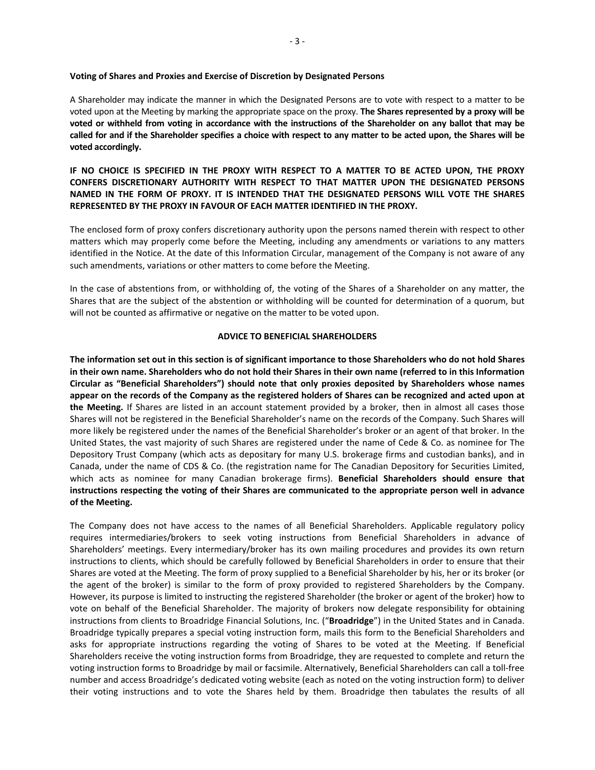**Voting of Shares and Proxies and Exercise of Discretion by Designated Persons**

A Shareholder may indicate the manner in which the Designated Persons are to vote with respect to a matter to be voted upon at the Meeting by marking the appropriate space on the proxy. **The Shares represented by a proxy will be voted or withheld from voting in accordance with the instructions of the Shareholder on any ballot that may be called for and if the Shareholder specifies a choice with respect to any matter to be acted upon, the Shares will be voted accordingly.**

**IF NO CHOICE IS SPECIFIED IN THE PROXY WITH RESPECT TO A MATTER TO BE ACTED UPON, THE PROXY CONFERS DISCRETIONARY AUTHORITY WITH RESPECT TO THAT MATTER UPON THE DESIGNATED PERSONS NAMED IN THE FORM OF PROXY. IT IS INTENDED THAT THE DESIGNATED PERSONS WILL VOTE THE SHARES REPRESENTED BY THE PROXY IN FAVOUR OF EACH MATTER IDENTIFIED IN THE PROXY.**

The enclosed form of proxy confers discretionary authority upon the persons named therein with respect to other matters which may properly come before the Meeting, including any amendments or variations to any matters identified in the Notice. At the date of this Information Circular, management of the Company is not aware of any such amendments, variations or other matters to come before the Meeting.

In the case of abstentions from, or withholding of, the voting of the Shares of a Shareholder on any matter, the Shares that are the subject of the abstention or withholding will be counted for determination of a quorum, but will not be counted as affirmative or negative on the matter to be voted upon.

## ADVICE TO BENEFICIAL SHAREHOLDERS

**The information set out in this section is of significant importance to those Shareholders who do not hold Shares in their own name. Shareholders who do not hold their Shares in their own name (referred to in this Information Circular as "Beneficial Shareholders") should note that only proxies deposited by Shareholders whose names appear on the records of the Company as the registered holders of Shares can be recognized and acted upon at the Meeting.** If Shares are listed in an account statement provided by a broker, then in almost all cases those Shares will not be registered in the Beneficial Shareholder's name on the records of the Company. Such Shares will more likely be registered under the names of the Beneficial Shareholder's broker or an agent of that broker. In the United States, the vast majority of such Shares are registered under the name of Cede & Co. as nominee for The Depository Trust Company (which acts as depositary for many U.S. brokerage firms and custodian banks), and in Canada, under the name of CDS & Co. (the registration name for The Canadian Depository for Securities Limited, which acts as nominee for many Canadian brokerage firms). **Beneficial Shareholders should ensure that instructions respecting the voting of their Shares are communicated to the appropriate person well in advance of the Meeting.**

The Company does not have access to the names of all Beneficial Shareholders. Applicable regulatory policy requires intermediaries/brokers to seek voting instructions from Beneficial Shareholders in advance of Shareholders' meetings. Every intermediary/broker has its own mailing procedures and provides its own return instructions to clients, which should be carefully followed by Beneficial Shareholders in order to ensure that their Shares are voted at the Meeting. The form of proxy supplied to a Beneficial Shareholder by his, her or its broker (or the agent of the broker) is similar to the form of proxy provided to registered Shareholders by the Company. However, its purpose is limited to instructing the registered Shareholder (the broker or agent of the broker) how to vote on behalf of the Beneficial Shareholder. The majority of brokers now delegate responsibility for obtaining instructions from clients to Broadridge Financial Solutions, Inc. ("**Broadridge**") in the United States and in Canada. Broadridge typically prepares a special voting instruction form, mails this form to the Beneficial Shareholders and asks for appropriate instructions regarding the voting of Shares to be voted at the Meeting. If Beneficial Shareholders receive the voting instruction forms from Broadridge, they are requested to complete and return the voting instruction forms to Broadridge by mail or facsimile. Alternatively, Beneficial Shareholders can call a toll-free number and access Broadridge's dedicated voting website (each as noted on the voting instruction form) to deliver their voting instructions and to vote the Shares held by them. Broadridge then tabulates the results of all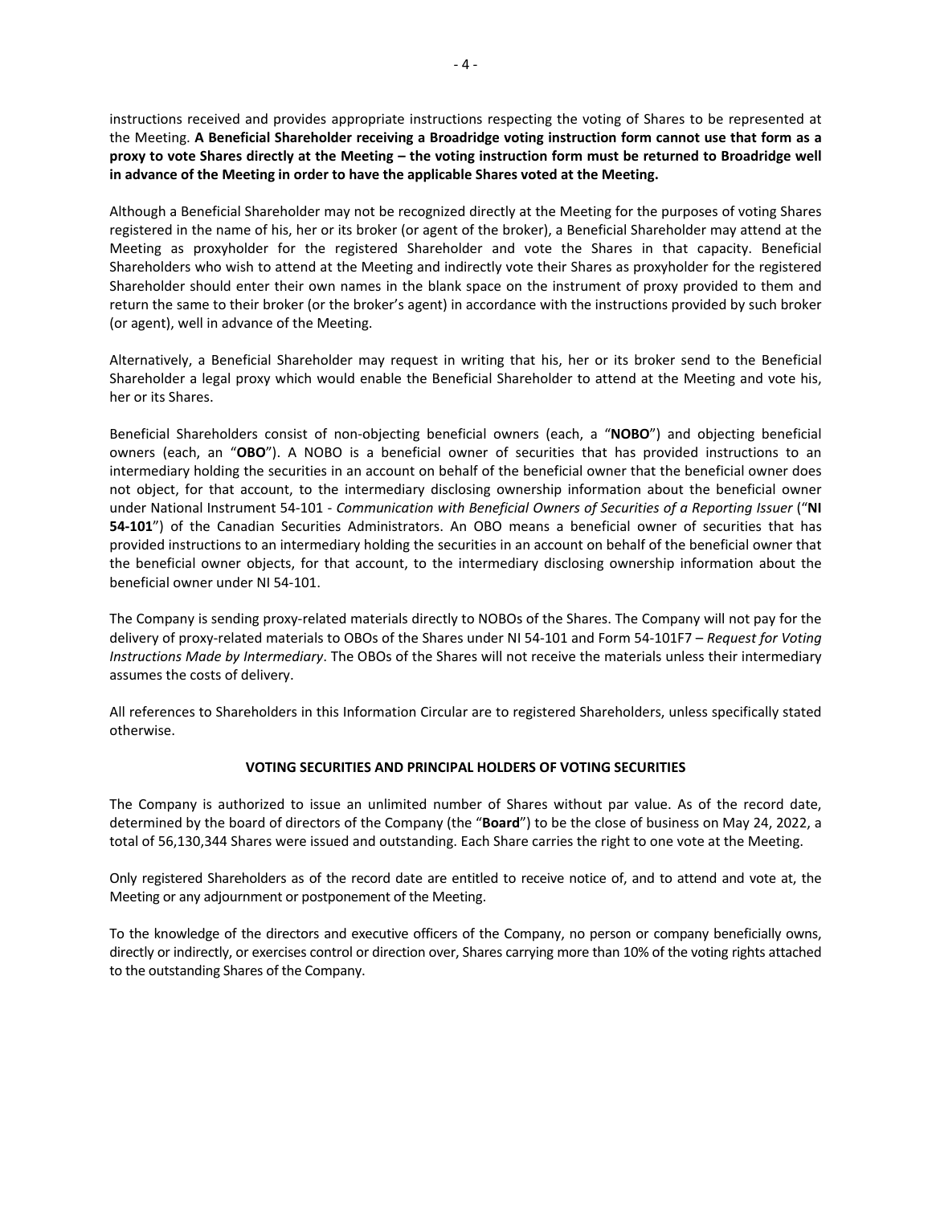instructions received and provides appropriate instructions respecting the voting of Shares to be represented at the Meeting. **A Beneficial Shareholder receiving a Broadridge voting instruction form cannot use that form as a proxy to vote Shares directly at the Meeting – the voting instruction form must be returned to Broadridge well in advance of the Meeting in order to have the applicable Shares voted at the Meeting.**

Although a Beneficial Shareholder may not be recognized directly at the Meeting for the purposes of voting Shares registered in the name of his, her or its broker (or agent of the broker), a Beneficial Shareholder may attend at the Meeting as proxyholder for the registered Shareholder and vote the Shares in that capacity. Beneficial Shareholders who wish to attend at the Meeting and indirectly vote their Shares as proxyholder for the registered Shareholder should enter their own names in the blank space on the instrument of proxy provided to them and return the same to their broker (or the broker's agent) in accordance with the instructions provided by such broker (or agent), well in advance of the Meeting.

Alternatively, a Beneficial Shareholder may request in writing that his, her or its broker send to the Beneficial Shareholder a legal proxy which would enable the Beneficial Shareholder to attend at the Meeting and vote his, her or its Shares.

Beneficial Shareholders consist of non-objecting beneficial owners (each, a "**NOBO**") and objecting beneficial owners (each, an "**OBO**"). A NOBO is a beneficial owner of securities that has provided instructions to an intermediary holding the securities in an account on behalf of the beneficial owner that the beneficial owner does not object, for that account, to the intermediary disclosing ownership information about the beneficial owner under National Instrument 54-101 - *Communication with Beneficial Owners of Securities of a Reporting Issuer* ("**NI 54-101**") of the Canadian Securities Administrators. An OBO means a beneficial owner of securities that has provided instructions to an intermediary holding the securities in an account on behalf of the beneficial owner that the beneficial owner objects, for that account, to the intermediary disclosing ownership information about the beneficial owner under NI 54-101.

The Company is sending proxy-related materials directly to NOBOs of the Shares. The Company will not pay for the delivery of proxy-related materials to OBOs of the Shares under NI 54-101 and Form 54-101F7 – *Request for Voting Instructions Made by Intermediary*. The OBOs of the Shares will not receive the materials unless their intermediary assumes the costs of delivery.

All references to Shareholders in this Information Circular are to registered Shareholders, unless specifically stated otherwise.

## VOTING SECURITIES AND PRINCIPAL HOLDERS OF VOTING SECURITIES

The Company is authorized to issue an unlimited number of Shares without par value. As of the record date, determined by the board of directors of the Company (the "**Board**") to be the close of business on May 24, 2022, a total of 56,130,344 Shares were issued and outstanding. Each Share carries the right to one vote at the Meeting.

Only registered Shareholders as of the record date are entitled to receive notice of, and to attend and vote at, the Meeting or any adjournment or postponement of the Meeting.

To the knowledge of the directors and executive officers of the Company, no person or company beneficially owns, directly or indirectly, or exercises control or direction over, Shares carrying more than 10% of the voting rights attached to the outstanding Shares of the Company.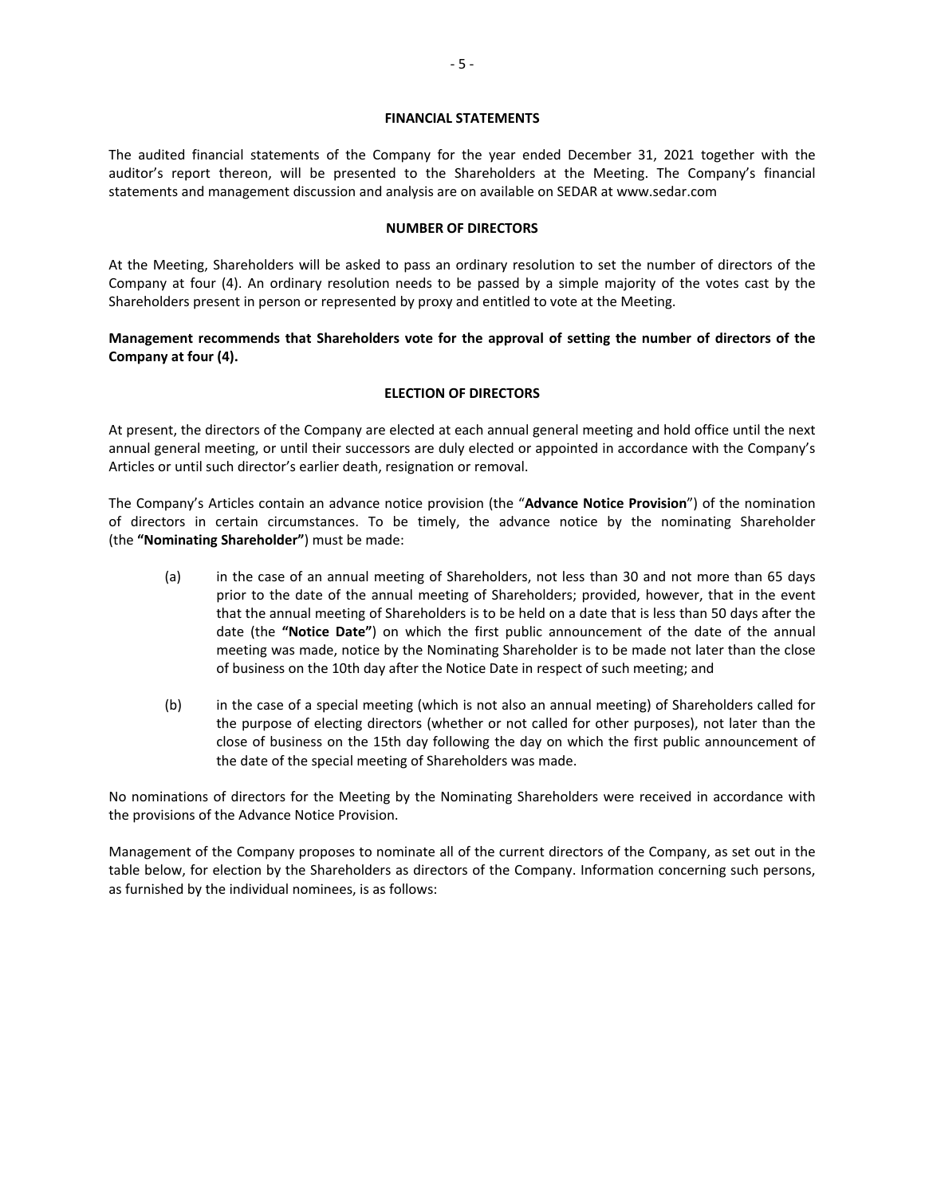## FINANCIAL STATEMENTS

The audited financial statements of the Company for the year ended December 31, 2021 together with the auditor's report thereon, will be presented to the Shareholders at the Meeting. The Company's financial statements and management discussion and analysis are on available on SEDAR at www.sedar.com

## NUMBER OF DIRECTORS

At the Meeting, Shareholders will be asked to pass an ordinary resolution to set the number of directors of the Company at four (4). An ordinary resolution needs to be passed by a simple majority of the votes cast by the Shareholders present in person or represented by proxy and entitled to vote at the Meeting.

**Management recommends that Shareholders vote for the approval of setting the number of directors of the Company at four (4).**

## ELECTION OF DIRECTORS

At present, the directors of the Company are elected at each annual general meeting and hold office until the next annual general meeting, or until their successors are duly elected or appointed in accordance with the Company's Articles or until such director's earlier death, resignation or removal.

The Company's Articles contain an advance notice provision (the "**Advance Notice Provision**") of the nomination of directors in certain circumstances. To be timely, the advance notice by the nominating Shareholder (the **"Nominating Shareholder"**) must be made:

(a) in the case of an annual meeting of Shareholders, not less than 30 and not more than 65 days prior to the date of the annual meeting of Shareholders; provided, however, that in the event that the annual meeting of Shareholders is to be held on a date that is less than 50 days after the date (the **"Notice Date"**) on which the first public announcement of the date of the annual meeting was made, notice by the Nominating Shareholder is to be made not later than the close of business on the 10th day after the Notice Date in respect of such meeting; and

(b) in the case of a special meeting (which is not also an annual meeting) of Shareholders called for the purpose of electing directors (whether or not called for other purposes), not later than the close of business on the 15th day following the day on which the first public announcement of the date of the special meeting of Shareholders was made.

No nominations of directors for the Meeting by the Nominating Shareholders were received in accordance with the provisions of the Advance Notice Provision.

Management of the Company proposes to nominate all of the current directors of the Company, as set out in the table below, for election by the Shareholders as directors of the Company. Information concerning such persons, as furnished by the individual nominees, is as follows: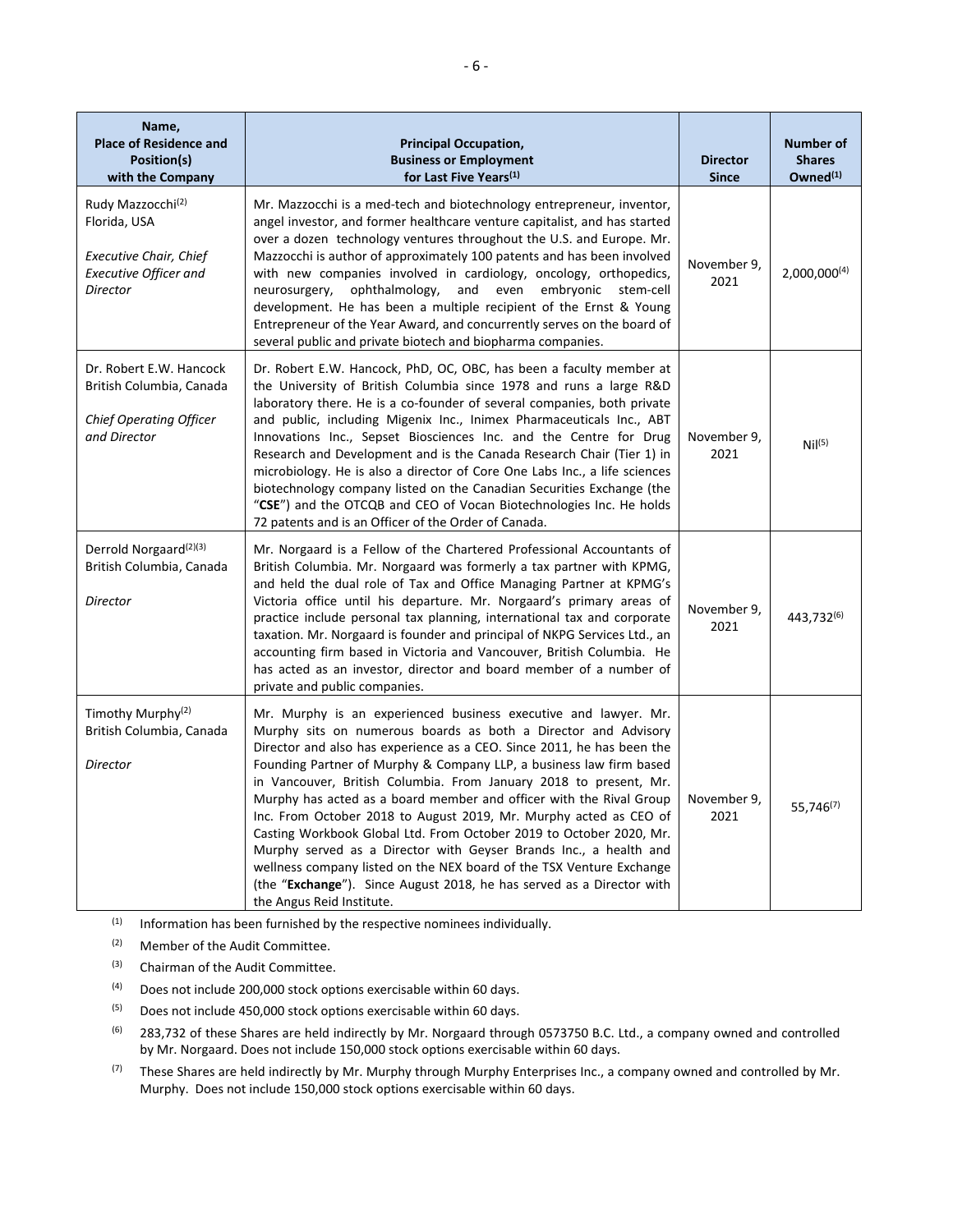| Name, Place of Residence and Position(s) with the Company | Principal Occupation, Business or Employment for Last Five Years[(1)] | Director Since | Number of Shares Owned[(1)] |
|---|---|---|---|
| Rudy Mazzocchi[(2)] Florida, USA *Executive Chair, Chief Executive Officer and Director* | Mr. Mazzocchi is a med-tech and biotechnology entrepreneur, inventor, angel investor, and former healthcare venture capitalist, and has started over a dozen technology ventures throughout the U.S. and Europe. Mr. Mazzocchi is author of approximately 100 patents and has been involved with new companies involved in cardiology, oncology, orthopedics, neurosurgery, ophthalmology, and even embryonic stem-cell development. He has been a multiple recipient of the Ernst & Young Entrepreneur of the Year Award, and concurrently serves on the board of several public and private biotech and biopharma companies. | November 9, 2021 | 2,000,000[(4)] |
| Dr. Robert E.W. Hancock British Columbia, Canada *Chief Operating Officer and Director* | Dr. Robert E.W. Hancock, PhD, OC, OBC, has been a faculty member at the University of British Columbia since 1978 and runs a large R&D laboratory there. He is a co-founder of several companies, both private and public, including Migenix Inc., Inimex Pharmaceuticals Inc., ABT Innovations Inc., Sepset Biosciences Inc. and the Centre for Drug Research and Development and is the Canada Research Chair (Tier 1) in microbiology. He is also a director of Core One Labs Inc., a life sciences biotechnology company listed on the Canadian Securities Exchange (the "**CSE**") and the OTCQB and CEO of Vocan Biotechnologies Inc. He holds 72 patents and is an Officer of the Order of Canada. | November 9, 2021 | Nil[(5)] |
| Derrold Norgaard[(2)(3)] British Columbia, Canada *Director* | Mr. Norgaard is a Fellow of the Chartered Professional Accountants of British Columbia. Mr. Norgaard was formerly a tax partner with KPMG, and held the dual role of Tax and Office Managing Partner at KPMG's Victoria office until his departure. Mr. Norgaard's primary areas of practice include personal tax planning, international tax and corporate taxation. Mr. Norgaard is founder and principal of NKPG Services Ltd., an accounting firm based in Victoria and Vancouver, British Columbia. He has acted as an investor, director and board member of a number of private and public companies. | November 9, 2021 | 443,732[(6)] |
| Timothy Murphy[(2)] British Columbia, Canada *Director* | Mr. Murphy is an experienced business executive and lawyer. Mr. Murphy sits on numerous boards as both a Director and Advisory Director and also has experience as a CEO. Since 2011, he has been the Founding Partner of Murphy & Company LLP, a business law firm based in Vancouver, British Columbia. From January 2018 to present, Mr. Murphy has acted as a board member and officer with the Rival Group Inc. From October 2018 to August 2019, Mr. Murphy acted as CEO of Casting Workbook Global Ltd. From October 2019 to October 2020, Mr. Murphy served as a Director with Geyser Brands Inc., a health and wellness company listed on the NEX board of the TSX Venture Exchange (the "**Exchange**"). Since August 2018, he has served as a Director with the Angus Reid Institute. | November 9, 2021 | 55,746[(7)] |

(1) Information has been furnished by the respective nominees individually.

(2) Member of the Audit Committee.

(3) Chairman of the Audit Committee.

(4) Does not include 200,000 stock options exercisable within 60 days.

(5) Does not include 450,000 stock options exercisable within 60 days.

(6) 283,732 of these Shares are held indirectly by Mr. Norgaard through 0573750 B.C. Ltd., a company owned and controlled by Mr. Norgaard. Does not include 150,000 stock options exercisable within 60 days.

(7) These Shares are held indirectly by Mr. Murphy through Murphy Enterprises Inc., a company owned and controlled by Mr. Murphy. Does not include 150,000 stock options exercisable within 60 days.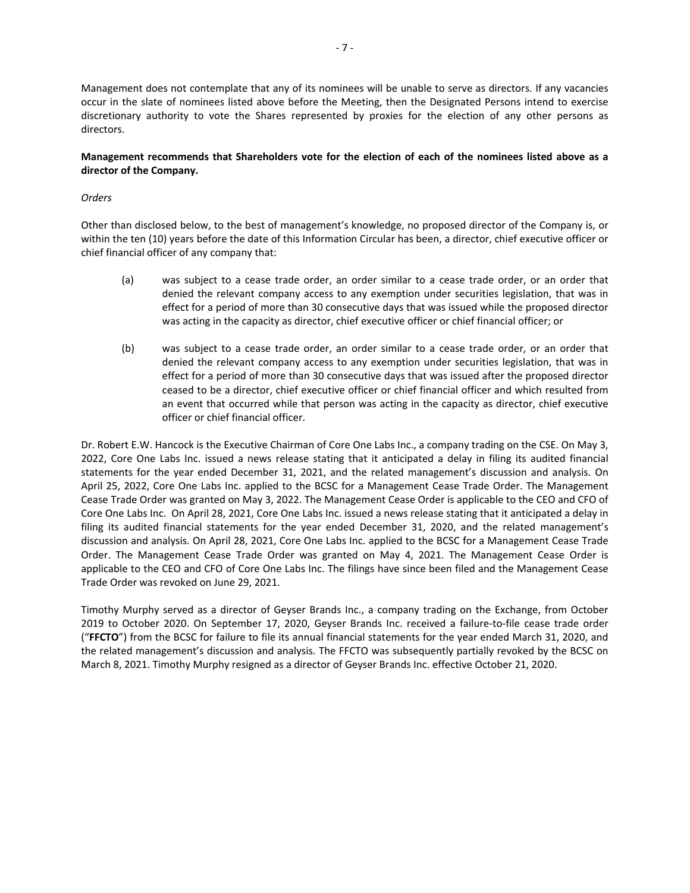Management does not contemplate that any of its nominees will be unable to serve as directors. If any vacancies occur in the slate of nominees listed above before the Meeting, then the Designated Persons intend to exercise discretionary authority to vote the Shares represented by proxies for the election of any other persons as directors.

**Management recommends that Shareholders vote for the election of each of the nominees listed above as a director of the Company.**

*Orders*

Other than disclosed below, to the best of management's knowledge, no proposed director of the Company is, or within the ten (10) years before the date of this Information Circular has been, a director, chief executive officer or chief financial officer of any company that:

(a) was subject to a cease trade order, an order similar to a cease trade order, or an order that denied the relevant company access to any exemption under securities legislation, that was in effect for a period of more than 30 consecutive days that was issued while the proposed director was acting in the capacity as director, chief executive officer or chief financial officer; or

(b) was subject to a cease trade order, an order similar to a cease trade order, or an order that denied the relevant company access to any exemption under securities legislation, that was in effect for a period of more than 30 consecutive days that was issued after the proposed director ceased to be a director, chief executive officer or chief financial officer and which resulted from an event that occurred while that person was acting in the capacity as director, chief executive officer or chief financial officer.

Dr. Robert E.W. Hancock is the Executive Chairman of Core One Labs Inc., a company trading on the CSE. On May 3, 2022, Core One Labs Inc. issued a news release stating that it anticipated a delay in filing its audited financial statements for the year ended December 31, 2021, and the related management's discussion and analysis. On April 25, 2022, Core One Labs Inc. applied to the BCSC for a Management Cease Trade Order. The Management Cease Trade Order was granted on May 3, 2022. The Management Cease Order is applicable to the CEO and CFO of Core One Labs Inc. On April 28, 2021, Core One Labs Inc. issued a news release stating that it anticipated a delay in filing its audited financial statements for the year ended December 31, 2020, and the related management's discussion and analysis. On April 28, 2021, Core One Labs Inc. applied to the BCSC for a Management Cease Trade Order. The Management Cease Trade Order was granted on May 4, 2021. The Management Cease Order is applicable to the CEO and CFO of Core One Labs Inc. The filings have since been filed and the Management Cease Trade Order was revoked on June 29, 2021.

Timothy Murphy served as a director of Geyser Brands Inc., a company trading on the Exchange, from October 2019 to October 2020. On September 17, 2020, Geyser Brands Inc. received a failure-to-file cease trade order ("**FFCTO**") from the BCSC for failure to file its annual financial statements for the year ended March 31, 2020, and the related management's discussion and analysis. The FFCTO was subsequently partially revoked by the BCSC on March 8, 2021. Timothy Murphy resigned as a director of Geyser Brands Inc. effective October 21, 2020.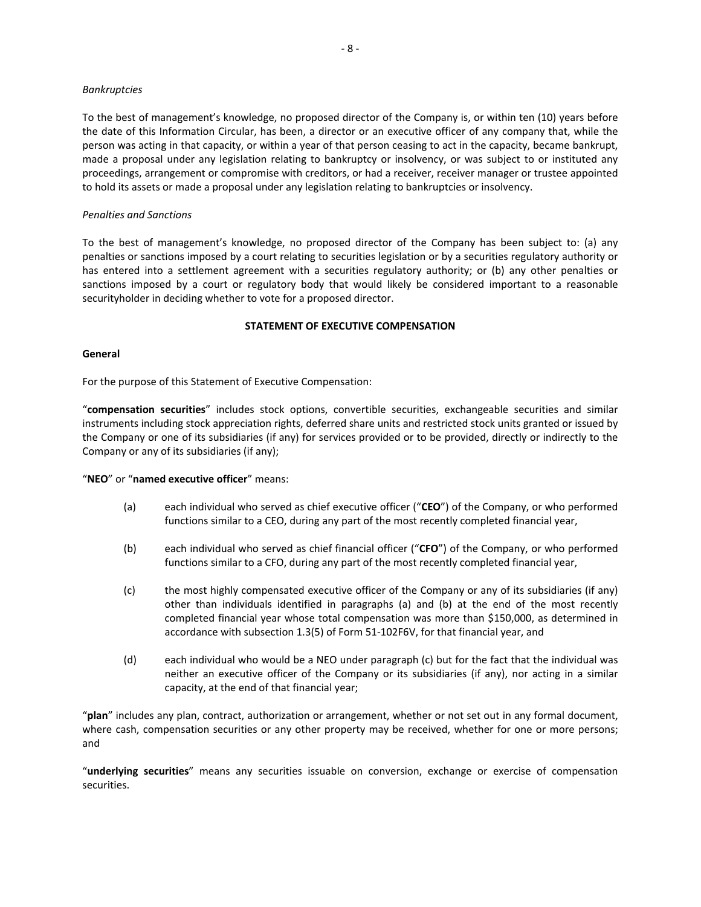*Bankruptcies*

To the best of management's knowledge, no proposed director of the Company is, or within ten (10) years before the date of this Information Circular, has been, a director or an executive officer of any company that, while the person was acting in that capacity, or within a year of that person ceasing to act in the capacity, became bankrupt, made a proposal under any legislation relating to bankruptcy or insolvency, or was subject to or instituted any proceedings, arrangement or compromise with creditors, or had a receiver, receiver manager or trustee appointed to hold its assets or made a proposal under any legislation relating to bankruptcies or insolvency.

*Penalties and Sanctions*

To the best of management's knowledge, no proposed director of the Company has been subject to: (a) any penalties or sanctions imposed by a court relating to securities legislation or by a securities regulatory authority or has entered into a settlement agreement with a securities regulatory authority; or (b) any other penalties or sanctions imposed by a court or regulatory body that would likely be considered important to a reasonable securityholder in deciding whether to vote for a proposed director.

## STATEMENT OF EXECUTIVE COMPENSATION

### General

For the purpose of this Statement of Executive Compensation:

"**compensation securities**" includes stock options, convertible securities, exchangeable securities and similar instruments including stock appreciation rights, deferred share units and restricted stock units granted or issued by the Company or one of its subsidiaries (if any) for services provided or to be provided, directly or indirectly to the Company or any of its subsidiaries (if any);

"**NEO**" or "**named executive officer**" means:

(a) each individual who served as chief executive officer ("**CEO**") of the Company, or who performed functions similar to a CEO, during any part of the most recently completed financial year,

(b) each individual who served as chief financial officer ("**CFO**") of the Company, or who performed functions similar to a CFO, during any part of the most recently completed financial year,

(c) the most highly compensated executive officer of the Company or any of its subsidiaries (if any) other than individuals identified in paragraphs (a) and (b) at the end of the most recently completed financial year whose total compensation was more than $150,000, as determined in accordance with subsection 1.3(5) of Form 51-102F6V, for that financial year, and

(d) each individual who would be a NEO under paragraph (c) but for the fact that the individual was neither an executive officer of the Company or its subsidiaries (if any), nor acting in a similar capacity, at the end of that financial year;

"**plan**" includes any plan, contract, authorization or arrangement, whether or not set out in any formal document, where cash, compensation securities or any other property may be received, whether for one or more persons; and

"**underlying securities**" means any securities issuable on conversion, exchange or exercise of compensation securities.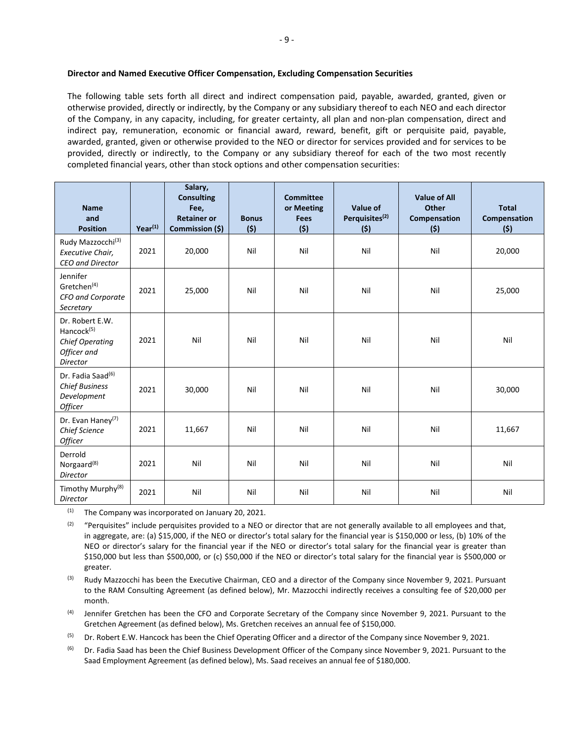**Director and Named Executive Officer Compensation, Excluding Compensation Securities**

The following table sets forth all direct and indirect compensation paid, payable, awarded, granted, given or otherwise provided, directly or indirectly, by the Company or any subsidiary thereof to each NEO and each director of the Company, in any capacity, including, for greater certainty, all plan and non-plan compensation, direct and indirect pay, remuneration, economic or financial award, reward, benefit, gift or perquisite paid, payable, awarded, granted, given or otherwise provided to the NEO or director for services provided and for services to be provided, directly or indirectly, to the Company or any subsidiary thereof for each of the two most recently completed financial years, other than stock options and other compensation securities:

| Name and Position | Year[(1)] | Salary, Consulting Fee, Retainer or Commission ($) | Bonus ($) | Committee or Meeting Fees ($) | Value of Perquisites[(2)] ($) | Value of All Other Compensation ($) | Total Compensation ($) |
|---|---|---|---|---|---|---|---|
| Rudy Mazzocchi[(3)] *Executive Chair, CEO and Director* | 2021 | 20,000 | Nil | Nil | Nil | Nil | 20,000 |
| Jennifer Gretchen[(4)] *CFO and Corporate Secretary* | 2021 | 25,000 | Nil | Nil | Nil | Nil | 25,000 |
| Dr. Robert E.W. Hancock[(5)] *Chief Operating Officer and Director* | 2021 | Nil | Nil | Nil | Nil | Nil | Nil |
| Dr. Fadia Saad[(6)] *Chief Business Development Officer* | 2021 | 30,000 | Nil | Nil | Nil | Nil | 30,000 |
| Dr. Evan Haney[(7)] *Chief Science Officer* | 2021 | 11,667 | Nil | Nil | Nil | Nil | 11,667 |
| Derrold Norgaard[(8)] *Director* | 2021 | Nil | Nil | Nil | Nil | Nil | Nil |
| Timothy Murphy[(8)] *Director* | 2021 | Nil | Nil | Nil | Nil | Nil | Nil |

(1) The Company was incorporated on January 20, 2021.

(2) "Perquisites" include perquisites provided to a NEO or director that are not generally available to all employees and that, in aggregate, are: (a) $15,000, if the NEO or director's total salary for the financial year is $150,000 or less, (b) 10% of the NEO or director's salary for the financial year if the NEO or director's total salary for the financial year is greater than $150,000 but less than $500,000, or (c) $50,000 if the NEO or director's total salary for the financial year is $500,000 or greater.

(3) Rudy Mazzocchi has been the Executive Chairman, CEO and a director of the Company since November 9, 2021. Pursuant to the RAM Consulting Agreement (as defined below), Mr. Mazzocchi indirectly receives a consulting fee of $20,000 per month.

(4) Jennifer Gretchen has been the CFO and Corporate Secretary of the Company since November 9, 2021. Pursuant to the Gretchen Agreement (as defined below), Ms. Gretchen receives an annual fee of $150,000.

(5) Dr. Robert E.W. Hancock has been the Chief Operating Officer and a director of the Company since November 9, 2021.

(6) Dr. Fadia Saad has been the Chief Business Development Officer of the Company since November 9, 2021. Pursuant to the Saad Employment Agreement (as defined below), Ms. Saad receives an annual fee of $180,000.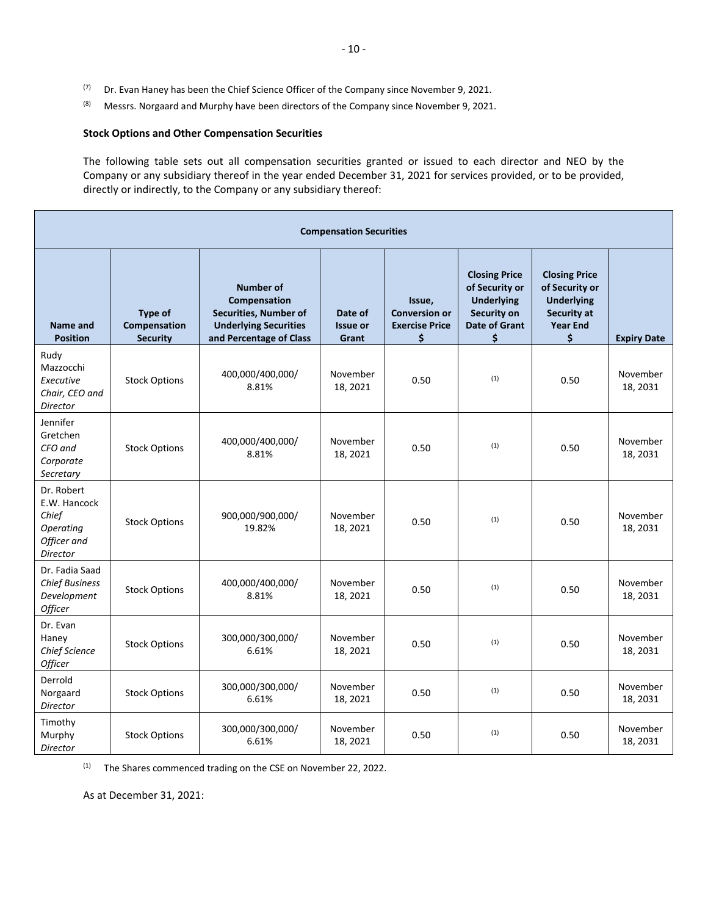[7] Dr. Evan Haney has been the Chief Science Officer of the Company since November 9, 2021.

[8] Messrs. Norgaard and Murphy have been directors of the Company since November 9, 2021.

**Stock Options and Other Compensation Securities**

The following table sets out all compensation securities granted or issued to each director and NEO by the Company or any subsidiary thereof in the year ended December 31, 2021 for services provided, or to be provided, directly or indirectly, to the Company or any subsidiary thereof:

| **Compensation Securities** | | | | | | | |
|---|---|---|---|---|---|---|---|
| **Name and Position** | **Type of Compensation Security** | **Number of Compensation Securities, Number of Underlying Securities and Percentage of Class** | **Date of Issue or Grant** | **Issue, Conversion or Exercise Price $** | **Closing Price of Security or Underlying Security on Date of Grant $** | **Closing Price of Security or Underlying Security at Year End $** | **Expiry Date** |
| Rudy Mazzocchi *Executive Chair, CEO and Director* | Stock Options | 400,000/400,000/ 8.81% | November 18, 2021 | 0.50 | [1] | 0.50 | November 18, 2031 |
| Jennifer Gretchen *CFO and Corporate Secretary* | Stock Options | 400,000/400,000/ 8.81% | November 18, 2021 | 0.50 | [1] | 0.50 | November 18, 2031 |
| Dr. Robert E.W. Hancock *Chief Operating Officer and Director* | Stock Options | 900,000/900,000/ 19.82% | November 18, 2021 | 0.50 | [1] | 0.50 | November 18, 2031 |
| Dr. Fadia Saad *Chief Business Development Officer* | Stock Options | 400,000/400,000/ 8.81% | November 18, 2021 | 0.50 | [1] | 0.50 | November 18, 2031 |
| Dr. Evan Haney *Chief Science Officer* | Stock Options | 300,000/300,000/ 6.61% | November 18, 2021 | 0.50 | [1] | 0.50 | November 18, 2031 |
| Derrold Norgaard *Director* | Stock Options | 300,000/300,000/ 6.61% | November 18, 2021 | 0.50 | [1] | 0.50 | November 18, 2031 |
| Timothy Murphy *Director* | Stock Options | 300,000/300,000/ 6.61% | November 18, 2021 | 0.50 | [1] | 0.50 | November 18, 2031 |

[1] The Shares commenced trading on the CSE on November 22, 2022.

As at December 31, 2021: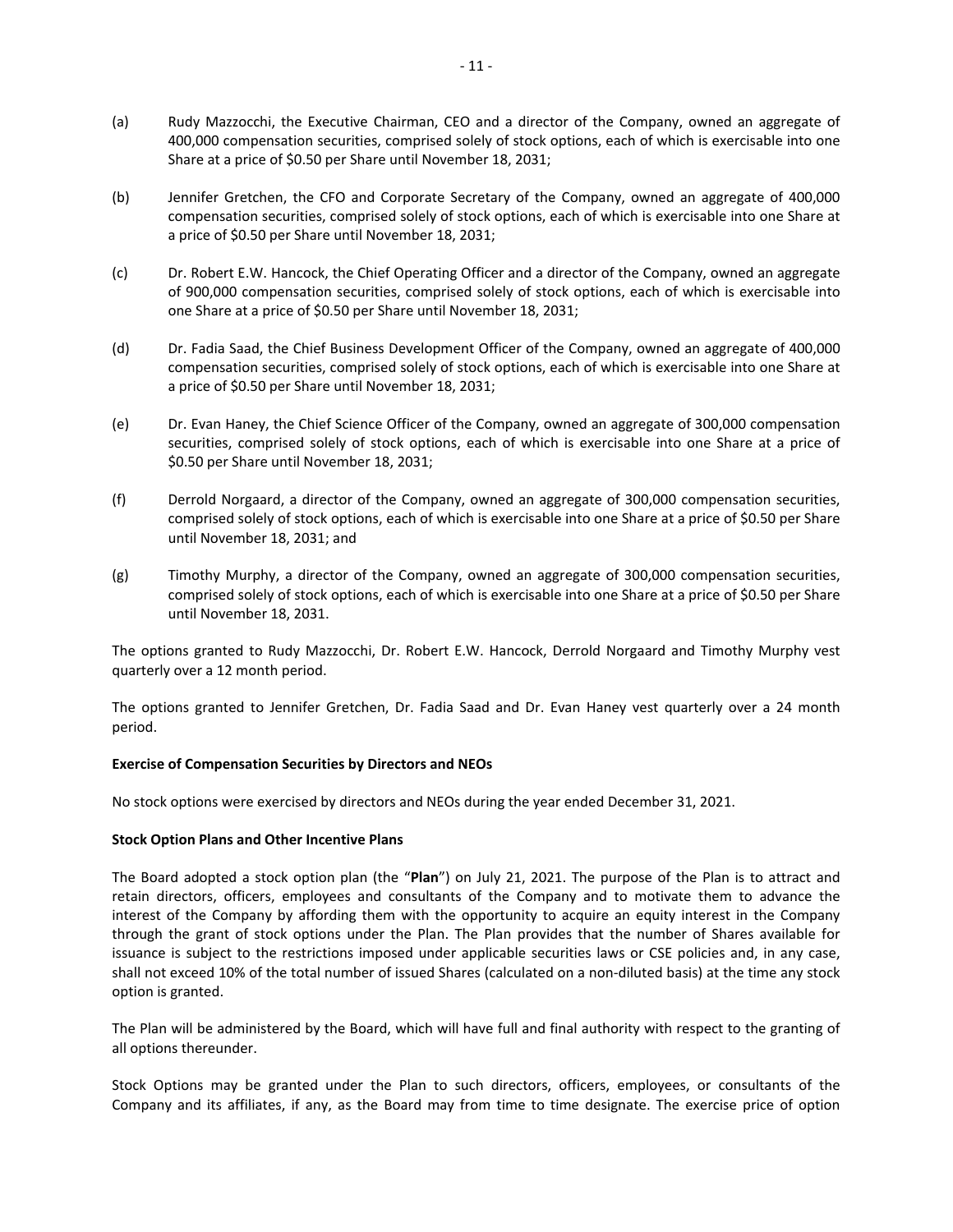(a) Rudy Mazzocchi, the Executive Chairman, CEO and a director of the Company, owned an aggregate of 400,000 compensation securities, comprised solely of stock options, each of which is exercisable into one Share at a price of $0.50 per Share until November 18, 2031;

(b) Jennifer Gretchen, the CFO and Corporate Secretary of the Company, owned an aggregate of 400,000 compensation securities, comprised solely of stock options, each of which is exercisable into one Share at a price of $0.50 per Share until November 18, 2031;

(c) Dr. Robert E.W. Hancock, the Chief Operating Officer and a director of the Company, owned an aggregate of 900,000 compensation securities, comprised solely of stock options, each of which is exercisable into one Share at a price of $0.50 per Share until November 18, 2031;

(d) Dr. Fadia Saad, the Chief Business Development Officer of the Company, owned an aggregate of 400,000 compensation securities, comprised solely of stock options, each of which is exercisable into one Share at a price of $0.50 per Share until November 18, 2031;

(e) Dr. Evan Haney, the Chief Science Officer of the Company, owned an aggregate of 300,000 compensation securities, comprised solely of stock options, each of which is exercisable into one Share at a price of $0.50 per Share until November 18, 2031;

(f) Derrold Norgaard, a director of the Company, owned an aggregate of 300,000 compensation securities, comprised solely of stock options, each of which is exercisable into one Share at a price of $0.50 per Share until November 18, 2031; and

(g) Timothy Murphy, a director of the Company, owned an aggregate of 300,000 compensation securities, comprised solely of stock options, each of which is exercisable into one Share at a price of $0.50 per Share until November 18, 2031.

The options granted to Rudy Mazzocchi, Dr. Robert E.W. Hancock, Derrold Norgaard and Timothy Murphy vest quarterly over a 12 month period.

The options granted to Jennifer Gretchen, Dr. Fadia Saad and Dr. Evan Haney vest quarterly over a 24 month period.

**Exercise of Compensation Securities by Directors and NEOs**

No stock options were exercised by directors and NEOs during the year ended December 31, 2021.

**Stock Option Plans and Other Incentive Plans**

The Board adopted a stock option plan (the "**Plan**") on July 21, 2021. The purpose of the Plan is to attract and retain directors, officers, employees and consultants of the Company and to motivate them to advance the interest of the Company by affording them with the opportunity to acquire an equity interest in the Company through the grant of stock options under the Plan. The Plan provides that the number of Shares available for issuance is subject to the restrictions imposed under applicable securities laws or CSE policies and, in any case, shall not exceed 10% of the total number of issued Shares (calculated on a non-diluted basis) at the time any stock option is granted.

The Plan will be administered by the Board, which will have full and final authority with respect to the granting of all options thereunder.

Stock Options may be granted under the Plan to such directors, officers, employees, or consultants of the Company and its affiliates, if any, as the Board may from time to time designate. The exercise price of option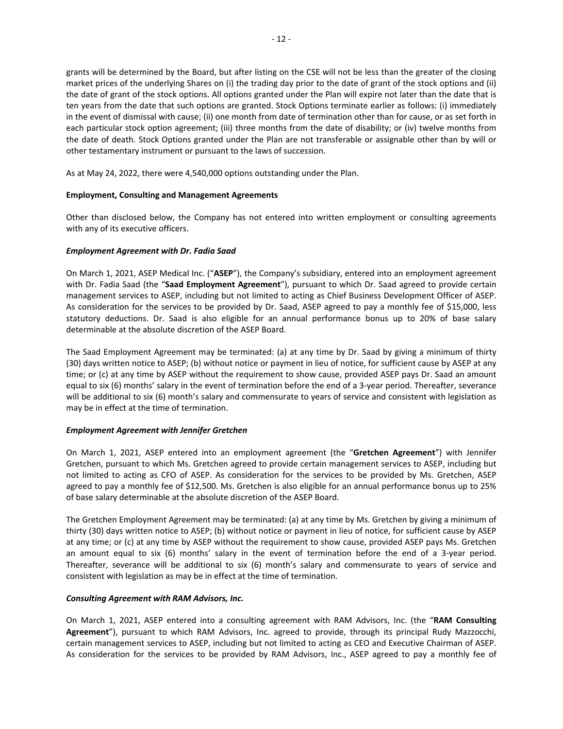grants will be determined by the Board, but after listing on the CSE will not be less than the greater of the closing market prices of the underlying Shares on (i) the trading day prior to the date of grant of the stock options and (ii) the date of grant of the stock options. All options granted under the Plan will expire not later than the date that is ten years from the date that such options are granted. Stock Options terminate earlier as follows: (i) immediately in the event of dismissal with cause; (ii) one month from date of termination other than for cause, or as set forth in each particular stock option agreement; (iii) three months from the date of disability; or (iv) twelve months from the date of death. Stock Options granted under the Plan are not transferable or assignable other than by will or other testamentary instrument or pursuant to the laws of succession.

As at May 24, 2022, there were 4,540,000 options outstanding under the Plan.

**Employment, Consulting and Management Agreements**

Other than disclosed below, the Company has not entered into written employment or consulting agreements with any of its executive officers.

***Employment Agreement with Dr. Fadia Saad***

On March 1, 2021, ASEP Medical Inc. ("**ASEP**"), the Company's subsidiary, entered into an employment agreement with Dr. Fadia Saad (the "**Saad Employment Agreement**"), pursuant to which Dr. Saad agreed to provide certain management services to ASEP, including but not limited to acting as Chief Business Development Officer of ASEP. As consideration for the services to be provided by Dr. Saad, ASEP agreed to pay a monthly fee of $15,000, less statutory deductions. Dr. Saad is also eligible for an annual performance bonus up to 20% of base salary determinable at the absolute discretion of the ASEP Board.

The Saad Employment Agreement may be terminated: (a) at any time by Dr. Saad by giving a minimum of thirty (30) days written notice to ASEP; (b) without notice or payment in lieu of notice, for sufficient cause by ASEP at any time; or (c) at any time by ASEP without the requirement to show cause, provided ASEP pays Dr. Saad an amount equal to six (6) months' salary in the event of termination before the end of a 3-year period. Thereafter, severance will be additional to six (6) month's salary and commensurate to years of service and consistent with legislation as may be in effect at the time of termination.

***Employment Agreement with Jennifer Gretchen***

On March 1, 2021, ASEP entered into an employment agreement (the "**Gretchen Agreement**") with Jennifer Gretchen, pursuant to which Ms. Gretchen agreed to provide certain management services to ASEP, including but not limited to acting as CFO of ASEP. As consideration for the services to be provided by Ms. Gretchen, ASEP agreed to pay a monthly fee of $12,500. Ms. Gretchen is also eligible for an annual performance bonus up to 25% of base salary determinable at the absolute discretion of the ASEP Board.

The Gretchen Employment Agreement may be terminated: (a) at any time by Ms. Gretchen by giving a minimum of thirty (30) days written notice to ASEP; (b) without notice or payment in lieu of notice, for sufficient cause by ASEP at any time; or (c) at any time by ASEP without the requirement to show cause, provided ASEP pays Ms. Gretchen an amount equal to six (6) months' salary in the event of termination before the end of a 3-year period. Thereafter, severance will be additional to six (6) month's salary and commensurate to years of service and consistent with legislation as may be in effect at the time of termination.

***Consulting Agreement with RAM Advisors, Inc.***

On March 1, 2021, ASEP entered into a consulting agreement with RAM Advisors, Inc. (the "**RAM Consulting Agreement**"), pursuant to which RAM Advisors, Inc. agreed to provide, through its principal Rudy Mazzocchi, certain management services to ASEP, including but not limited to acting as CEO and Executive Chairman of ASEP. As consideration for the services to be provided by RAM Advisors, Inc., ASEP agreed to pay a monthly fee of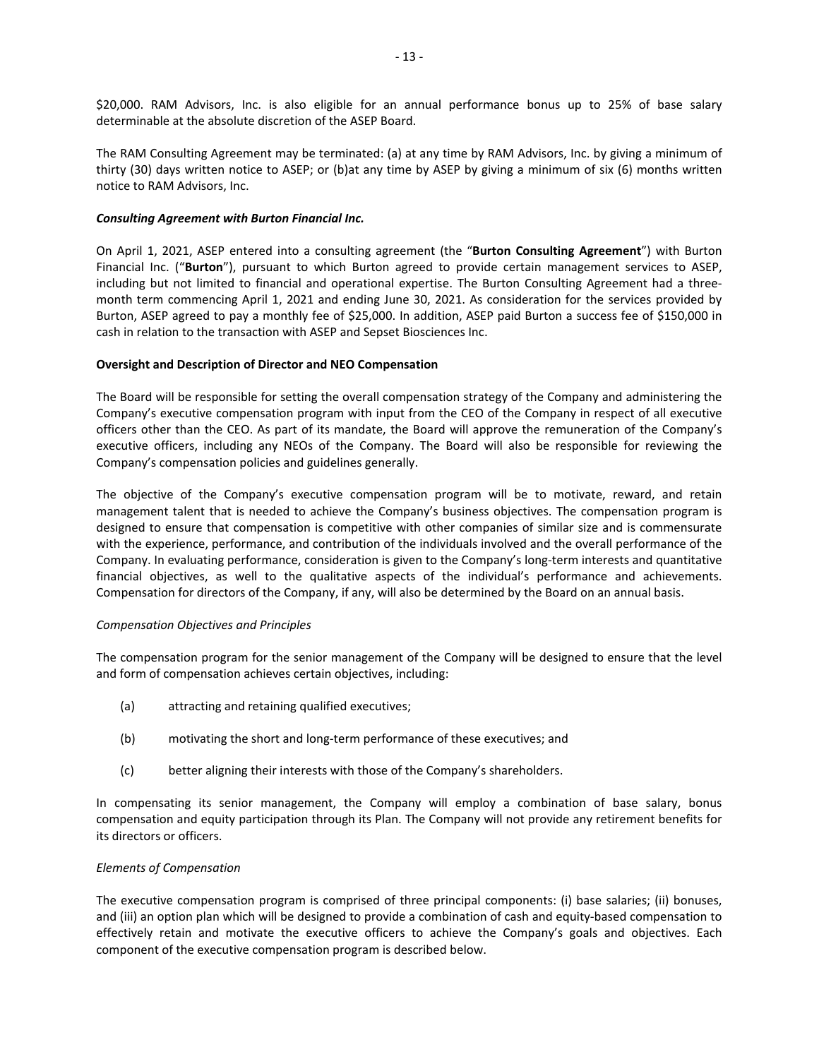$20,000. RAM Advisors, Inc. is also eligible for an annual performance bonus up to 25% of base salary determinable at the absolute discretion of the ASEP Board.

The RAM Consulting Agreement may be terminated: (a) at any time by RAM Advisors, Inc. by giving a minimum of thirty (30) days written notice to ASEP; or (b)at any time by ASEP by giving a minimum of six (6) months written notice to RAM Advisors, Inc.

***Consulting Agreement with Burton Financial Inc.***

On April 1, 2021, ASEP entered into a consulting agreement (the "**Burton Consulting Agreement**") with Burton Financial Inc. ("**Burton**"), pursuant to which Burton agreed to provide certain management services to ASEP, including but not limited to financial and operational expertise. The Burton Consulting Agreement had a three-month term commencing April 1, 2021 and ending June 30, 2021. As consideration for the services provided by Burton, ASEP agreed to pay a monthly fee of $25,000. In addition, ASEP paid Burton a success fee of $150,000 in cash in relation to the transaction with ASEP and Sepset Biosciences Inc.

**Oversight and Description of Director and NEO Compensation**

The Board will be responsible for setting the overall compensation strategy of the Company and administering the Company's executive compensation program with input from the CEO of the Company in respect of all executive officers other than the CEO. As part of its mandate, the Board will approve the remuneration of the Company's executive officers, including any NEOs of the Company. The Board will also be responsible for reviewing the Company's compensation policies and guidelines generally.

The objective of the Company's executive compensation program will be to motivate, reward, and retain management talent that is needed to achieve the Company's business objectives. The compensation program is designed to ensure that compensation is competitive with other companies of similar size and is commensurate with the experience, performance, and contribution of the individuals involved and the overall performance of the Company. In evaluating performance, consideration is given to the Company's long-term interests and quantitative financial objectives, as well to the qualitative aspects of the individual's performance and achievements. Compensation for directors of the Company, if any, will also be determined by the Board on an annual basis.

*Compensation Objectives and Principles*

The compensation program for the senior management of the Company will be designed to ensure that the level and form of compensation achieves certain objectives, including:

(a) attracting and retaining qualified executives;

(b) motivating the short and long-term performance of these executives; and

(c) better aligning their interests with those of the Company's shareholders.

In compensating its senior management, the Company will employ a combination of base salary, bonus compensation and equity participation through its Plan. The Company will not provide any retirement benefits for its directors or officers.

*Elements of Compensation*

The executive compensation program is comprised of three principal components: (i) base salaries; (ii) bonuses, and (iii) an option plan which will be designed to provide a combination of cash and equity-based compensation to effectively retain and motivate the executive officers to achieve the Company's goals and objectives. Each component of the executive compensation program is described below.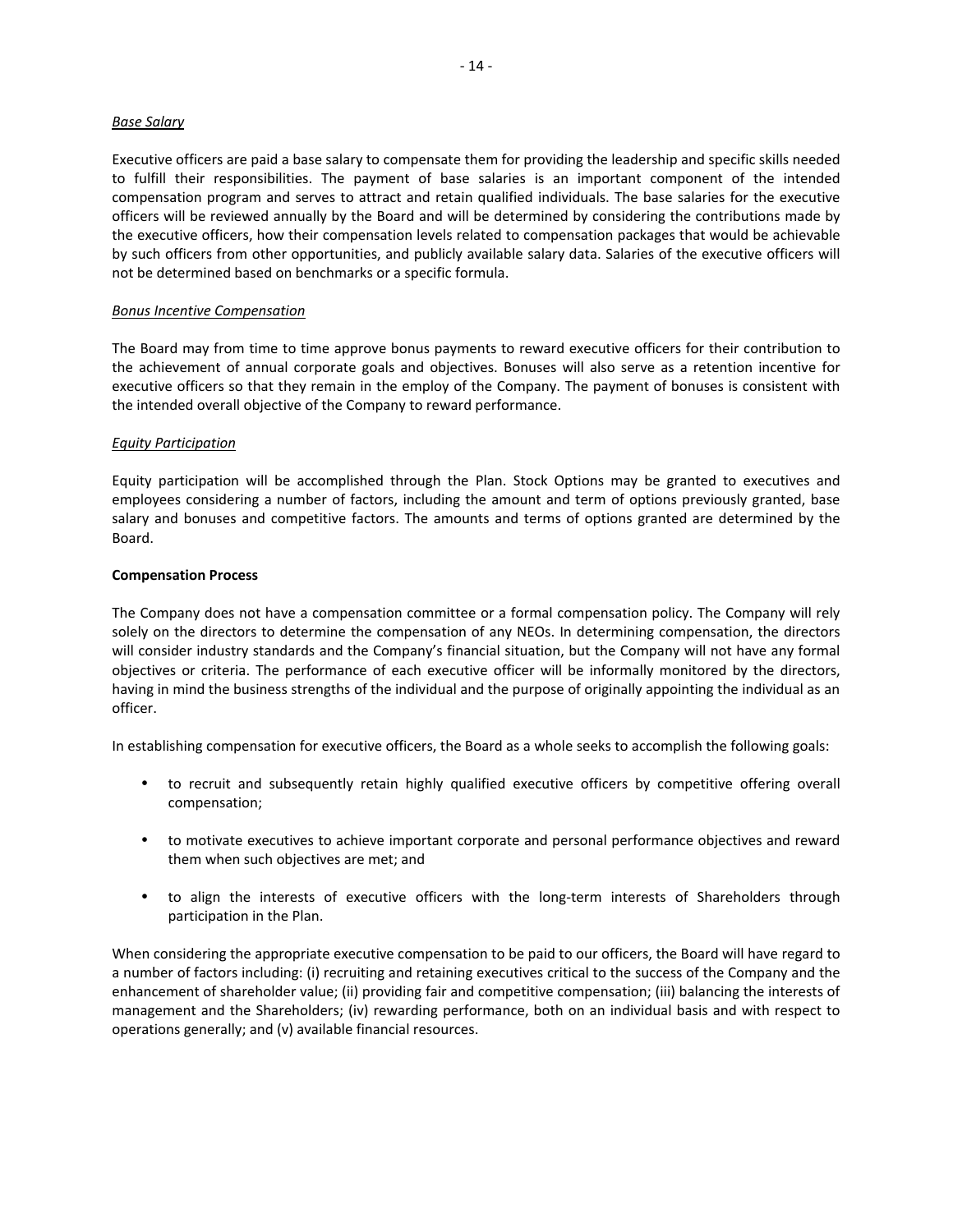*Base Salary*

Executive officers are paid a base salary to compensate them for providing the leadership and specific skills needed to fulfill their responsibilities. The payment of base salaries is an important component of the intended compensation program and serves to attract and retain qualified individuals. The base salaries for the executive officers will be reviewed annually by the Board and will be determined by considering the contributions made by the executive officers, how their compensation levels related to compensation packages that would be achievable by such officers from other opportunities, and publicly available salary data. Salaries of the executive officers will not be determined based on benchmarks or a specific formula.

*Bonus Incentive Compensation*

The Board may from time to time approve bonus payments to reward executive officers for their contribution to the achievement of annual corporate goals and objectives. Bonuses will also serve as a retention incentive for executive officers so that they remain in the employ of the Company. The payment of bonuses is consistent with the intended overall objective of the Company to reward performance.

*Equity Participation*

Equity participation will be accomplished through the Plan. Stock Options may be granted to executives and employees considering a number of factors, including the amount and term of options previously granted, base salary and bonuses and competitive factors. The amounts and terms of options granted are determined by the Board.

**Compensation Process**

The Company does not have a compensation committee or a formal compensation policy. The Company will rely solely on the directors to determine the compensation of any NEOs. In determining compensation, the directors will consider industry standards and the Company's financial situation, but the Company will not have any formal objectives or criteria. The performance of each executive officer will be informally monitored by the directors, having in mind the business strengths of the individual and the purpose of originally appointing the individual as an officer.

In establishing compensation for executive officers, the Board as a whole seeks to accomplish the following goals:

- to recruit and subsequently retain highly qualified executive officers by competitive offering overall compensation;
- to motivate executives to achieve important corporate and personal performance objectives and reward them when such objectives are met; and
- to align the interests of executive officers with the long-term interests of Shareholders through participation in the Plan.

When considering the appropriate executive compensation to be paid to our officers, the Board will have regard to a number of factors including: (i) recruiting and retaining executives critical to the success of the Company and the enhancement of shareholder value; (ii) providing fair and competitive compensation; (iii) balancing the interests of management and the Shareholders; (iv) rewarding performance, both on an individual basis and with respect to operations generally; and (v) available financial resources.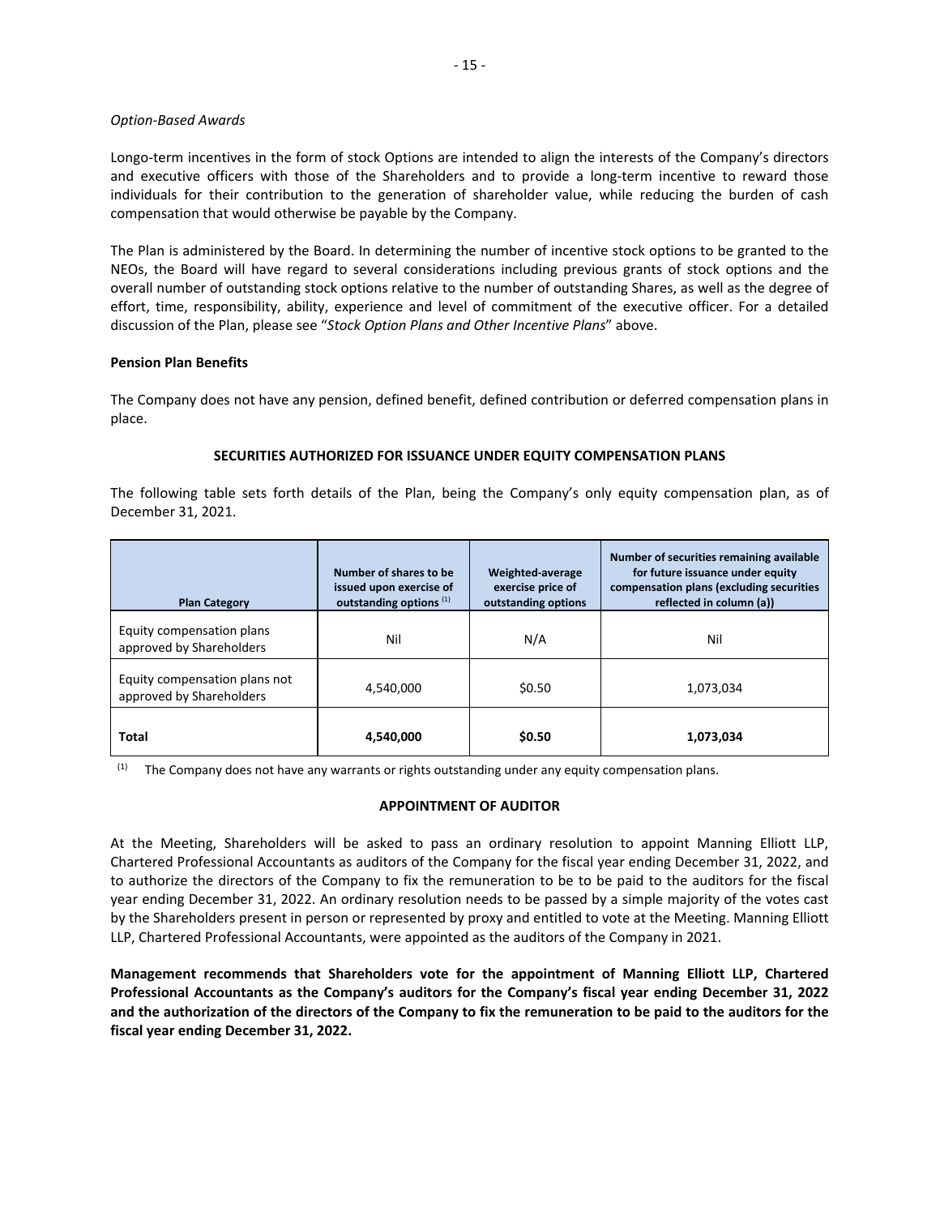*Option-Based Awards*

Longo-term incentives in the form of stock Options are intended to align the interests of the Company's directors and executive officers with those of the Shareholders and to provide a long-term incentive to reward those individuals for their contribution to the generation of shareholder value, while reducing the burden of cash compensation that would otherwise be payable by the Company.

The Plan is administered by the Board. In determining the number of incentive stock options to be granted to the NEOs, the Board will have regard to several considerations including previous grants of stock options and the overall number of outstanding stock options relative to the number of outstanding Shares, as well as the degree of effort, time, responsibility, ability, experience and level of commitment of the executive officer. For a detailed discussion of the Plan, please see "*Stock Option Plans and Other Incentive Plans*" above.

**Pension Plan Benefits**

The Company does not have any pension, defined benefit, defined contribution or deferred compensation plans in place.

## SECURITIES AUTHORIZED FOR ISSUANCE UNDER EQUITY COMPENSATION PLANS

The following table sets forth details of the Plan, being the Company's only equity compensation plan, as of December 31, 2021.

| Plan Category | Number of shares to be issued upon exercise of outstanding options [1] | Weighted-average exercise price of outstanding options | Number of securities remaining available for future issuance under equity compensation plans (excluding securities reflected in column (a)) |
|---|---|---|---|
| Equity compensation plans approved by Shareholders | Nil | N/A | Nil |
| Equity compensation plans not approved by Shareholders | 4,540,000 | $0.50 | 1,073,034 |
| **Total** | **4,540,000** | **$0.50** | **1,073,034** |

[1] The Company does not have any warrants or rights outstanding under any equity compensation plans.

## APPOINTMENT OF AUDITOR

At the Meeting, Shareholders will be asked to pass an ordinary resolution to appoint Manning Elliott LLP, Chartered Professional Accountants as auditors of the Company for the fiscal year ending December 31, 2022, and to authorize the directors of the Company to fix the remuneration to be to be paid to the auditors for the fiscal year ending December 31, 2022. An ordinary resolution needs to be passed by a simple majority of the votes cast by the Shareholders present in person or represented by proxy and entitled to vote at the Meeting. Manning Elliott LLP, Chartered Professional Accountants, were appointed as the auditors of the Company in 2021.

**Management recommends that Shareholders vote for the appointment of Manning Elliott LLP, Chartered Professional Accountants as the Company's auditors for the Company's fiscal year ending December 31, 2022 and the authorization of the directors of the Company to fix the remuneration to be paid to the auditors for the fiscal year ending December 31, 2022.**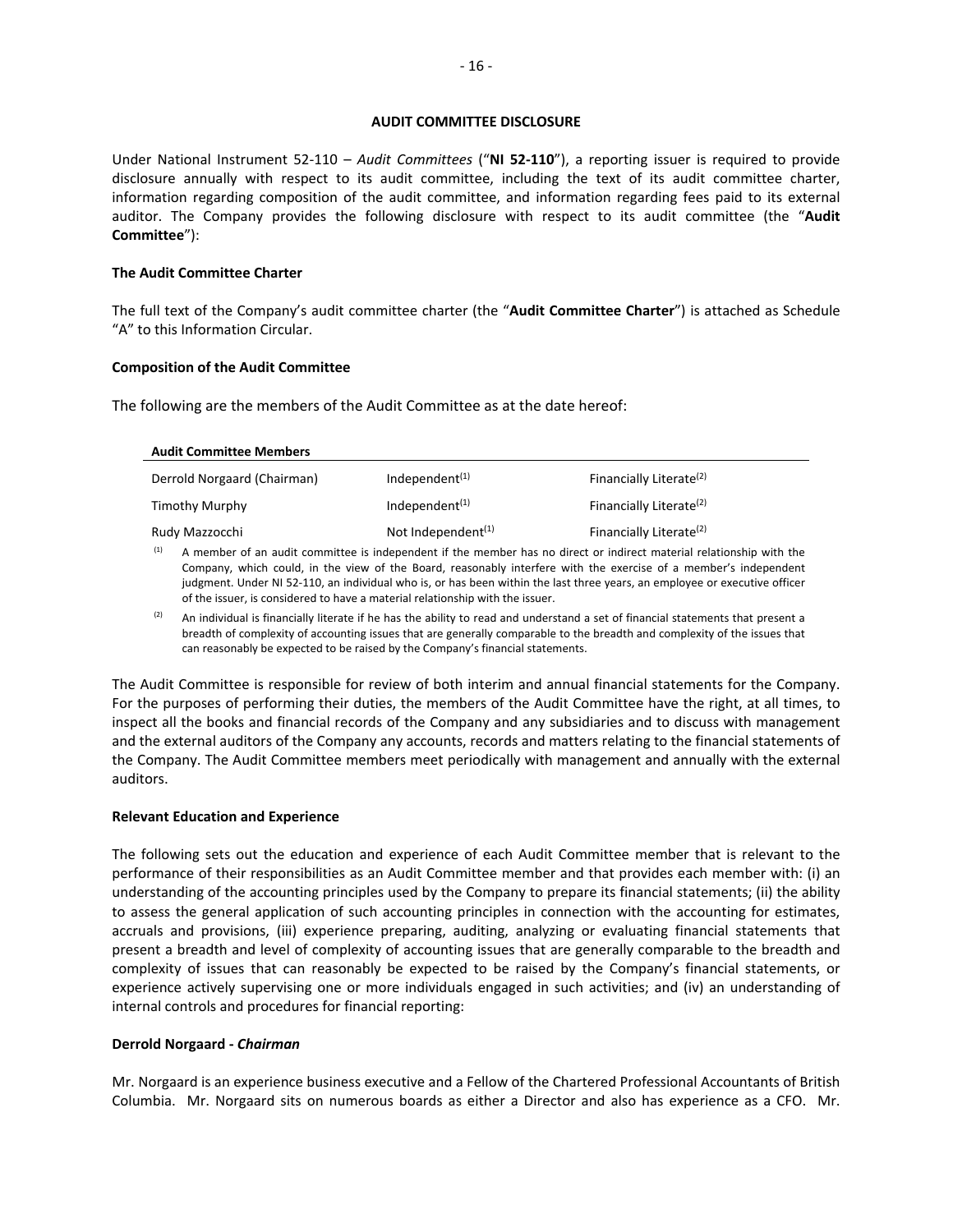## AUDIT COMMITTEE DISCLOSURE

Under National Instrument 52-110 – *Audit Committees* ("**NI 52-110**"), a reporting issuer is required to provide disclosure annually with respect to its audit committee, including the text of its audit committee charter, information regarding composition of the audit committee, and information regarding fees paid to its external auditor. The Company provides the following disclosure with respect to its audit committee (the "**Audit Committee**"):

### The Audit Committee Charter

The full text of the Company's audit committee charter (the "**Audit Committee Charter**") is attached as Schedule "A" to this Information Circular.

### Composition of the Audit Committee

The following are the members of the Audit Committee as at the date hereof:

| **Audit Committee Members** | | |
|---|---|---|
| Derrold Norgaard (Chairman) | Independent[(1)] | Financially Literate[(2)] |
| Timothy Murphy | Independent[(1)] | Financially Literate[(2)] |
| Rudy Mazzocchi | Not Independent[(1)] | Financially Literate[(2)] |

(1) A member of an audit committee is independent if the member has no direct or indirect material relationship with the Company, which could, in the view of the Board, reasonably interfere with the exercise of a member's independent judgment. Under NI 52-110, an individual who is, or has been within the last three years, an employee or executive officer of the issuer, is considered to have a material relationship with the issuer.

(2) An individual is financially literate if he has the ability to read and understand a set of financial statements that present a breadth of complexity of accounting issues that are generally comparable to the breadth and complexity of the issues that can reasonably be expected to be raised by the Company's financial statements.

The Audit Committee is responsible for review of both interim and annual financial statements for the Company. For the purposes of performing their duties, the members of the Audit Committee have the right, at all times, to inspect all the books and financial records of the Company and any subsidiaries and to discuss with management and the external auditors of the Company any accounts, records and matters relating to the financial statements of the Company. The Audit Committee members meet periodically with management and annually with the external auditors.

### Relevant Education and Experience

The following sets out the education and experience of each Audit Committee member that is relevant to the performance of their responsibilities as an Audit Committee member and that provides each member with: (i) an understanding of the accounting principles used by the Company to prepare its financial statements; (ii) the ability to assess the general application of such accounting principles in connection with the accounting for estimates, accruals and provisions, (iii) experience preparing, auditing, analyzing or evaluating financial statements that present a breadth and level of complexity of accounting issues that are generally comparable to the breadth and complexity of issues that can reasonably be expected to be raised by the Company's financial statements, or experience actively supervising one or more individuals engaged in such activities; and (iv) an understanding of internal controls and procedures for financial reporting:

**Derrold Norgaard -** ***Chairman***

Mr. Norgaard is an experience business executive and a Fellow of the Chartered Professional Accountants of British Columbia. Mr. Norgaard sits on numerous boards as either a Director and also has experience as a CFO. Mr.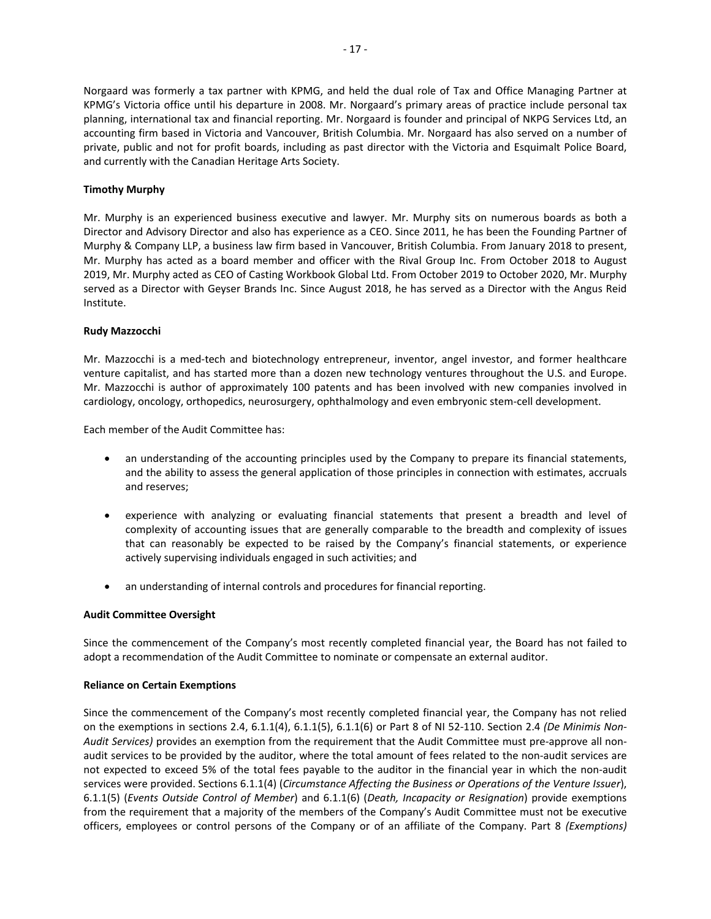Norgaard was formerly a tax partner with KPMG, and held the dual role of Tax and Office Managing Partner at KPMG's Victoria office until his departure in 2008. Mr. Norgaard's primary areas of practice include personal tax planning, international tax and financial reporting. Mr. Norgaard is founder and principal of NKPG Services Ltd, an accounting firm based in Victoria and Vancouver, British Columbia. Mr. Norgaard has also served on a number of private, public and not for profit boards, including as past director with the Victoria and Esquimalt Police Board, and currently with the Canadian Heritage Arts Society.

**Timothy Murphy**

Mr. Murphy is an experienced business executive and lawyer. Mr. Murphy sits on numerous boards as both a Director and Advisory Director and also has experience as a CEO. Since 2011, he has been the Founding Partner of Murphy & Company LLP, a business law firm based in Vancouver, British Columbia. From January 2018 to present, Mr. Murphy has acted as a board member and officer with the Rival Group Inc. From October 2018 to August 2019, Mr. Murphy acted as CEO of Casting Workbook Global Ltd. From October 2019 to October 2020, Mr. Murphy served as a Director with Geyser Brands Inc. Since August 2018, he has served as a Director with the Angus Reid Institute.

**Rudy Mazzocchi**

Mr. Mazzocchi is a med-tech and biotechnology entrepreneur, inventor, angel investor, and former healthcare venture capitalist, and has started more than a dozen new technology ventures throughout the U.S. and Europe. Mr. Mazzocchi is author of approximately 100 patents and has been involved with new companies involved in cardiology, oncology, orthopedics, neurosurgery, ophthalmology and even embryonic stem-cell development.

Each member of the Audit Committee has:

- an understanding of the accounting principles used by the Company to prepare its financial statements, and the ability to assess the general application of those principles in connection with estimates, accruals and reserves;
- experience with analyzing or evaluating financial statements that present a breadth and level of complexity of accounting issues that are generally comparable to the breadth and complexity of issues that can reasonably be expected to be raised by the Company's financial statements, or experience actively supervising individuals engaged in such activities; and
- an understanding of internal controls and procedures for financial reporting.

**Audit Committee Oversight**

Since the commencement of the Company's most recently completed financial year, the Board has not failed to adopt a recommendation of the Audit Committee to nominate or compensate an external auditor.

**Reliance on Certain Exemptions**

Since the commencement of the Company's most recently completed financial year, the Company has not relied on the exemptions in sections 2.4, 6.1.1(4), 6.1.1(5), 6.1.1(6) or Part 8 of NI 52-110. Section 2.4 *(De Minimis Non-Audit Services)* provides an exemption from the requirement that the Audit Committee must pre-approve all non-audit services to be provided by the auditor, where the total amount of fees related to the non-audit services are not expected to exceed 5% of the total fees payable to the auditor in the financial year in which the non-audit services were provided. Sections 6.1.1(4) (*Circumstance Affecting the Business or Operations of the Venture Issuer*), 6.1.1(5) (*Events Outside Control of Member*) and 6.1.1(6) (*Death, Incapacity or Resignation*) provide exemptions from the requirement that a majority of the members of the Company's Audit Committee must not be executive officers, employees or control persons of the Company or of an affiliate of the Company. Part 8 *(Exemptions)*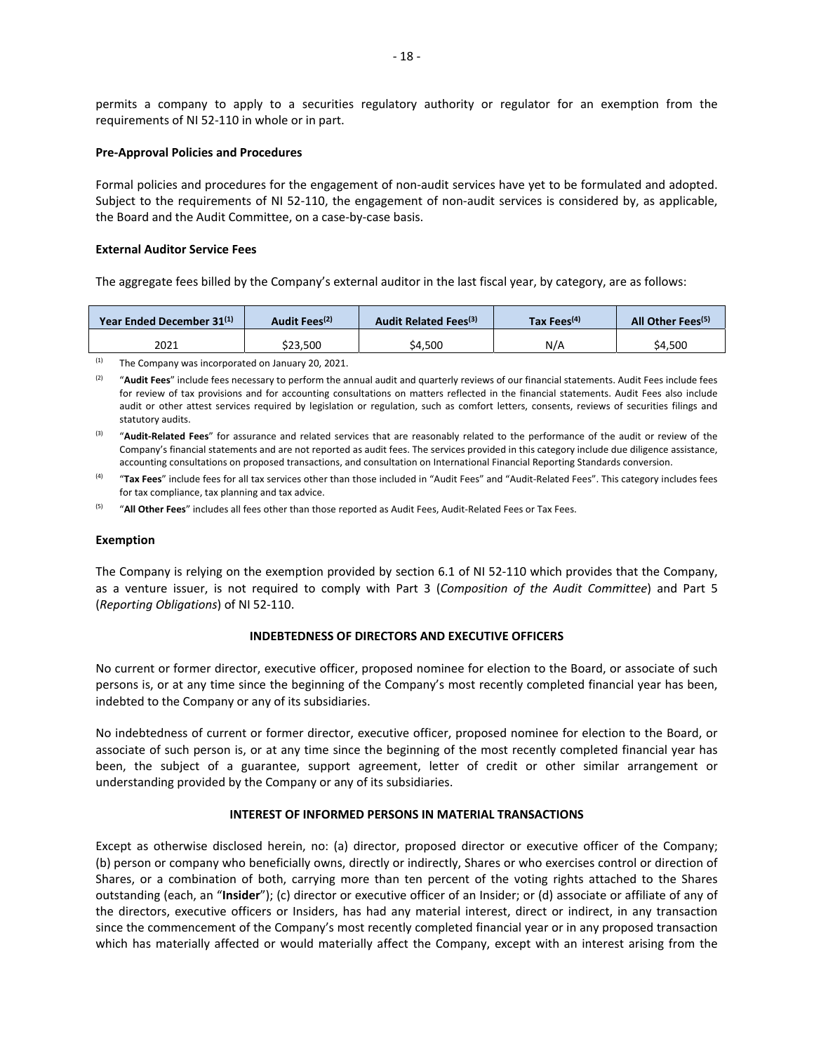permits a company to apply to a securities regulatory authority or regulator for an exemption from the requirements of NI 52-110 in whole or in part.

**Pre-Approval Policies and Procedures**

Formal policies and procedures for the engagement of non-audit services have yet to be formulated and adopted. Subject to the requirements of NI 52-110, the engagement of non-audit services is considered by, as applicable, the Board and the Audit Committee, on a case-by-case basis.

**External Auditor Service Fees**

The aggregate fees billed by the Company's external auditor in the last fiscal year, by category, are as follows:

| Year Ended December 31[(1)] | Audit Fees[(2)] | Audit Related Fees[(3)] | Tax Fees[(4)] | All Other Fees[(5)] |
|---|---|---|---|---|
| 2021 | $23,500 | $4,500 | N/A | $4,500 |

(1) The Company was incorporated on January 20, 2021.

(2) "**Audit Fees**" include fees necessary to perform the annual audit and quarterly reviews of our financial statements. Audit Fees include fees for review of tax provisions and for accounting consultations on matters reflected in the financial statements. Audit Fees also include audit or other attest services required by legislation or regulation, such as comfort letters, consents, reviews of securities filings and statutory audits.

(3) "**Audit-Related Fees**" for assurance and related services that are reasonably related to the performance of the audit or review of the Company's financial statements and are not reported as audit fees. The services provided in this category include due diligence assistance, accounting consultations on proposed transactions, and consultation on International Financial Reporting Standards conversion.

(4) "**Tax Fees**" include fees for all tax services other than those included in "Audit Fees" and "Audit-Related Fees". This category includes fees for tax compliance, tax planning and tax advice.

(5) "**All Other Fees**" includes all fees other than those reported as Audit Fees, Audit-Related Fees or Tax Fees.

**Exemption**

The Company is relying on the exemption provided by section 6.1 of NI 52-110 which provides that the Company, as a venture issuer, is not required to comply with Part 3 (*Composition of the Audit Committee*) and Part 5 (*Reporting Obligations*) of NI 52-110.

## INDEBTEDNESS OF DIRECTORS AND EXECUTIVE OFFICERS

No current or former director, executive officer, proposed nominee for election to the Board, or associate of such persons is, or at any time since the beginning of the Company's most recently completed financial year has been, indebted to the Company or any of its subsidiaries.

No indebtedness of current or former director, executive officer, proposed nominee for election to the Board, or associate of such person is, or at any time since the beginning of the most recently completed financial year has been, the subject of a guarantee, support agreement, letter of credit or other similar arrangement or understanding provided by the Company or any of its subsidiaries.

## INTEREST OF INFORMED PERSONS IN MATERIAL TRANSACTIONS

Except as otherwise disclosed herein, no: (a) director, proposed director or executive officer of the Company; (b) person or company who beneficially owns, directly or indirectly, Shares or who exercises control or direction of Shares, or a combination of both, carrying more than ten percent of the voting rights attached to the Shares outstanding (each, an "**Insider**"); (c) director or executive officer of an Insider; or (d) associate or affiliate of any of the directors, executive officers or Insiders, has had any material interest, direct or indirect, in any transaction since the commencement of the Company's most recently completed financial year or in any proposed transaction which has materially affected or would materially affect the Company, except with an interest arising from the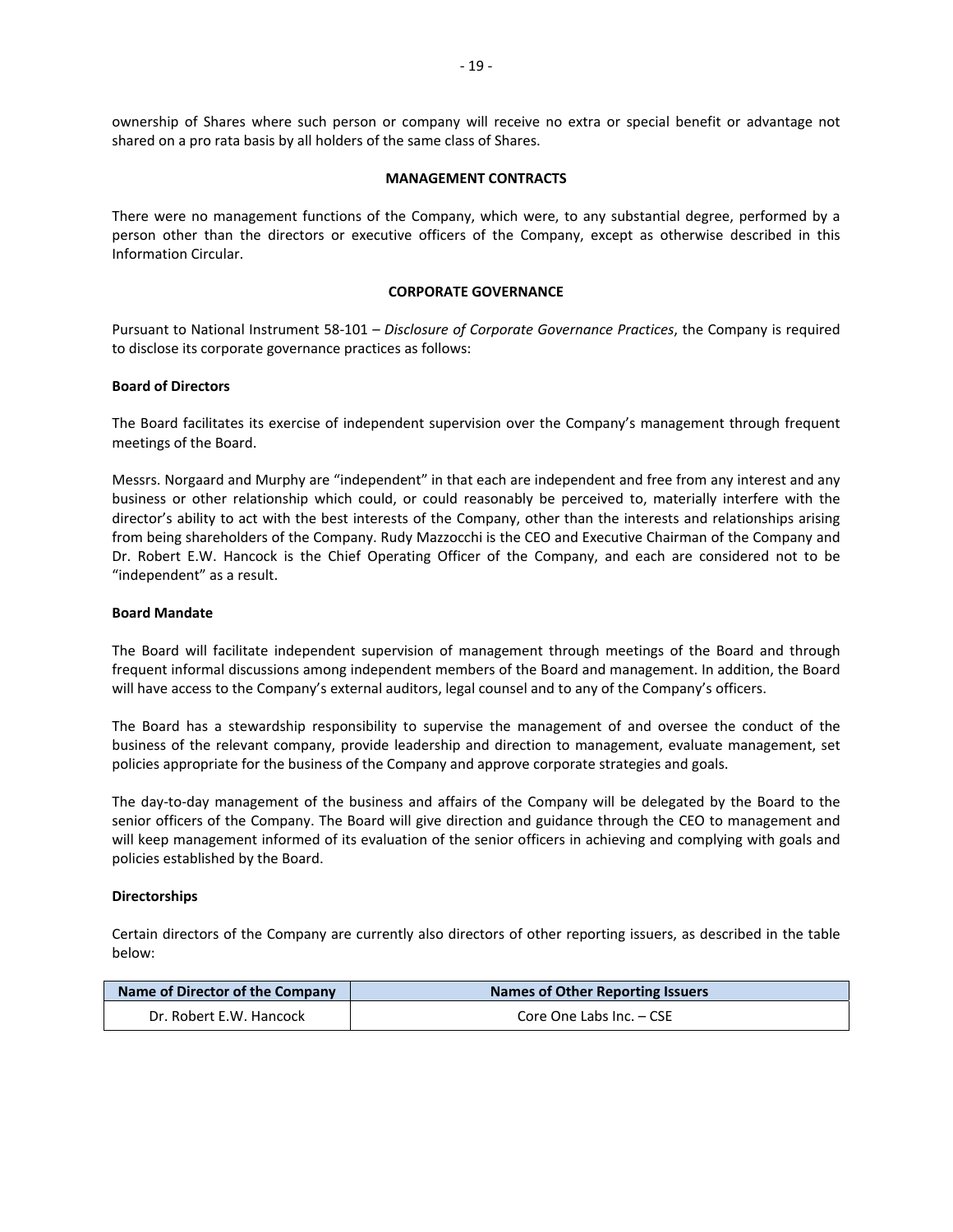ownership of Shares where such person or company will receive no extra or special benefit or advantage not shared on a pro rata basis by all holders of the same class of Shares.

## MANAGEMENT CONTRACTS

There were no management functions of the Company, which were, to any substantial degree, performed by a person other than the directors or executive officers of the Company, except as otherwise described in this Information Circular.

## CORPORATE GOVERNANCE

Pursuant to National Instrument 58-101 – *Disclosure of Corporate Governance Practices*, the Company is required to disclose its corporate governance practices as follows:

### Board of Directors

The Board facilitates its exercise of independent supervision over the Company's management through frequent meetings of the Board.

Messrs. Norgaard and Murphy are "independent" in that each are independent and free from any interest and any business or other relationship which could, or could reasonably be perceived to, materially interfere with the director's ability to act with the best interests of the Company, other than the interests and relationships arising from being shareholders of the Company. Rudy Mazzocchi is the CEO and Executive Chairman of the Company and Dr. Robert E.W. Hancock is the Chief Operating Officer of the Company, and each are considered not to be "independent" as a result.

### Board Mandate

The Board will facilitate independent supervision of management through meetings of the Board and through frequent informal discussions among independent members of the Board and management. In addition, the Board will have access to the Company's external auditors, legal counsel and to any of the Company's officers.

The Board has a stewardship responsibility to supervise the management of and oversee the conduct of the business of the relevant company, provide leadership and direction to management, evaluate management, set policies appropriate for the business of the Company and approve corporate strategies and goals.

The day-to-day management of the business and affairs of the Company will be delegated by the Board to the senior officers of the Company. The Board will give direction and guidance through the CEO to management and will keep management informed of its evaluation of the senior officers in achieving and complying with goals and policies established by the Board.

### Directorships

Certain directors of the Company are currently also directors of other reporting issuers, as described in the table below:

| Name of Director of the Company | Names of Other Reporting Issuers |
|---|---|
| Dr. Robert E.W. Hancock | Core One Labs Inc. – CSE |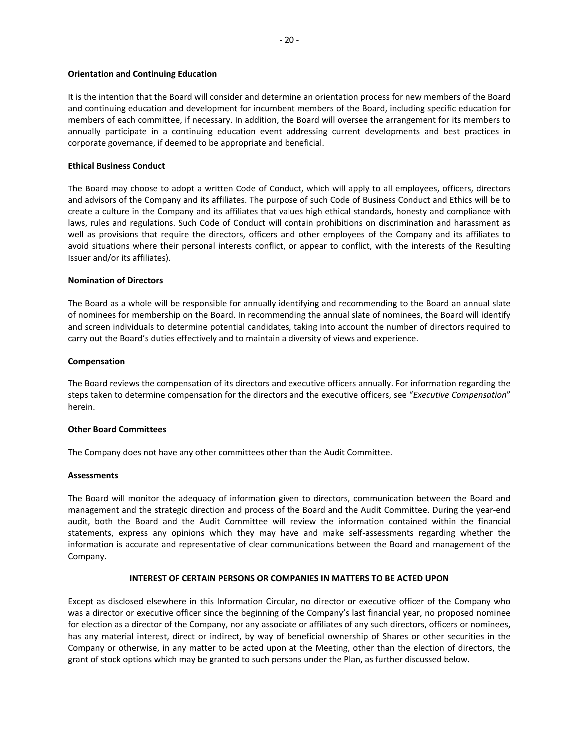### Orientation and Continuing Education

It is the intention that the Board will consider and determine an orientation process for new members of the Board and continuing education and development for incumbent members of the Board, including specific education for members of each committee, if necessary. In addition, the Board will oversee the arrangement for its members to annually participate in a continuing education event addressing current developments and best practices in corporate governance, if deemed to be appropriate and beneficial.

### Ethical Business Conduct

The Board may choose to adopt a written Code of Conduct, which will apply to all employees, officers, directors and advisors of the Company and its affiliates. The purpose of such Code of Business Conduct and Ethics will be to create a culture in the Company and its affiliates that values high ethical standards, honesty and compliance with laws, rules and regulations. Such Code of Conduct will contain prohibitions on discrimination and harassment as well as provisions that require the directors, officers and other employees of the Company and its affiliates to avoid situations where their personal interests conflict, or appear to conflict, with the interests of the Resulting Issuer and/or its affiliates).

### Nomination of Directors

The Board as a whole will be responsible for annually identifying and recommending to the Board an annual slate of nominees for membership on the Board. In recommending the annual slate of nominees, the Board will identify and screen individuals to determine potential candidates, taking into account the number of directors required to carry out the Board's duties effectively and to maintain a diversity of views and experience.

### Compensation

The Board reviews the compensation of its directors and executive officers annually. For information regarding the steps taken to determine compensation for the directors and the executive officers, see "*Executive Compensation*" herein.

### Other Board Committees

The Company does not have any other committees other than the Audit Committee.

### Assessments

The Board will monitor the adequacy of information given to directors, communication between the Board and management and the strategic direction and process of the Board and the Audit Committee. During the year-end audit, both the Board and the Audit Committee will review the information contained within the financial statements, express any opinions which they may have and make self-assessments regarding whether the information is accurate and representative of clear communications between the Board and management of the Company.

## INTEREST OF CERTAIN PERSONS OR COMPANIES IN MATTERS TO BE ACTED UPON

Except as disclosed elsewhere in this Information Circular, no director or executive officer of the Company who was a director or executive officer since the beginning of the Company's last financial year, no proposed nominee for election as a director of the Company, nor any associate or affiliates of any such directors, officers or nominees, has any material interest, direct or indirect, by way of beneficial ownership of Shares or other securities in the Company or otherwise, in any matter to be acted upon at the Meeting, other than the election of directors, the grant of stock options which may be granted to such persons under the Plan, as further discussed below.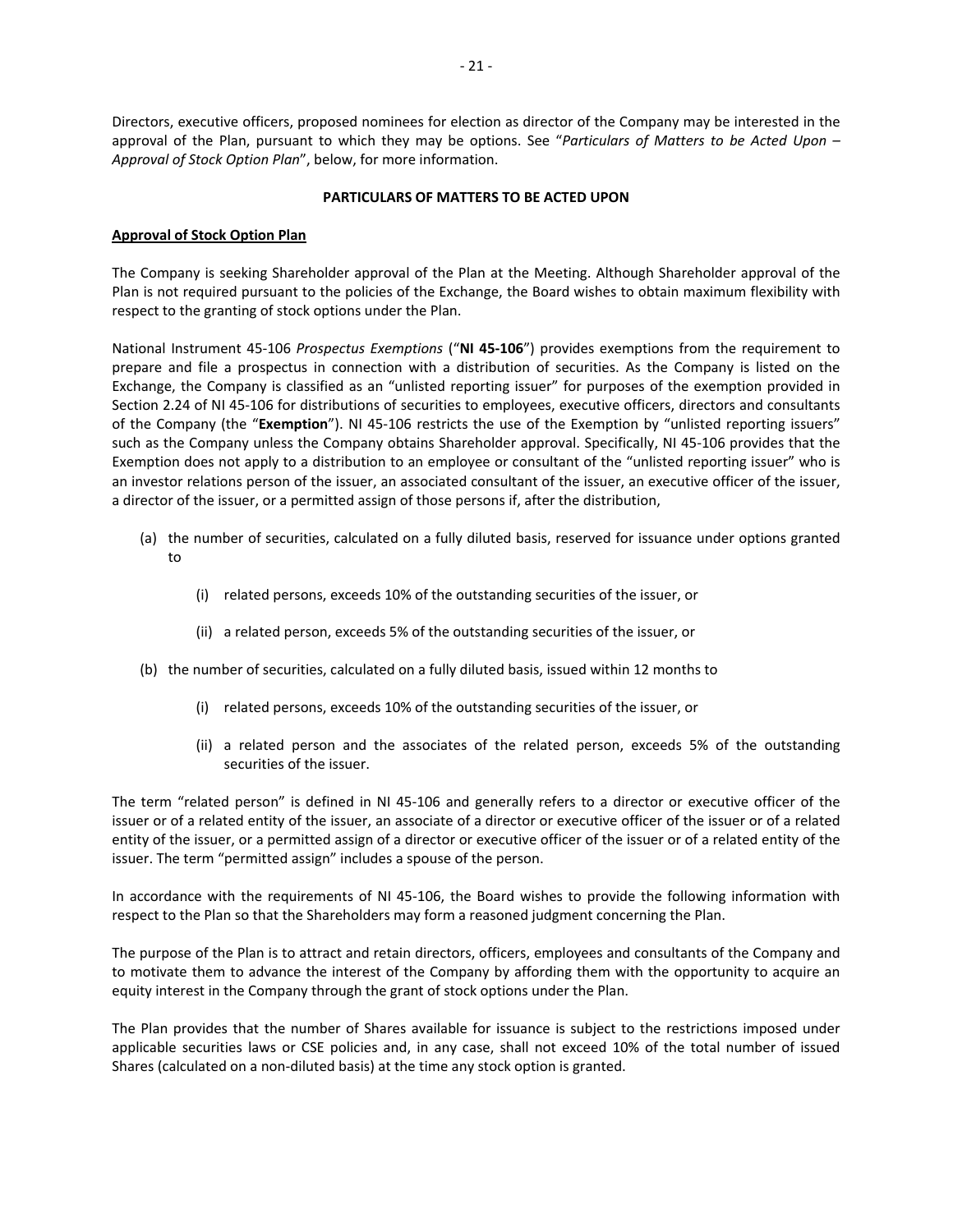Directors, executive officers, proposed nominees for election as director of the Company may be interested in the approval of the Plan, pursuant to which they may be options. See "*Particulars of Matters to be Acted Upon – Approval of Stock Option Plan*", below, for more information.

**PARTICULARS OF MATTERS TO BE ACTED UPON**

**Approval of Stock Option Plan**

The Company is seeking Shareholder approval of the Plan at the Meeting. Although Shareholder approval of the Plan is not required pursuant to the policies of the Exchange, the Board wishes to obtain maximum flexibility with respect to the granting of stock options under the Plan.

National Instrument 45-106 *Prospectus Exemptions* ("**NI 45-106**") provides exemptions from the requirement to prepare and file a prospectus in connection with a distribution of securities. As the Company is listed on the Exchange, the Company is classified as an "unlisted reporting issuer" for purposes of the exemption provided in Section 2.24 of NI 45-106 for distributions of securities to employees, executive officers, directors and consultants of the Company (the "**Exemption**"). NI 45-106 restricts the use of the Exemption by "unlisted reporting issuers" such as the Company unless the Company obtains Shareholder approval. Specifically, NI 45-106 provides that the Exemption does not apply to a distribution to an employee or consultant of the "unlisted reporting issuer" who is an investor relations person of the issuer, an associated consultant of the issuer, an executive officer of the issuer, a director of the issuer, or a permitted assign of those persons if, after the distribution,

(a) the number of securities, calculated on a fully diluted basis, reserved for issuance under options granted to

  (i) related persons, exceeds 10% of the outstanding securities of the issuer, or

  (ii) a related person, exceeds 5% of the outstanding securities of the issuer, or

(b) the number of securities, calculated on a fully diluted basis, issued within 12 months to

  (i) related persons, exceeds 10% of the outstanding securities of the issuer, or

  (ii) a related person and the associates of the related person, exceeds 5% of the outstanding securities of the issuer.

The term "related person" is defined in NI 45-106 and generally refers to a director or executive officer of the issuer or of a related entity of the issuer, an associate of a director or executive officer of the issuer or of a related entity of the issuer, or a permitted assign of a director or executive officer of the issuer or of a related entity of the issuer. The term "permitted assign" includes a spouse of the person.

In accordance with the requirements of NI 45-106, the Board wishes to provide the following information with respect to the Plan so that the Shareholders may form a reasoned judgment concerning the Plan.

The purpose of the Plan is to attract and retain directors, officers, employees and consultants of the Company and to motivate them to advance the interest of the Company by affording them with the opportunity to acquire an equity interest in the Company through the grant of stock options under the Plan.

The Plan provides that the number of Shares available for issuance is subject to the restrictions imposed under applicable securities laws or CSE policies and, in any case, shall not exceed 10% of the total number of issued Shares (calculated on a non-diluted basis) at the time any stock option is granted.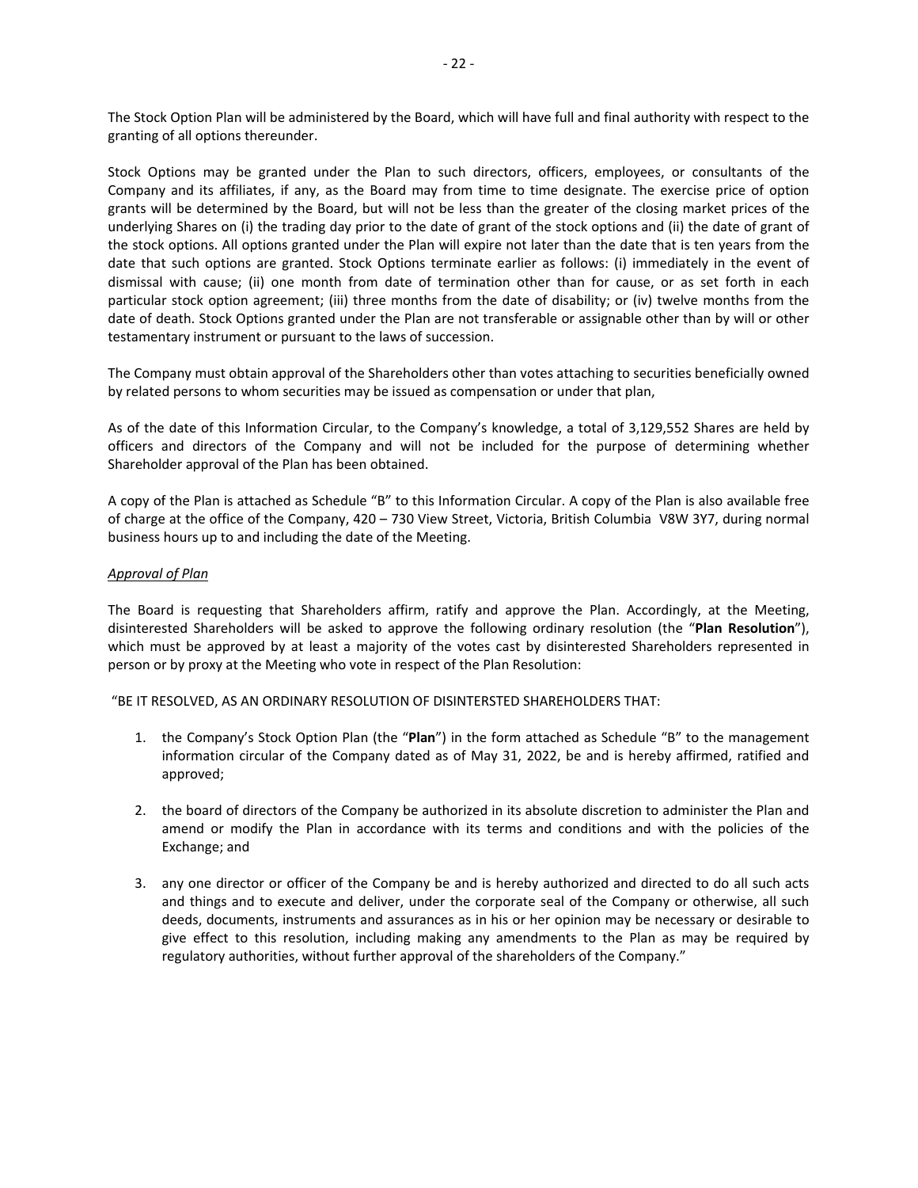The Stock Option Plan will be administered by the Board, which will have full and final authority with respect to the granting of all options thereunder.

Stock Options may be granted under the Plan to such directors, officers, employees, or consultants of the Company and its affiliates, if any, as the Board may from time to time designate. The exercise price of option grants will be determined by the Board, but will not be less than the greater of the closing market prices of the underlying Shares on (i) the trading day prior to the date of grant of the stock options and (ii) the date of grant of the stock options. All options granted under the Plan will expire not later than the date that is ten years from the date that such options are granted. Stock Options terminate earlier as follows: (i) immediately in the event of dismissal with cause; (ii) one month from date of termination other than for cause, or as set forth in each particular stock option agreement; (iii) three months from the date of disability; or (iv) twelve months from the date of death. Stock Options granted under the Plan are not transferable or assignable other than by will or other testamentary instrument or pursuant to the laws of succession.

The Company must obtain approval of the Shareholders other than votes attaching to securities beneficially owned by related persons to whom securities may be issued as compensation or under that plan,

As of the date of this Information Circular, to the Company's knowledge, a total of 3,129,552 Shares are held by officers and directors of the Company and will not be included for the purpose of determining whether Shareholder approval of the Plan has been obtained.

A copy of the Plan is attached as Schedule "B" to this Information Circular. A copy of the Plan is also available free of charge at the office of the Company, 420 – 730 View Street, Victoria, British Columbia V8W 3Y7, during normal business hours up to and including the date of the Meeting.

*Approval of Plan*

The Board is requesting that Shareholders affirm, ratify and approve the Plan. Accordingly, at the Meeting, disinterested Shareholders will be asked to approve the following ordinary resolution (the "**Plan Resolution**"), which must be approved by at least a majority of the votes cast by disinterested Shareholders represented in person or by proxy at the Meeting who vote in respect of the Plan Resolution:

"BE IT RESOLVED, AS AN ORDINARY RESOLUTION OF DISINTERSTED SHAREHOLDERS THAT:

1. the Company's Stock Option Plan (the "**Plan**") in the form attached as Schedule "B" to the management information circular of the Company dated as of May 31, 2022, be and is hereby affirmed, ratified and approved;
2. the board of directors of the Company be authorized in its absolute discretion to administer the Plan and amend or modify the Plan in accordance with its terms and conditions and with the policies of the Exchange; and
3. any one director or officer of the Company be and is hereby authorized and directed to do all such acts and things and to execute and deliver, under the corporate seal of the Company or otherwise, all such deeds, documents, instruments and assurances as in his or her opinion may be necessary or desirable to give effect to this resolution, including making any amendments to the Plan as may be required by regulatory authorities, without further approval of the shareholders of the Company."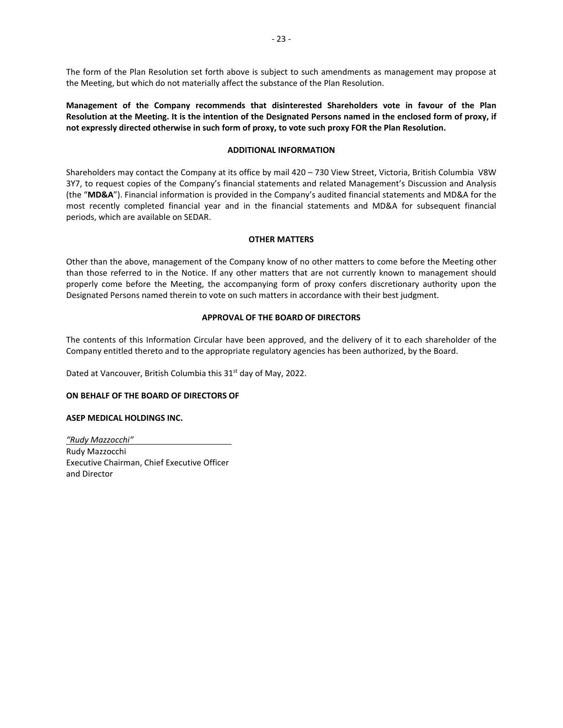The form of the Plan Resolution set forth above is subject to such amendments as management may propose at the Meeting, but which do not materially affect the substance of the Plan Resolution.

**Management of the Company recommends that disinterested Shareholders vote in favour of the Plan Resolution at the Meeting. It is the intention of the Designated Persons named in the enclosed form of proxy, if not expressly directed otherwise in such form of proxy, to vote such proxy FOR the Plan Resolution.**

## ADDITIONAL INFORMATION

Shareholders may contact the Company at its office by mail 420 – 730 View Street, Victoria, British Columbia V8W 3Y7, to request copies of the Company's financial statements and related Management's Discussion and Analysis (the "**MD&A**"). Financial information is provided in the Company's audited financial statements and MD&A for the most recently completed financial year and in the financial statements and MD&A for subsequent financial periods, which are available on SEDAR.

## OTHER MATTERS

Other than the above, management of the Company know of no other matters to come before the Meeting other than those referred to in the Notice. If any other matters that are not currently known to management should properly come before the Meeting, the accompanying form of proxy confers discretionary authority upon the Designated Persons named therein to vote on such matters in accordance with their best judgment.

## APPROVAL OF THE BOARD OF DIRECTORS

The contents of this Information Circular have been approved, and the delivery of it to each shareholder of the Company entitled thereto and to the appropriate regulatory agencies has been authorized, by the Board.

Dated at Vancouver, British Columbia this 31st day of May, 2022.

**ON BEHALF OF THE BOARD OF DIRECTORS OF**

**ASEP MEDICAL HOLDINGS INC.**

*"Rudy Mazzocchi"*
Rudy Mazzocchi
Executive Chairman, Chief Executive Officer and Director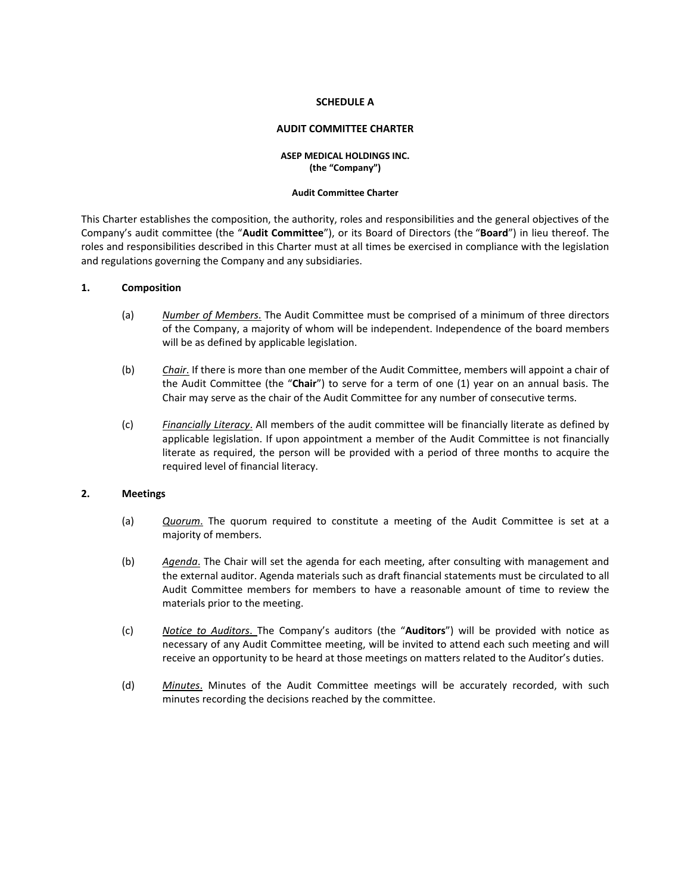**SCHEDULE A**

**AUDIT COMMITTEE CHARTER**

**ASEP MEDICAL HOLDINGS INC.**
**(the "Company")**

**Audit Committee Charter**

This Charter establishes the composition, the authority, roles and responsibilities and the general objectives of the Company's audit committee (the "**Audit Committee**"), or its Board of Directors (the "**Board**") in lieu thereof. The roles and responsibilities described in this Charter must at all times be exercised in compliance with the legislation and regulations governing the Company and any subsidiaries.

**1. Composition**

(a) *Number of Members*. The Audit Committee must be comprised of a minimum of three directors of the Company, a majority of whom will be independent. Independence of the board members will be as defined by applicable legislation.

(b) *Chair*. If there is more than one member of the Audit Committee, members will appoint a chair of the Audit Committee (the "**Chair**") to serve for a term of one (1) year on an annual basis. The Chair may serve as the chair of the Audit Committee for any number of consecutive terms.

(c) *Financially Literacy*. All members of the audit committee will be financially literate as defined by applicable legislation. If upon appointment a member of the Audit Committee is not financially literate as required, the person will be provided with a period of three months to acquire the required level of financial literacy.

**2. Meetings**

(a) *Quorum*. The quorum required to constitute a meeting of the Audit Committee is set at a majority of members.

(b) *Agenda*. The Chair will set the agenda for each meeting, after consulting with management and the external auditor. Agenda materials such as draft financial statements must be circulated to all Audit Committee members for members to have a reasonable amount of time to review the materials prior to the meeting.

(c) *Notice to Auditors*. The Company's auditors (the "**Auditors**") will be provided with notice as necessary of any Audit Committee meeting, will be invited to attend each such meeting and will receive an opportunity to be heard at those meetings on matters related to the Auditor's duties.

(d) *Minutes*. Minutes of the Audit Committee meetings will be accurately recorded, with such minutes recording the decisions reached by the committee.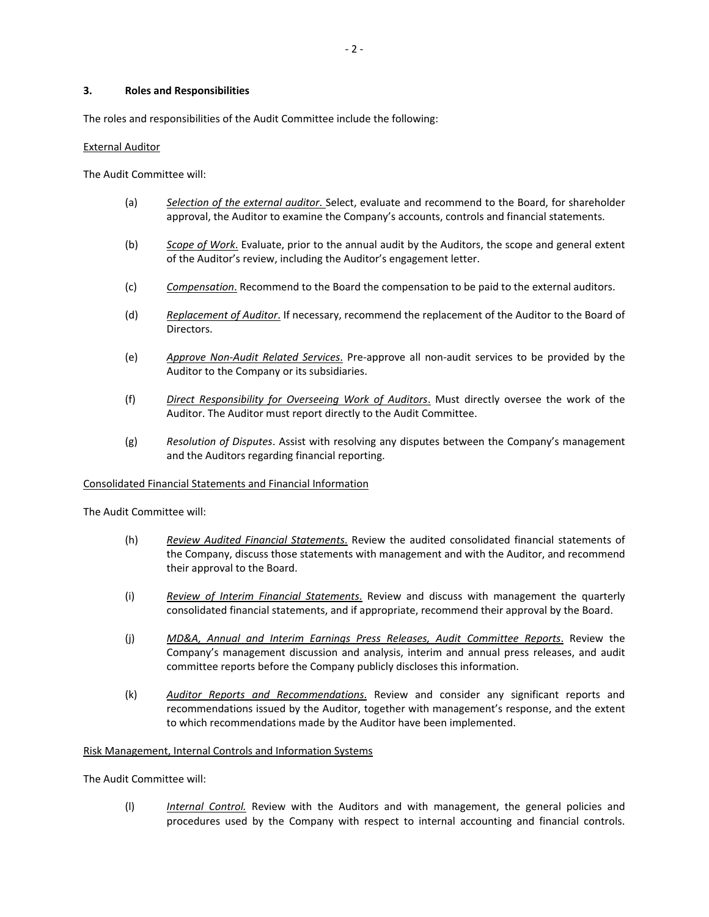## 3. Roles and Responsibilities

The roles and responsibilities of the Audit Committee include the following:

<u>External Auditor</u>

The Audit Committee will:

(a) *<u>Selection of the external auditor</u>*. Select, evaluate and recommend to the Board, for shareholder approval, the Auditor to examine the Company's accounts, controls and financial statements.

(b) *<u>Scope of Work</u>*. Evaluate, prior to the annual audit by the Auditors, the scope and general extent of the Auditor's review, including the Auditor's engagement letter.

(c) *<u>Compensation</u>*. Recommend to the Board the compensation to be paid to the external auditors.

(d) *<u>Replacement of Auditor</u>*. If necessary, recommend the replacement of the Auditor to the Board of Directors.

(e) *<u>Approve Non-Audit Related Services</u>*. Pre-approve all non-audit services to be provided by the Auditor to the Company or its subsidiaries.

(f) *<u>Direct Responsibility for Overseeing Work of Auditors</u>*. Must directly oversee the work of the Auditor. The Auditor must report directly to the Audit Committee.

(g) *Resolution of Disputes*. Assist with resolving any disputes between the Company's management and the Auditors regarding financial reporting.

<u>Consolidated Financial Statements and Financial Information</u>

The Audit Committee will:

(h) *<u>Review Audited Financial Statements</u>*. Review the audited consolidated financial statements of the Company, discuss those statements with management and with the Auditor, and recommend their approval to the Board.

(i) *<u>Review of Interim Financial Statements</u>*. Review and discuss with management the quarterly consolidated financial statements, and if appropriate, recommend their approval by the Board.

(j) *<u>MD&A, Annual and Interim Earnings Press Releases, Audit Committee Reports</u>*. Review the Company's management discussion and analysis, interim and annual press releases, and audit committee reports before the Company publicly discloses this information.

(k) *<u>Auditor Reports and Recommendations</u>*. Review and consider any significant reports and recommendations issued by the Auditor, together with management's response, and the extent to which recommendations made by the Auditor have been implemented.

<u>Risk Management, Internal Controls and Information Systems</u>

The Audit Committee will:

(l) *<u>Internal Control.</u>* Review with the Auditors and with management, the general policies and procedures used by the Company with respect to internal accounting and financial controls.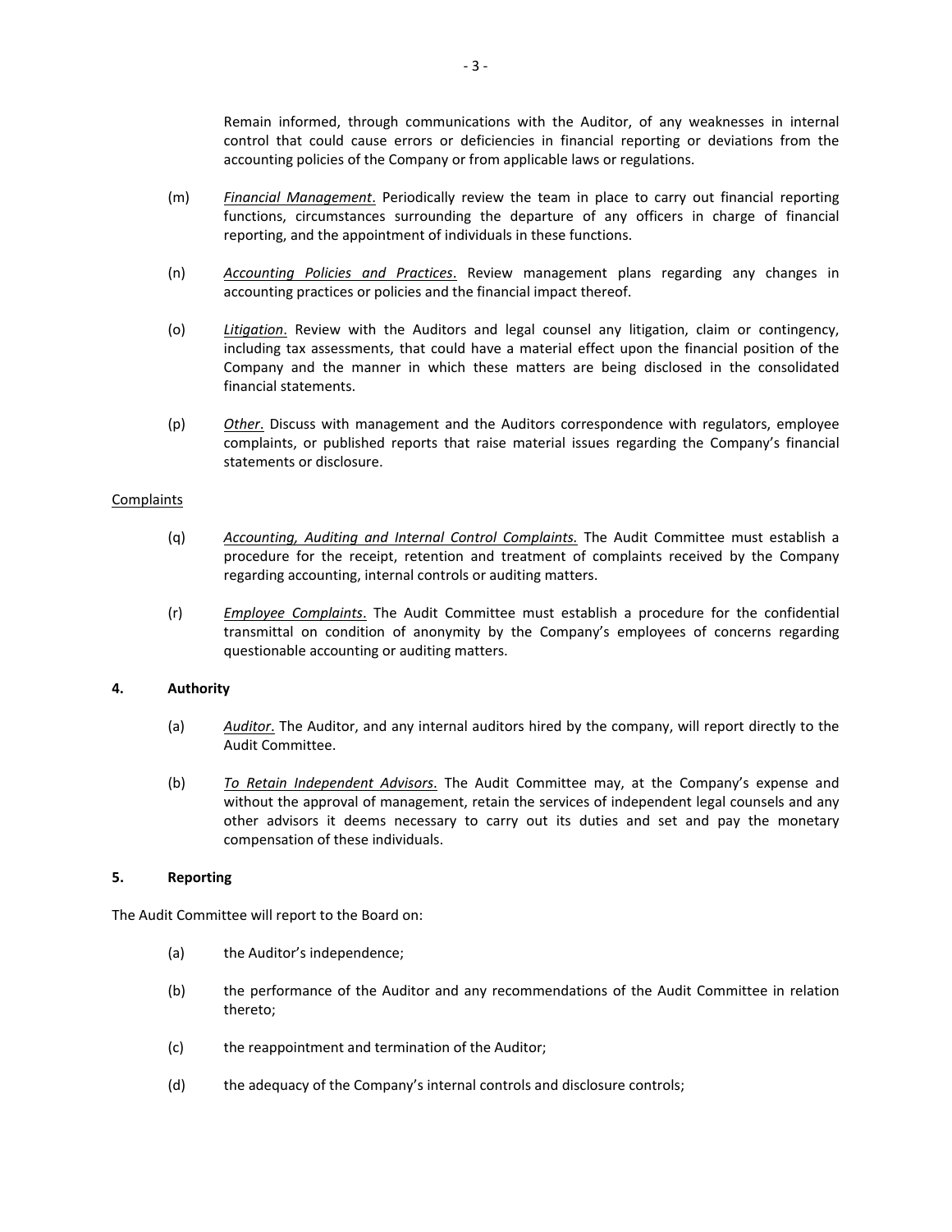Remain informed, through communications with the Auditor, of any weaknesses in internal control that could cause errors or deficiencies in financial reporting or deviations from the accounting policies of the Company or from applicable laws or regulations.

(m) *Financial Management*. Periodically review the team in place to carry out financial reporting functions, circumstances surrounding the departure of any officers in charge of financial reporting, and the appointment of individuals in these functions.

(n) *Accounting Policies and Practices*. Review management plans regarding any changes in accounting practices or policies and the financial impact thereof.

(o) *Litigation*. Review with the Auditors and legal counsel any litigation, claim or contingency, including tax assessments, that could have a material effect upon the financial position of the Company and the manner in which these matters are being disclosed in the consolidated financial statements.

(p) *Other*. Discuss with management and the Auditors correspondence with regulators, employee complaints, or published reports that raise material issues regarding the Company's financial statements or disclosure.

Complaints

(q) *Accounting, Auditing and Internal Control Complaints.* The Audit Committee must establish a procedure for the receipt, retention and treatment of complaints received by the Company regarding accounting, internal controls or auditing matters.

(r) *Employee Complaints*. The Audit Committee must establish a procedure for the confidential transmittal on condition of anonymity by the Company's employees of concerns regarding questionable accounting or auditing matters.

**4. Authority**

(a) *Auditor*. The Auditor, and any internal auditors hired by the company, will report directly to the Audit Committee.

(b) *To Retain Independent Advisors.* The Audit Committee may, at the Company's expense and without the approval of management, retain the services of independent legal counsels and any other advisors it deems necessary to carry out its duties and set and pay the monetary compensation of these individuals.

**5. Reporting**

The Audit Committee will report to the Board on:

(a) the Auditor's independence;

(b) the performance of the Auditor and any recommendations of the Audit Committee in relation thereto;

(c) the reappointment and termination of the Auditor;

(d) the adequacy of the Company's internal controls and disclosure controls;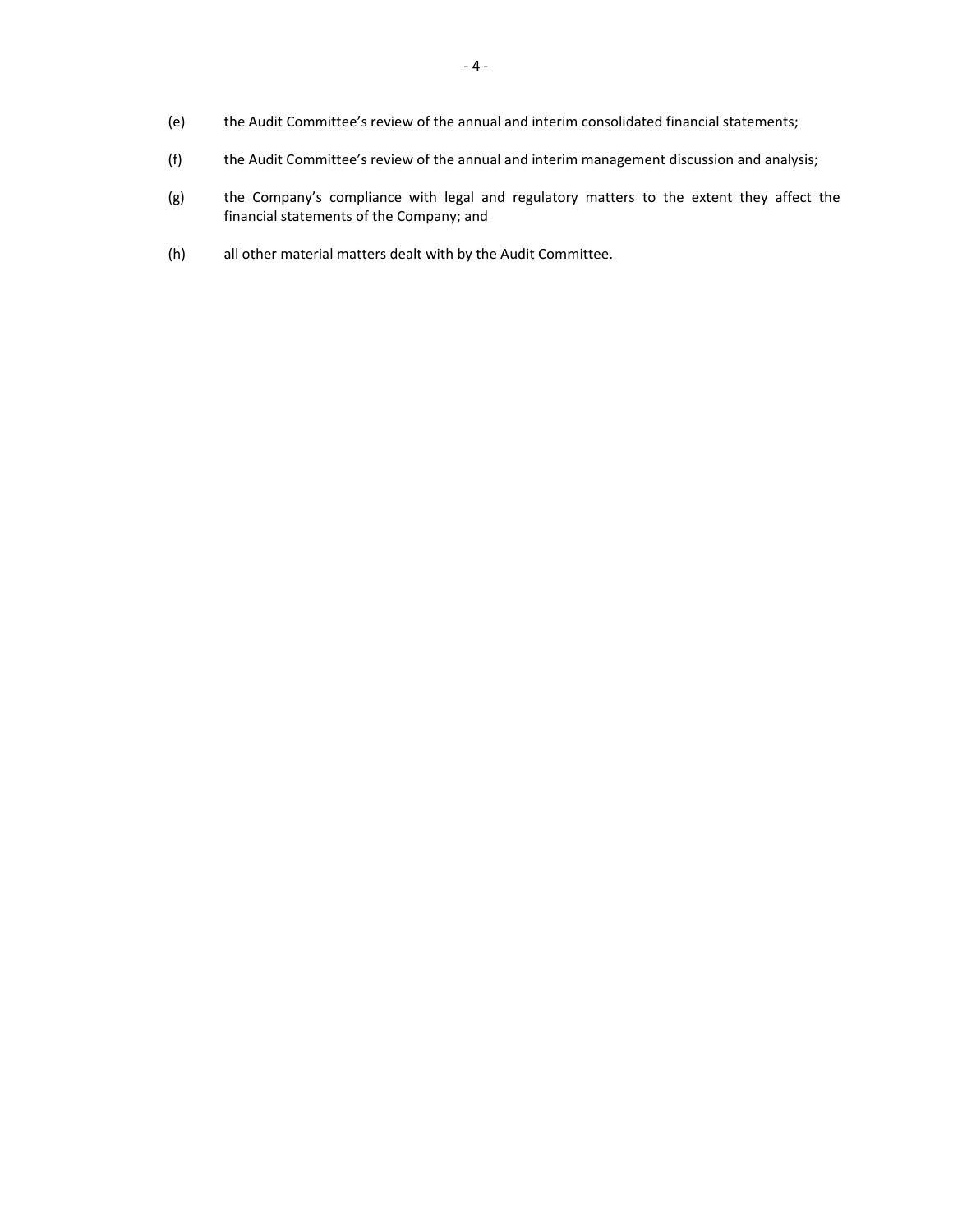(e) the Audit Committee's review of the annual and interim consolidated financial statements;

(f) the Audit Committee's review of the annual and interim management discussion and analysis;

(g) the Company's compliance with legal and regulatory matters to the extent they affect the financial statements of the Company; and

(h) all other material matters dealt with by the Audit Committee.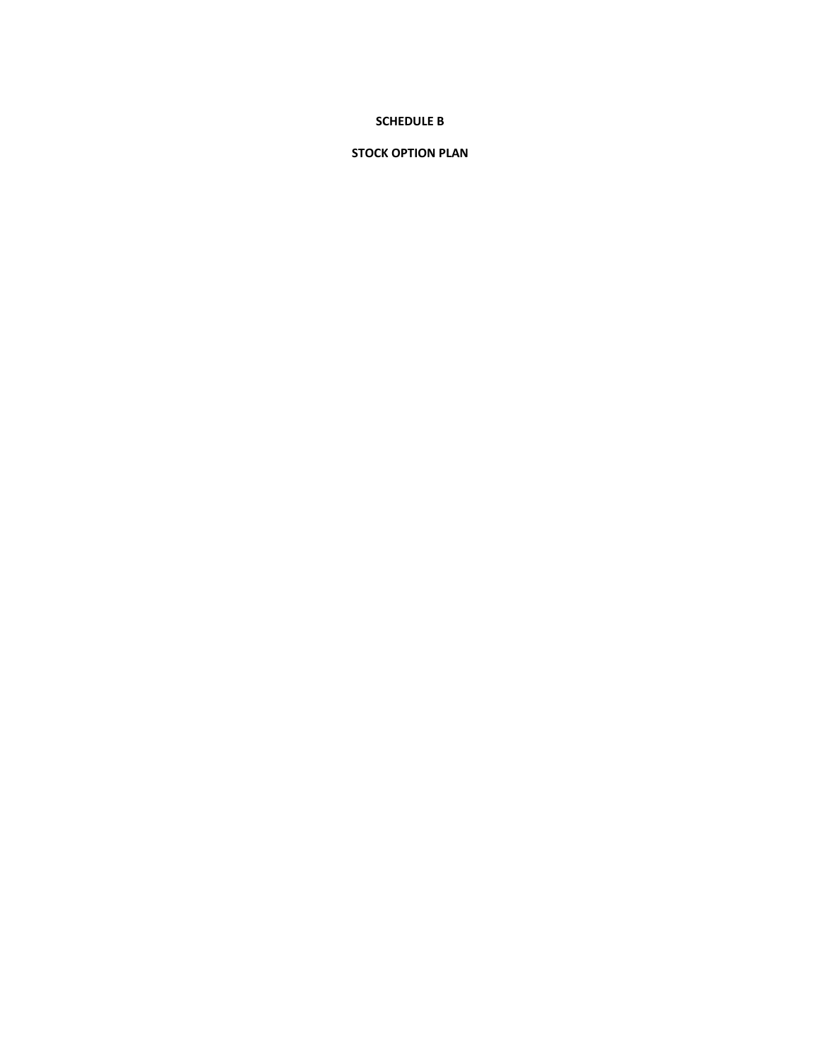**SCHEDULE B**

**STOCK OPTION PLAN**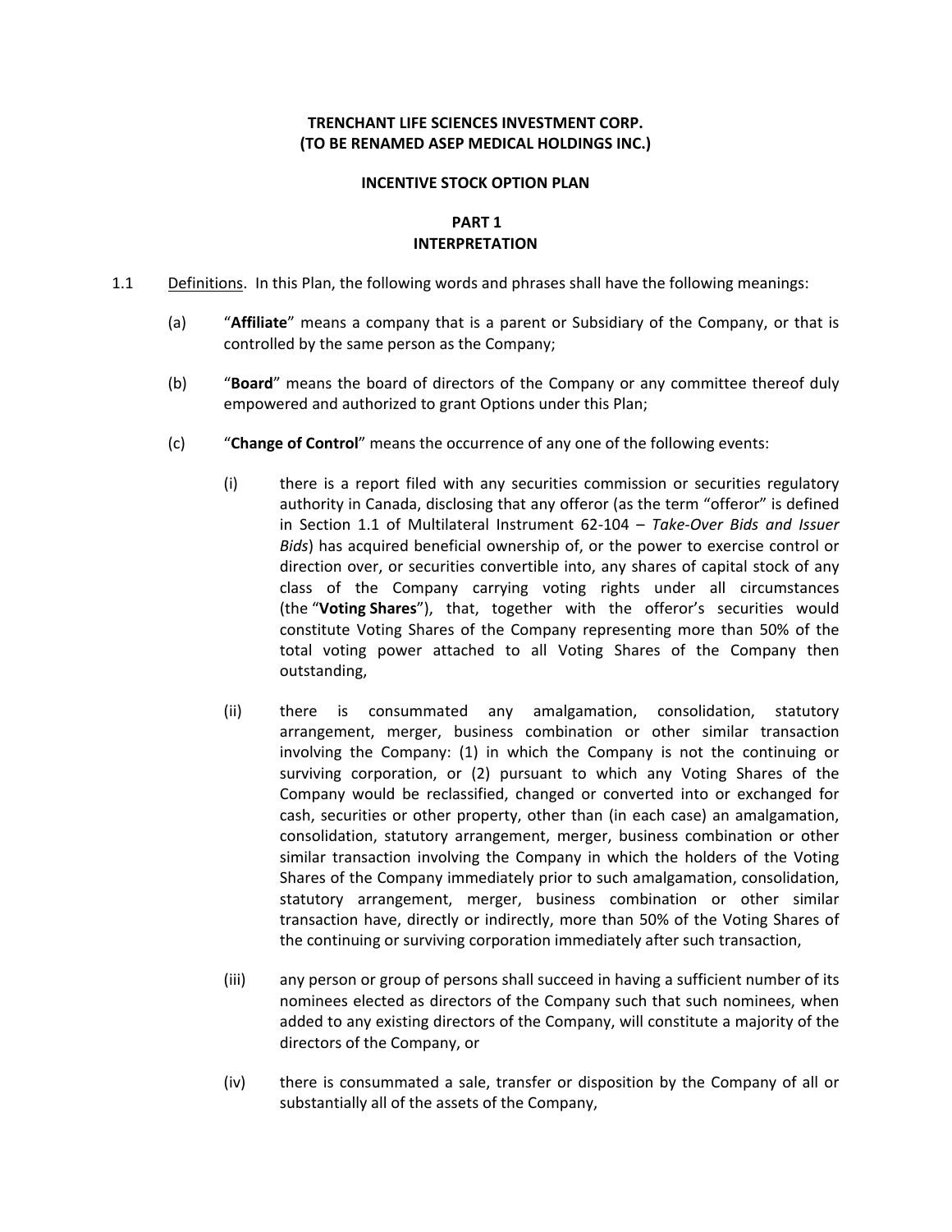**TRENCHANT LIFE SCIENCES INVESTMENT CORP.**
**(TO BE RENAMED ASEP MEDICAL HOLDINGS INC.)**

**INCENTIVE STOCK OPTION PLAN**

**PART 1**
**INTERPRETATION**

1.1 Definitions. In this Plan, the following words and phrases shall have the following meanings:

(a) "**Affiliate**" means a company that is a parent or Subsidiary of the Company, or that is controlled by the same person as the Company;

(b) "**Board**" means the board of directors of the Company or any committee thereof duly empowered and authorized to grant Options under this Plan;

(c) "**Change of Control**" means the occurrence of any one of the following events:

(i) there is a report filed with any securities commission or securities regulatory authority in Canada, disclosing that any offeror (as the term "offeror" is defined in Section 1.1 of Multilateral Instrument 62-104 – *Take-Over Bids and Issuer Bids*) has acquired beneficial ownership of, or the power to exercise control or direction over, or securities convertible into, any shares of capital stock of any class of the Company carrying voting rights under all circumstances (the "**Voting Shares**"), that, together with the offeror's securities would constitute Voting Shares of the Company representing more than 50% of the total voting power attached to all Voting Shares of the Company then outstanding,

(ii) there is consummated any amalgamation, consolidation, statutory arrangement, merger, business combination or other similar transaction involving the Company: (1) in which the Company is not the continuing or surviving corporation, or (2) pursuant to which any Voting Shares of the Company would be reclassified, changed or converted into or exchanged for cash, securities or other property, other than (in each case) an amalgamation, consolidation, statutory arrangement, merger, business combination or other similar transaction involving the Company in which the holders of the Voting Shares of the Company immediately prior to such amalgamation, consolidation, statutory arrangement, merger, business combination or other similar transaction have, directly or indirectly, more than 50% of the Voting Shares of the continuing or surviving corporation immediately after such transaction,

(iii) any person or group of persons shall succeed in having a sufficient number of its nominees elected as directors of the Company such that such nominees, when added to any existing directors of the Company, will constitute a majority of the directors of the Company, or

(iv) there is consummated a sale, transfer or disposition by the Company of all or substantially all of the assets of the Company,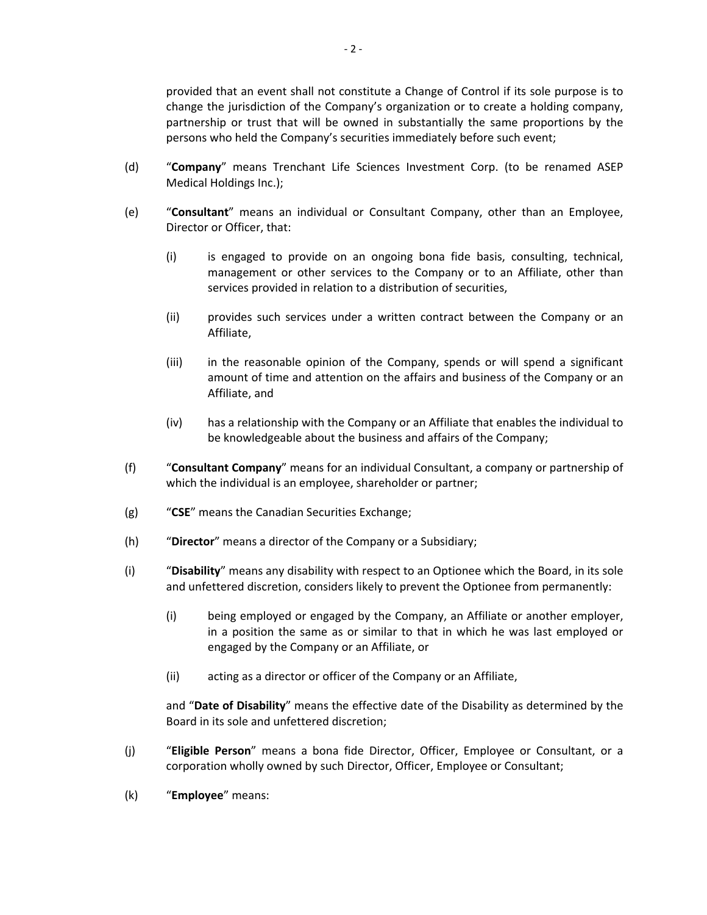provided that an event shall not constitute a Change of Control if its sole purpose is to change the jurisdiction of the Company's organization or to create a holding company, partnership or trust that will be owned in substantially the same proportions by the persons who held the Company's securities immediately before such event;

(d) "**Company**" means Trenchant Life Sciences Investment Corp. (to be renamed ASEP Medical Holdings Inc.);

(e) "**Consultant**" means an individual or Consultant Company, other than an Employee, Director or Officer, that:

(i) is engaged to provide on an ongoing bona fide basis, consulting, technical, management or other services to the Company or to an Affiliate, other than services provided in relation to a distribution of securities,

(ii) provides such services under a written contract between the Company or an Affiliate,

(iii) in the reasonable opinion of the Company, spends or will spend a significant amount of time and attention on the affairs and business of the Company or an Affiliate, and

(iv) has a relationship with the Company or an Affiliate that enables the individual to be knowledgeable about the business and affairs of the Company;

(f) "**Consultant Company**" means for an individual Consultant, a company or partnership of which the individual is an employee, shareholder or partner;

(g) "**CSE**" means the Canadian Securities Exchange;

(h) "**Director**" means a director of the Company or a Subsidiary;

(i) "**Disability**" means any disability with respect to an Optionee which the Board, in its sole and unfettered discretion, considers likely to prevent the Optionee from permanently:

(i) being employed or engaged by the Company, an Affiliate or another employer, in a position the same as or similar to that in which he was last employed or engaged by the Company or an Affiliate, or

(ii) acting as a director or officer of the Company or an Affiliate,

and "**Date of Disability**" means the effective date of the Disability as determined by the Board in its sole and unfettered discretion;

(j) "**Eligible Person**" means a bona fide Director, Officer, Employee or Consultant, or a corporation wholly owned by such Director, Officer, Employee or Consultant;

(k) "**Employee**" means: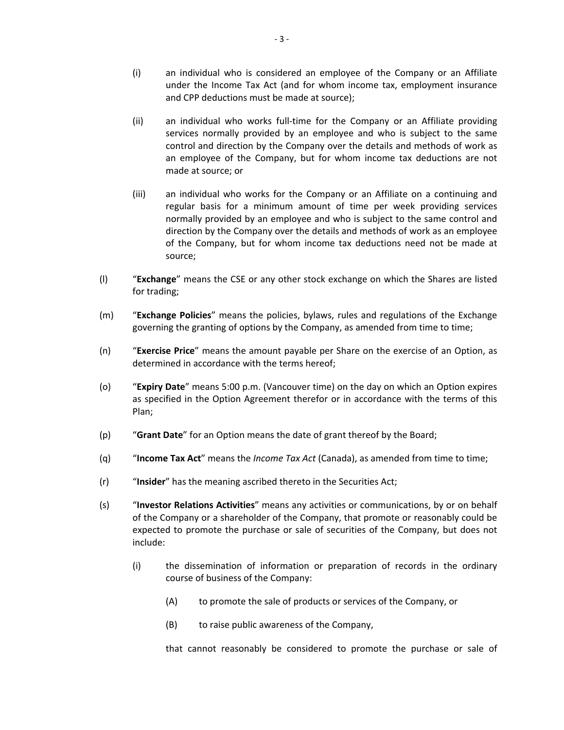(i) an individual who is considered an employee of the Company or an Affiliate under the Income Tax Act (and for whom income tax, employment insurance and CPP deductions must be made at source);

(ii) an individual who works full-time for the Company or an Affiliate providing services normally provided by an employee and who is subject to the same control and direction by the Company over the details and methods of work as an employee of the Company, but for whom income tax deductions are not made at source; or

(iii) an individual who works for the Company or an Affiliate on a continuing and regular basis for a minimum amount of time per week providing services normally provided by an employee and who is subject to the same control and direction by the Company over the details and methods of work as an employee of the Company, but for whom income tax deductions need not be made at source;

(l) "**Exchange**" means the CSE or any other stock exchange on which the Shares are listed for trading;

(m) "**Exchange Policies**" means the policies, bylaws, rules and regulations of the Exchange governing the granting of options by the Company, as amended from time to time;

(n) "**Exercise Price**" means the amount payable per Share on the exercise of an Option, as determined in accordance with the terms hereof;

(o) "**Expiry Date**" means 5:00 p.m. (Vancouver time) on the day on which an Option expires as specified in the Option Agreement therefor or in accordance with the terms of this Plan;

(p) "**Grant Date**" for an Option means the date of grant thereof by the Board;

(q) "**Income Tax Act**" means the *Income Tax Act* (Canada), as amended from time to time;

(r) "**Insider**" has the meaning ascribed thereto in the Securities Act;

(s) "**Investor Relations Activities**" means any activities or communications, by or on behalf of the Company or a shareholder of the Company, that promote or reasonably could be expected to promote the purchase or sale of securities of the Company, but does not include:

(i) the dissemination of information or preparation of records in the ordinary course of business of the Company:

(A) to promote the sale of products or services of the Company, or

(B) to raise public awareness of the Company,

that cannot reasonably be considered to promote the purchase or sale of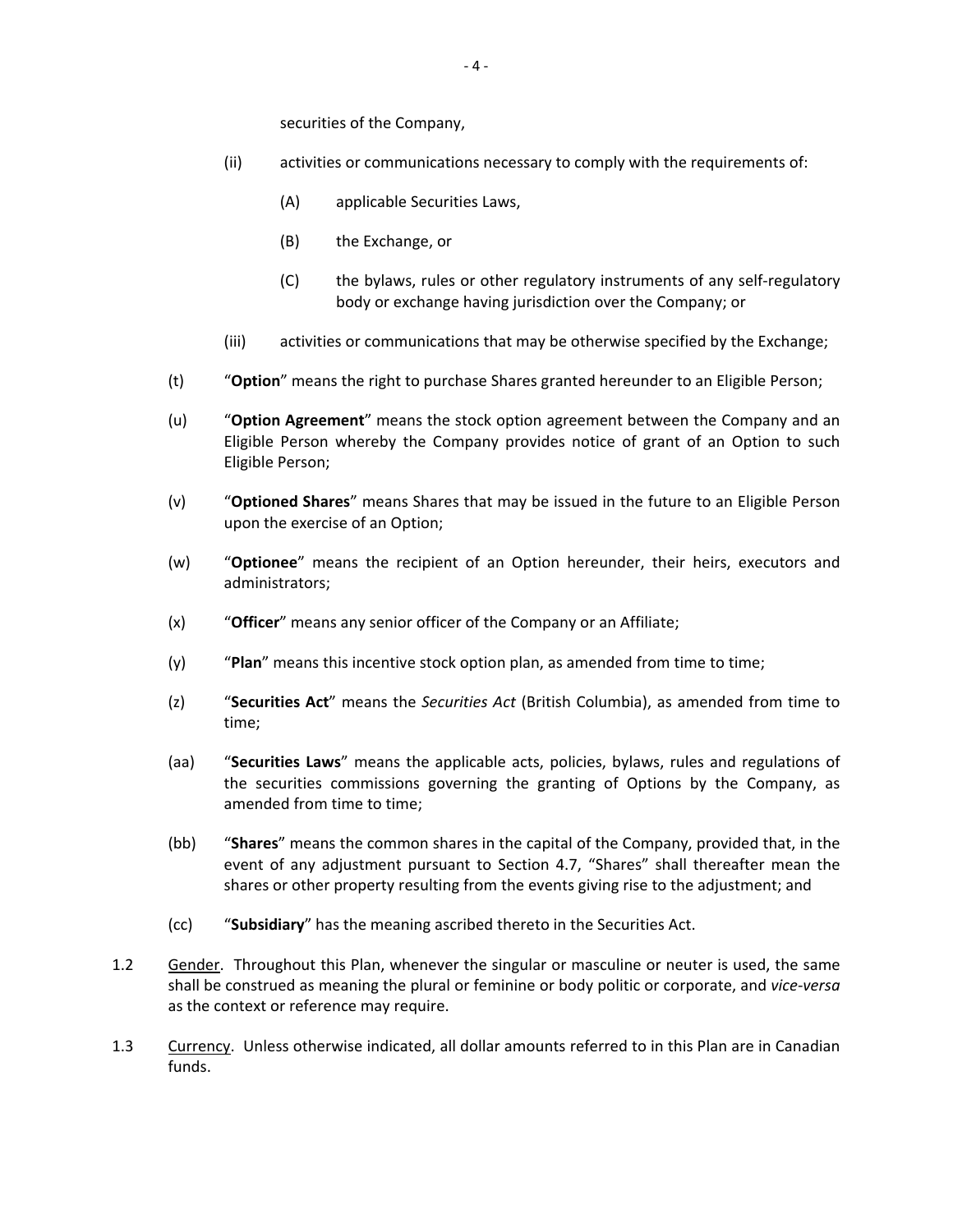securities of the Company,

(ii) activities or communications necessary to comply with the requirements of:

(A) applicable Securities Laws,

(B) the Exchange, or

(C) the bylaws, rules or other regulatory instruments of any self-regulatory body or exchange having jurisdiction over the Company; or

(iii) activities or communications that may be otherwise specified by the Exchange;

(t) "**Option**" means the right to purchase Shares granted hereunder to an Eligible Person;

(u) "**Option Agreement**" means the stock option agreement between the Company and an Eligible Person whereby the Company provides notice of grant of an Option to such Eligible Person;

(v) "**Optioned Shares**" means Shares that may be issued in the future to an Eligible Person upon the exercise of an Option;

(w) "**Optionee**" means the recipient of an Option hereunder, their heirs, executors and administrators;

(x) "**Officer**" means any senior officer of the Company or an Affiliate;

(y) "**Plan**" means this incentive stock option plan, as amended from time to time;

(z) "**Securities Act**" means the *Securities Act* (British Columbia), as amended from time to time;

(aa) "**Securities Laws**" means the applicable acts, policies, bylaws, rules and regulations of the securities commissions governing the granting of Options by the Company, as amended from time to time;

(bb) "**Shares**" means the common shares in the capital of the Company, provided that, in the event of any adjustment pursuant to Section 4.7, "Shares" shall thereafter mean the shares or other property resulting from the events giving rise to the adjustment; and

(cc) "**Subsidiary**" has the meaning ascribed thereto in the Securities Act.

1.2 Gender. Throughout this Plan, whenever the singular or masculine or neuter is used, the same shall be construed as meaning the plural or feminine or body politic or corporate, and *vice-versa* as the context or reference may require.

1.3 Currency. Unless otherwise indicated, all dollar amounts referred to in this Plan are in Canadian funds.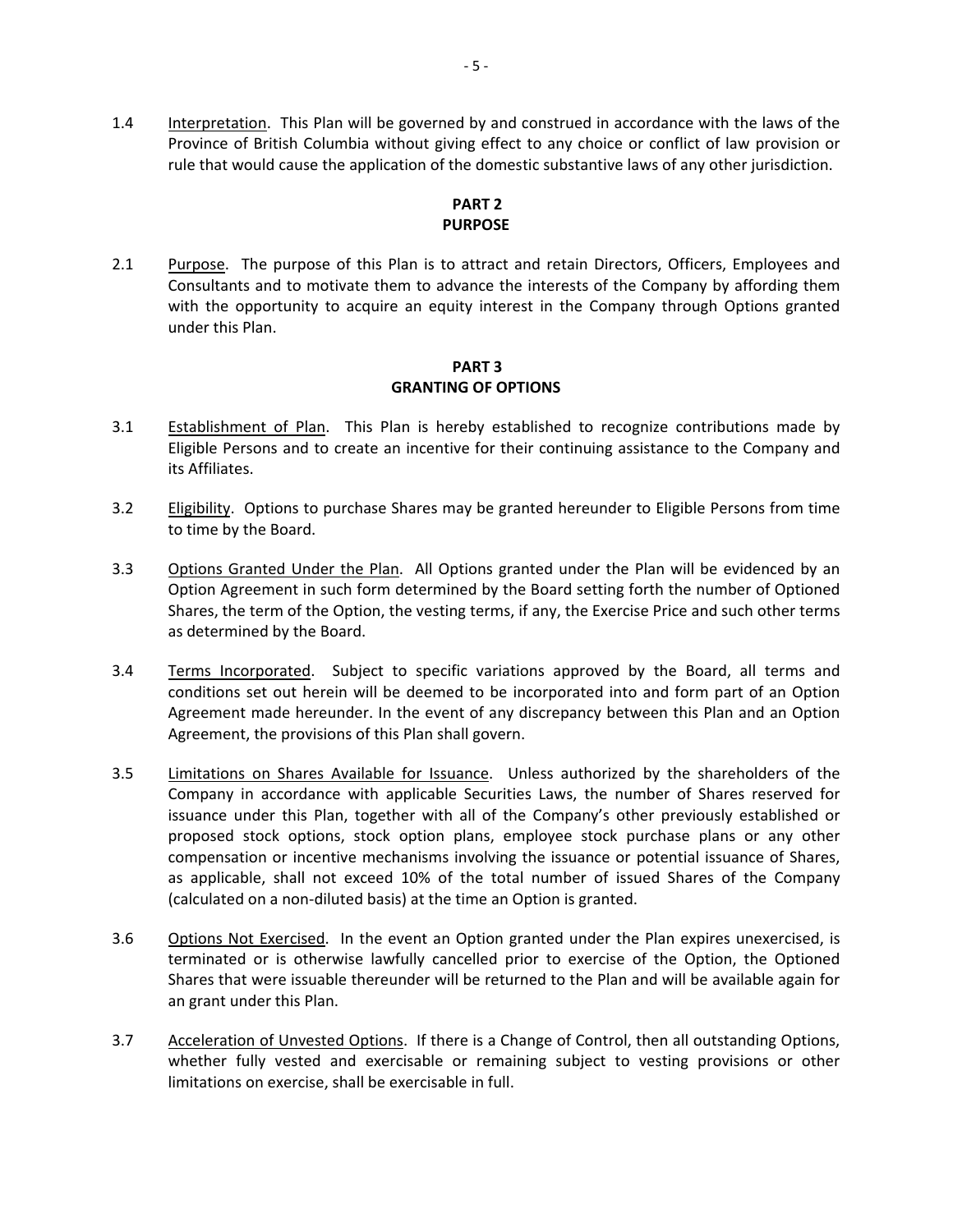1.4 Interpretation. This Plan will be governed by and construed in accordance with the laws of the Province of British Columbia without giving effect to any choice or conflict of law provision or rule that would cause the application of the domestic substantive laws of any other jurisdiction.

## PART 2
## PURPOSE

2.1 Purpose. The purpose of this Plan is to attract and retain Directors, Officers, Employees and Consultants and to motivate them to advance the interests of the Company by affording them with the opportunity to acquire an equity interest in the Company through Options granted under this Plan.

## PART 3
## GRANTING OF OPTIONS

3.1 Establishment of Plan. This Plan is hereby established to recognize contributions made by Eligible Persons and to create an incentive for their continuing assistance to the Company and its Affiliates.

3.2 Eligibility. Options to purchase Shares may be granted hereunder to Eligible Persons from time to time by the Board.

3.3 Options Granted Under the Plan. All Options granted under the Plan will be evidenced by an Option Agreement in such form determined by the Board setting forth the number of Optioned Shares, the term of the Option, the vesting terms, if any, the Exercise Price and such other terms as determined by the Board.

3.4 Terms Incorporated. Subject to specific variations approved by the Board, all terms and conditions set out herein will be deemed to be incorporated into and form part of an Option Agreement made hereunder. In the event of any discrepancy between this Plan and an Option Agreement, the provisions of this Plan shall govern.

3.5 Limitations on Shares Available for Issuance. Unless authorized by the shareholders of the Company in accordance with applicable Securities Laws, the number of Shares reserved for issuance under this Plan, together with all of the Company's other previously established or proposed stock options, stock option plans, employee stock purchase plans or any other compensation or incentive mechanisms involving the issuance or potential issuance of Shares, as applicable, shall not exceed 10% of the total number of issued Shares of the Company (calculated on a non-diluted basis) at the time an Option is granted.

3.6 Options Not Exercised. In the event an Option granted under the Plan expires unexercised, is terminated or is otherwise lawfully cancelled prior to exercise of the Option, the Optioned Shares that were issuable thereunder will be returned to the Plan and will be available again for an grant under this Plan.

3.7 Acceleration of Unvested Options. If there is a Change of Control, then all outstanding Options, whether fully vested and exercisable or remaining subject to vesting provisions or other limitations on exercise, shall be exercisable in full.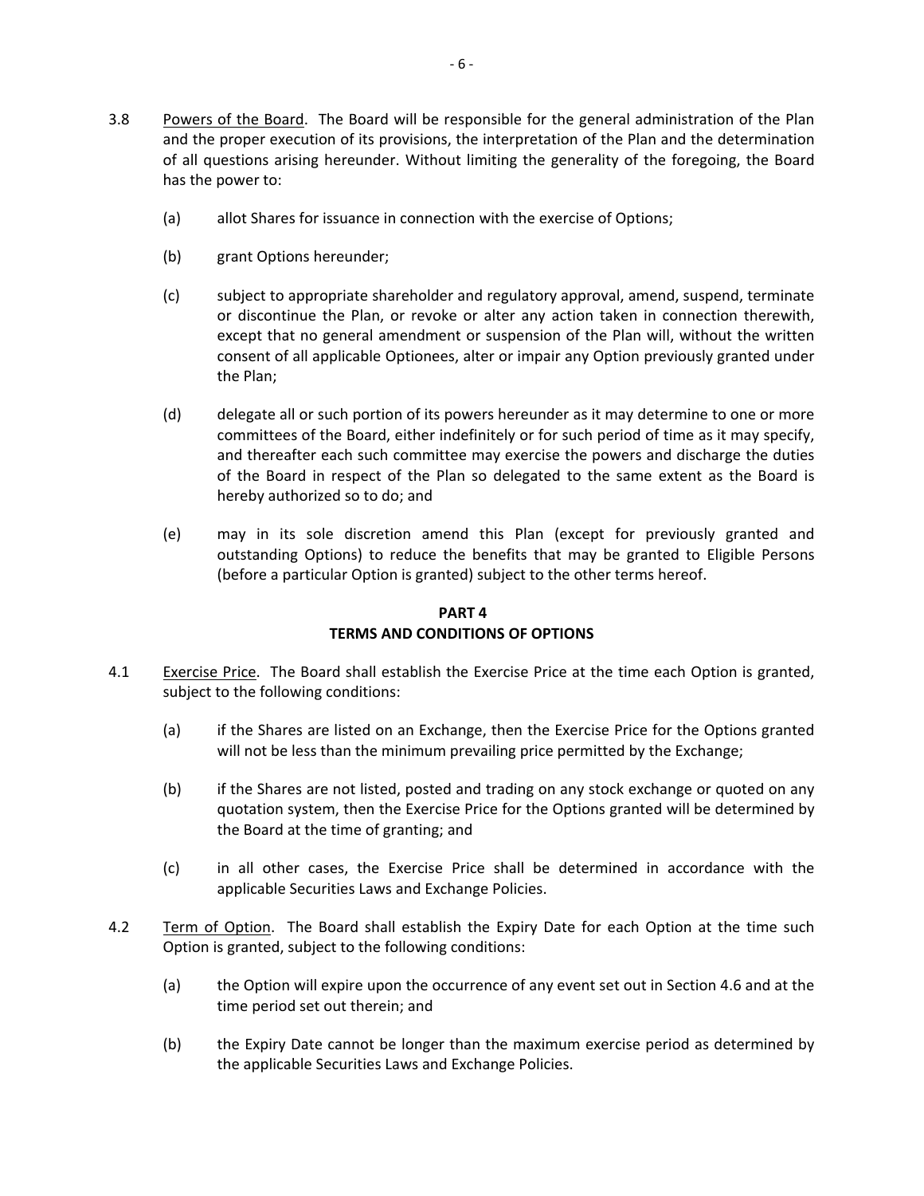3.8 Powers of the Board. The Board will be responsible for the general administration of the Plan and the proper execution of its provisions, the interpretation of the Plan and the determination of all questions arising hereunder. Without limiting the generality of the foregoing, the Board has the power to:

(a) allot Shares for issuance in connection with the exercise of Options;

(b) grant Options hereunder;

(c) subject to appropriate shareholder and regulatory approval, amend, suspend, terminate or discontinue the Plan, or revoke or alter any action taken in connection therewith, except that no general amendment or suspension of the Plan will, without the written consent of all applicable Optionees, alter or impair any Option previously granted under the Plan;

(d) delegate all or such portion of its powers hereunder as it may determine to one or more committees of the Board, either indefinitely or for such period of time as it may specify, and thereafter each such committee may exercise the powers and discharge the duties of the Board in respect of the Plan so delegated to the same extent as the Board is hereby authorized so to do; and

(e) may in its sole discretion amend this Plan (except for previously granted and outstanding Options) to reduce the benefits that may be granted to Eligible Persons (before a particular Option is granted) subject to the other terms hereof.

## PART 4
## TERMS AND CONDITIONS OF OPTIONS

4.1 Exercise Price. The Board shall establish the Exercise Price at the time each Option is granted, subject to the following conditions:

(a) if the Shares are listed on an Exchange, then the Exercise Price for the Options granted will not be less than the minimum prevailing price permitted by the Exchange;

(b) if the Shares are not listed, posted and trading on any stock exchange or quoted on any quotation system, then the Exercise Price for the Options granted will be determined by the Board at the time of granting; and

(c) in all other cases, the Exercise Price shall be determined in accordance with the applicable Securities Laws and Exchange Policies.

4.2 Term of Option. The Board shall establish the Expiry Date for each Option at the time such Option is granted, subject to the following conditions:

(a) the Option will expire upon the occurrence of any event set out in Section 4.6 and at the time period set out therein; and

(b) the Expiry Date cannot be longer than the maximum exercise period as determined by the applicable Securities Laws and Exchange Policies.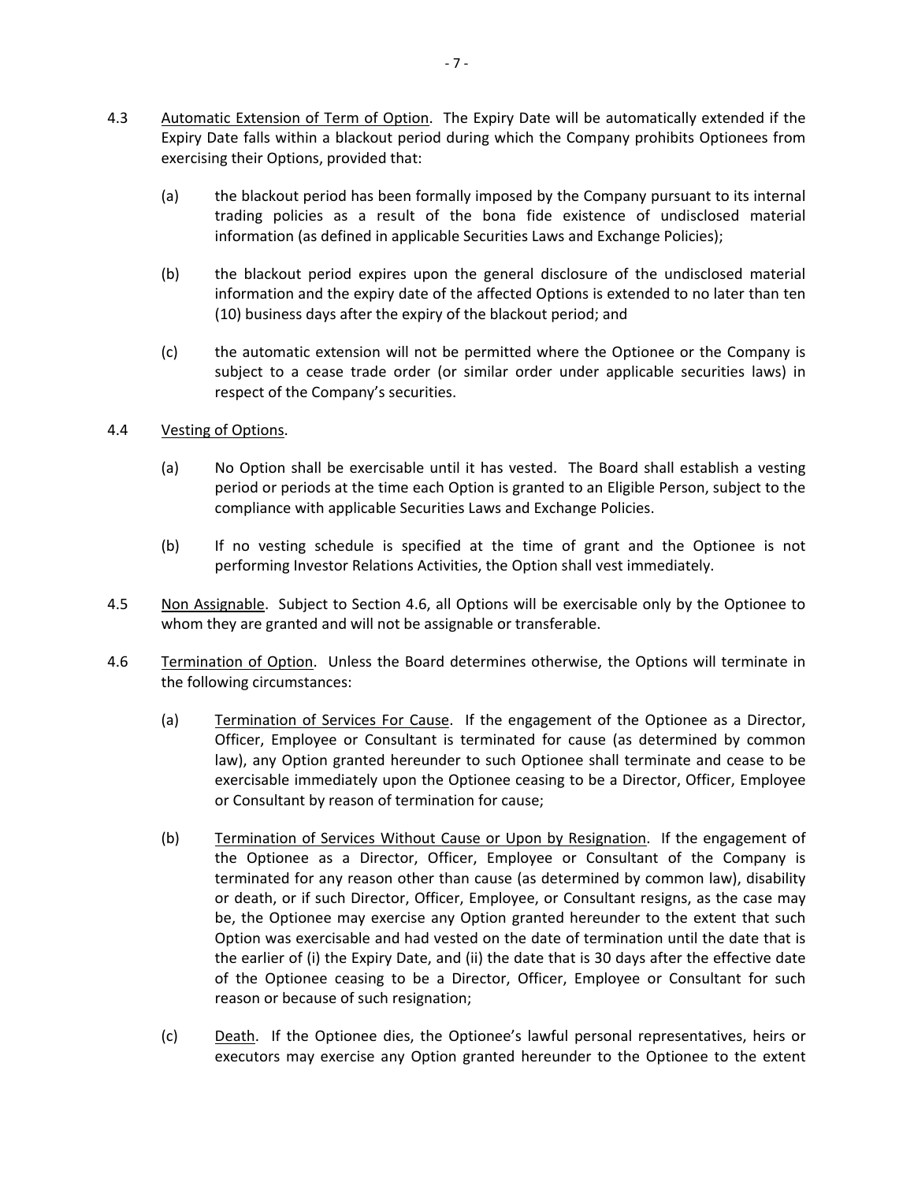4.3 Automatic Extension of Term of Option. The Expiry Date will be automatically extended if the Expiry Date falls within a blackout period during which the Company prohibits Optionees from exercising their Options, provided that:

(a) the blackout period has been formally imposed by the Company pursuant to its internal trading policies as a result of the bona fide existence of undisclosed material information (as defined in applicable Securities Laws and Exchange Policies);

(b) the blackout period expires upon the general disclosure of the undisclosed material information and the expiry date of the affected Options is extended to no later than ten (10) business days after the expiry of the blackout period; and

(c) the automatic extension will not be permitted where the Optionee or the Company is subject to a cease trade order (or similar order under applicable securities laws) in respect of the Company's securities.

4.4 Vesting of Options.

(a) No Option shall be exercisable until it has vested. The Board shall establish a vesting period or periods at the time each Option is granted to an Eligible Person, subject to the compliance with applicable Securities Laws and Exchange Policies.

(b) If no vesting schedule is specified at the time of grant and the Optionee is not performing Investor Relations Activities, the Option shall vest immediately.

4.5 Non Assignable. Subject to Section 4.6, all Options will be exercisable only by the Optionee to whom they are granted and will not be assignable or transferable.

4.6 Termination of Option. Unless the Board determines otherwise, the Options will terminate in the following circumstances:

(a) Termination of Services For Cause. If the engagement of the Optionee as a Director, Officer, Employee or Consultant is terminated for cause (as determined by common law), any Option granted hereunder to such Optionee shall terminate and cease to be exercisable immediately upon the Optionee ceasing to be a Director, Officer, Employee or Consultant by reason of termination for cause;

(b) Termination of Services Without Cause or Upon by Resignation. If the engagement of the Optionee as a Director, Officer, Employee or Consultant of the Company is terminated for any reason other than cause (as determined by common law), disability or death, or if such Director, Officer, Employee, or Consultant resigns, as the case may be, the Optionee may exercise any Option granted hereunder to the extent that such Option was exercisable and had vested on the date of termination until the date that is the earlier of (i) the Expiry Date, and (ii) the date that is 30 days after the effective date of the Optionee ceasing to be a Director, Officer, Employee or Consultant for such reason or because of such resignation;

(c) Death. If the Optionee dies, the Optionee's lawful personal representatives, heirs or executors may exercise any Option granted hereunder to the Optionee to the extent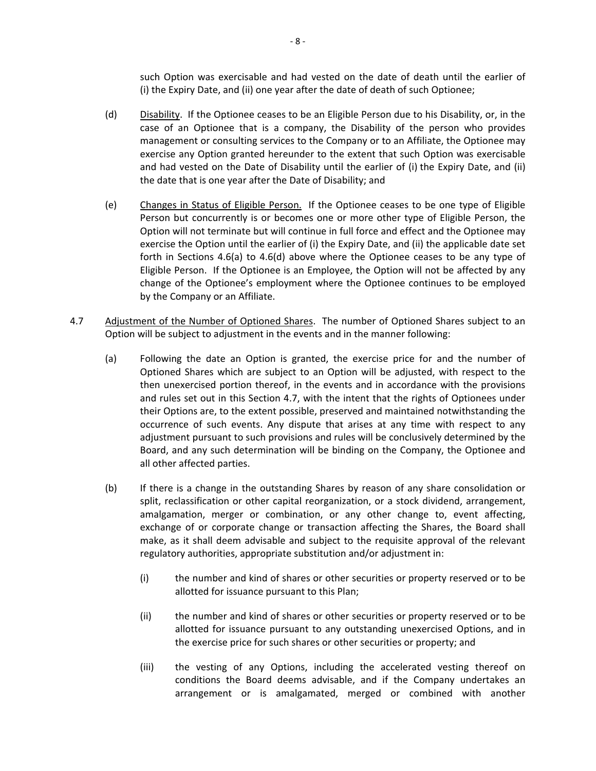such Option was exercisable and had vested on the date of death until the earlier of (i) the Expiry Date, and (ii) one year after the date of death of such Optionee;

(d) Disability. If the Optionee ceases to be an Eligible Person due to his Disability, or, in the case of an Optionee that is a company, the Disability of the person who provides management or consulting services to the Company or to an Affiliate, the Optionee may exercise any Option granted hereunder to the extent that such Option was exercisable and had vested on the Date of Disability until the earlier of (i) the Expiry Date, and (ii) the date that is one year after the Date of Disability; and

(e) Changes in Status of Eligible Person. If the Optionee ceases to be one type of Eligible Person but concurrently is or becomes one or more other type of Eligible Person, the Option will not terminate but will continue in full force and effect and the Optionee may exercise the Option until the earlier of (i) the Expiry Date, and (ii) the applicable date set forth in Sections 4.6(a) to 4.6(d) above where the Optionee ceases to be any type of Eligible Person. If the Optionee is an Employee, the Option will not be affected by any change of the Optionee's employment where the Optionee continues to be employed by the Company or an Affiliate.

4.7 Adjustment of the Number of Optioned Shares. The number of Optioned Shares subject to an Option will be subject to adjustment in the events and in the manner following:

(a) Following the date an Option is granted, the exercise price for and the number of Optioned Shares which are subject to an Option will be adjusted, with respect to the then unexercised portion thereof, in the events and in accordance with the provisions and rules set out in this Section 4.7, with the intent that the rights of Optionees under their Options are, to the extent possible, preserved and maintained notwithstanding the occurrence of such events. Any dispute that arises at any time with respect to any adjustment pursuant to such provisions and rules will be conclusively determined by the Board, and any such determination will be binding on the Company, the Optionee and all other affected parties.

(b) If there is a change in the outstanding Shares by reason of any share consolidation or split, reclassification or other capital reorganization, or a stock dividend, arrangement, amalgamation, merger or combination, or any other change to, event affecting, exchange of or corporate change or transaction affecting the Shares, the Board shall make, as it shall deem advisable and subject to the requisite approval of the relevant regulatory authorities, appropriate substitution and/or adjustment in:

(i) the number and kind of shares or other securities or property reserved or to be allotted for issuance pursuant to this Plan;

(ii) the number and kind of shares or other securities or property reserved or to be allotted for issuance pursuant to any outstanding unexercised Options, and in the exercise price for such shares or other securities or property; and

(iii) the vesting of any Options, including the accelerated vesting thereof on conditions the Board deems advisable, and if the Company undertakes an arrangement or is amalgamated, merged or combined with another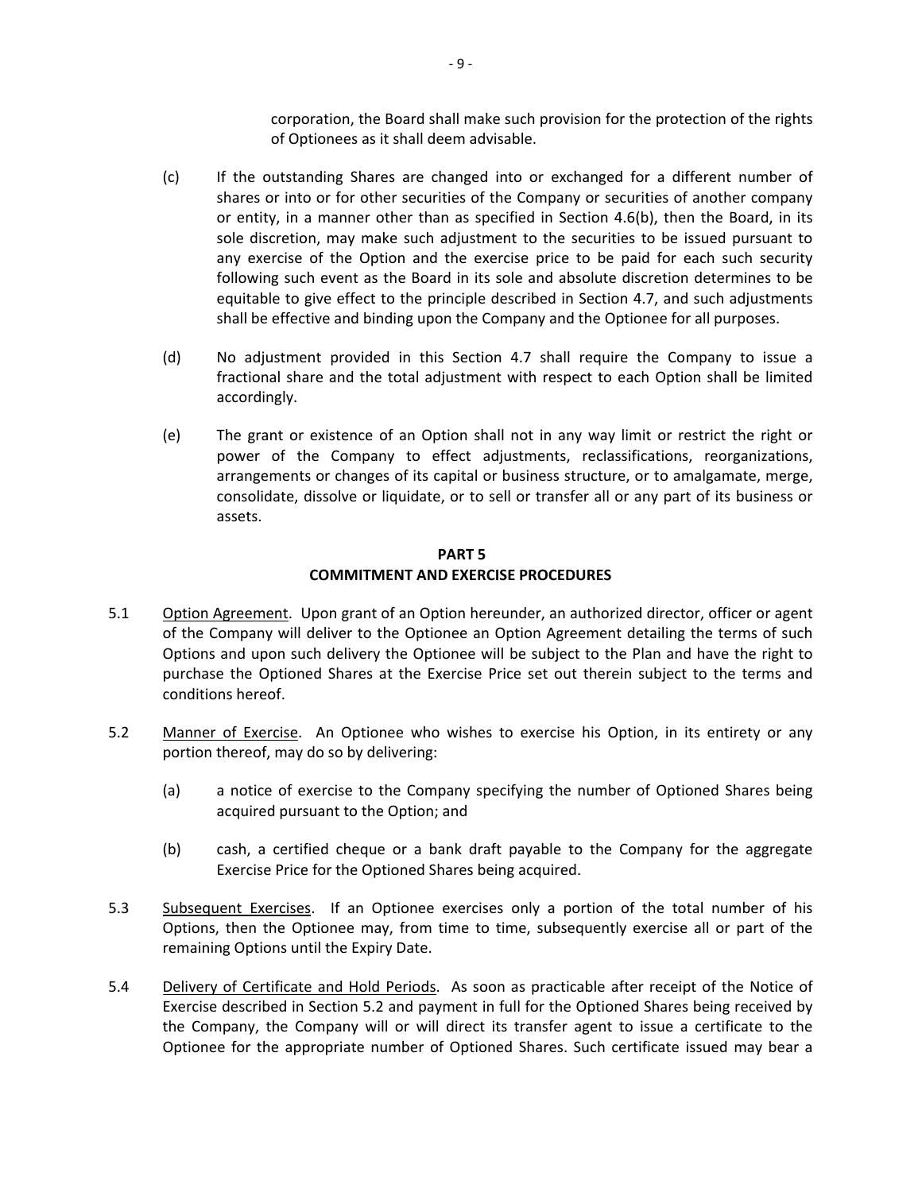corporation, the Board shall make such provision for the protection of the rights of Optionees as it shall deem advisable.

(c) If the outstanding Shares are changed into or exchanged for a different number of shares or into or for other securities of the Company or securities of another company or entity, in a manner other than as specified in Section 4.6(b), then the Board, in its sole discretion, may make such adjustment to the securities to be issued pursuant to any exercise of the Option and the exercise price to be paid for each such security following such event as the Board in its sole and absolute discretion determines to be equitable to give effect to the principle described in Section 4.7, and such adjustments shall be effective and binding upon the Company and the Optionee for all purposes.

(d) No adjustment provided in this Section 4.7 shall require the Company to issue a fractional share and the total adjustment with respect to each Option shall be limited accordingly.

(e) The grant or existence of an Option shall not in any way limit or restrict the right or power of the Company to effect adjustments, reclassifications, reorganizations, arrangements or changes of its capital or business structure, or to amalgamate, merge, consolidate, dissolve or liquidate, or to sell or transfer all or any part of its business or assets.

## PART 5
## COMMITMENT AND EXERCISE PROCEDURES

5.1 Option Agreement. Upon grant of an Option hereunder, an authorized director, officer or agent of the Company will deliver to the Optionee an Option Agreement detailing the terms of such Options and upon such delivery the Optionee will be subject to the Plan and have the right to purchase the Optioned Shares at the Exercise Price set out therein subject to the terms and conditions hereof.

5.2 Manner of Exercise. An Optionee who wishes to exercise his Option, in its entirety or any portion thereof, may do so by delivering:

(a) a notice of exercise to the Company specifying the number of Optioned Shares being acquired pursuant to the Option; and

(b) cash, a certified cheque or a bank draft payable to the Company for the aggregate Exercise Price for the Optioned Shares being acquired.

5.3 Subsequent Exercises. If an Optionee exercises only a portion of the total number of his Options, then the Optionee may, from time to time, subsequently exercise all or part of the remaining Options until the Expiry Date.

5.4 Delivery of Certificate and Hold Periods. As soon as practicable after receipt of the Notice of Exercise described in Section 5.2 and payment in full for the Optioned Shares being received by the Company, the Company will or will direct its transfer agent to issue a certificate to the Optionee for the appropriate number of Optioned Shares. Such certificate issued may bear a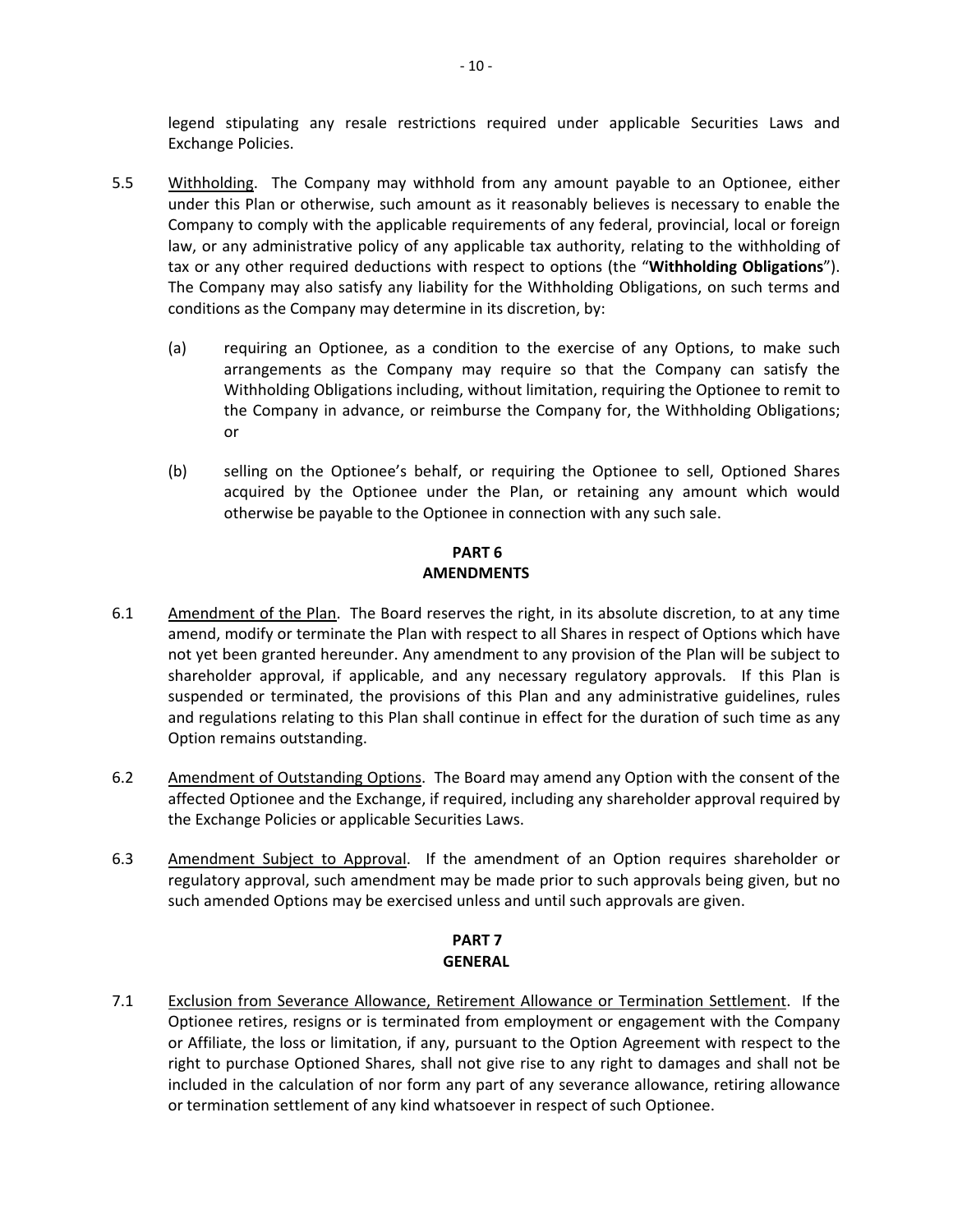legend stipulating any resale restrictions required under applicable Securities Laws and Exchange Policies.

5.5 Withholding. The Company may withhold from any amount payable to an Optionee, either under this Plan or otherwise, such amount as it reasonably believes is necessary to enable the Company to comply with the applicable requirements of any federal, provincial, local or foreign law, or any administrative policy of any applicable tax authority, relating to the withholding of tax or any other required deductions with respect to options (the "**Withholding Obligations**"). The Company may also satisfy any liability for the Withholding Obligations, on such terms and conditions as the Company may determine in its discretion, by:

(a) requiring an Optionee, as a condition to the exercise of any Options, to make such arrangements as the Company may require so that the Company can satisfy the Withholding Obligations including, without limitation, requiring the Optionee to remit to the Company in advance, or reimburse the Company for, the Withholding Obligations; or

(b) selling on the Optionee's behalf, or requiring the Optionee to sell, Optioned Shares acquired by the Optionee under the Plan, or retaining any amount which would otherwise be payable to the Optionee in connection with any such sale.

## PART 6
## AMENDMENTS

6.1 Amendment of the Plan. The Board reserves the right, in its absolute discretion, to at any time amend, modify or terminate the Plan with respect to all Shares in respect of Options which have not yet been granted hereunder. Any amendment to any provision of the Plan will be subject to shareholder approval, if applicable, and any necessary regulatory approvals. If this Plan is suspended or terminated, the provisions of this Plan and any administrative guidelines, rules and regulations relating to this Plan shall continue in effect for the duration of such time as any Option remains outstanding.

6.2 Amendment of Outstanding Options. The Board may amend any Option with the consent of the affected Optionee and the Exchange, if required, including any shareholder approval required by the Exchange Policies or applicable Securities Laws.

6.3 Amendment Subject to Approval. If the amendment of an Option requires shareholder or regulatory approval, such amendment may be made prior to such approvals being given, but no such amended Options may be exercised unless and until such approvals are given.

## PART 7
## GENERAL

7.1 Exclusion from Severance Allowance, Retirement Allowance or Termination Settlement. If the Optionee retires, resigns or is terminated from employment or engagement with the Company or Affiliate, the loss or limitation, if any, pursuant to the Option Agreement with respect to the right to purchase Optioned Shares, shall not give rise to any right to damages and shall not be included in the calculation of nor form any part of any severance allowance, retiring allowance or termination settlement of any kind whatsoever in respect of such Optionee.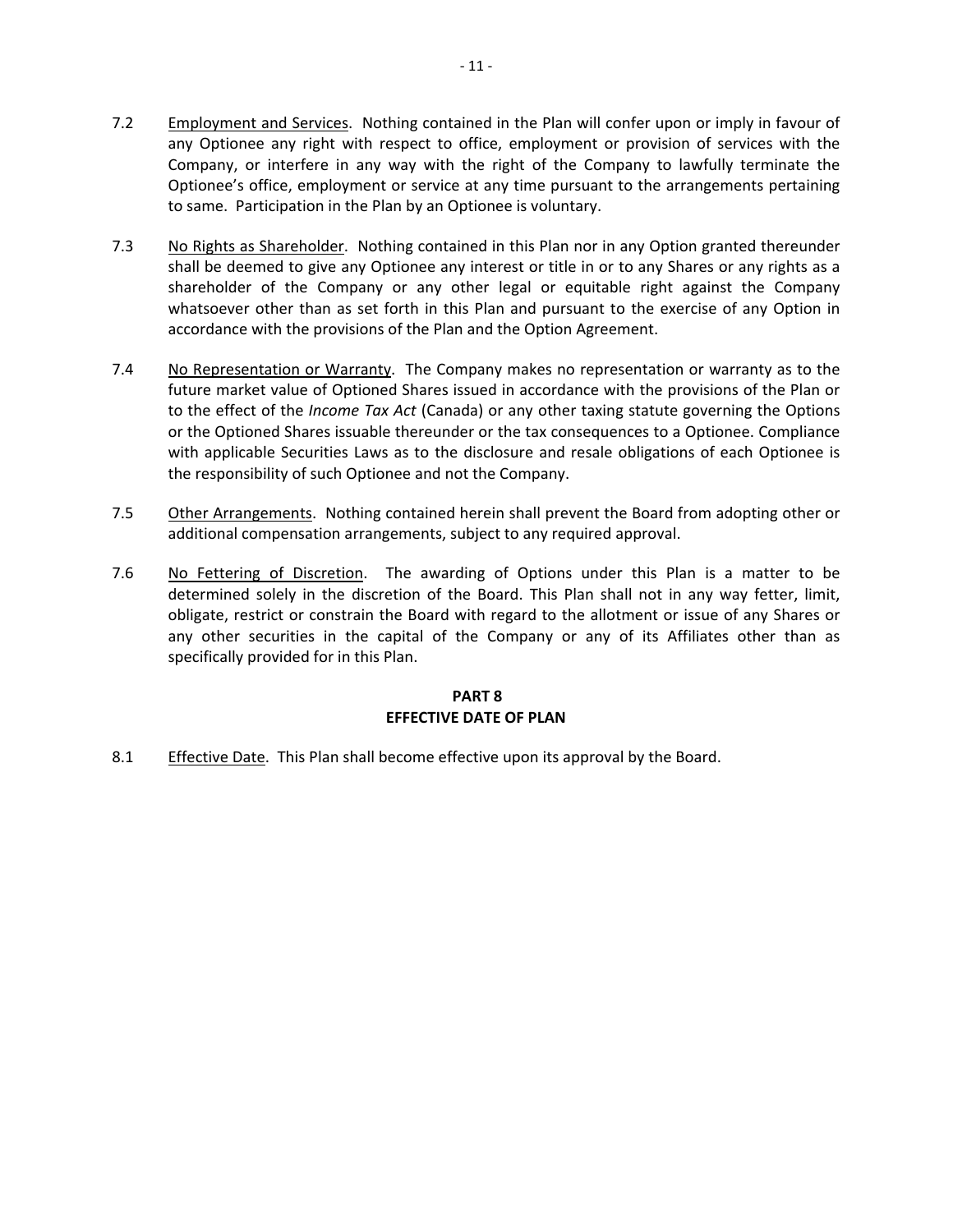7.2 Employment and Services. Nothing contained in the Plan will confer upon or imply in favour of any Optionee any right with respect to office, employment or provision of services with the Company, or interfere in any way with the right of the Company to lawfully terminate the Optionee's office, employment or service at any time pursuant to the arrangements pertaining to same. Participation in the Plan by an Optionee is voluntary.

7.3 No Rights as Shareholder. Nothing contained in this Plan nor in any Option granted thereunder shall be deemed to give any Optionee any interest or title in or to any Shares or any rights as a shareholder of the Company or any other legal or equitable right against the Company whatsoever other than as set forth in this Plan and pursuant to the exercise of any Option in accordance with the provisions of the Plan and the Option Agreement.

7.4 No Representation or Warranty. The Company makes no representation or warranty as to the future market value of Optioned Shares issued in accordance with the provisions of the Plan or to the effect of the *Income Tax Act* (Canada) or any other taxing statute governing the Options or the Optioned Shares issuable thereunder or the tax consequences to a Optionee. Compliance with applicable Securities Laws as to the disclosure and resale obligations of each Optionee is the responsibility of such Optionee and not the Company.

7.5 Other Arrangements. Nothing contained herein shall prevent the Board from adopting other or additional compensation arrangements, subject to any required approval.

7.6 No Fettering of Discretion. The awarding of Options under this Plan is a matter to be determined solely in the discretion of the Board. This Plan shall not in any way fetter, limit, obligate, restrict or constrain the Board with regard to the allotment or issue of any Shares or any other securities in the capital of the Company or any of its Affiliates other than as specifically provided for in this Plan.

## PART 8
## EFFECTIVE DATE OF PLAN

8.1 Effective Date. This Plan shall become effective upon its approval by the Board.